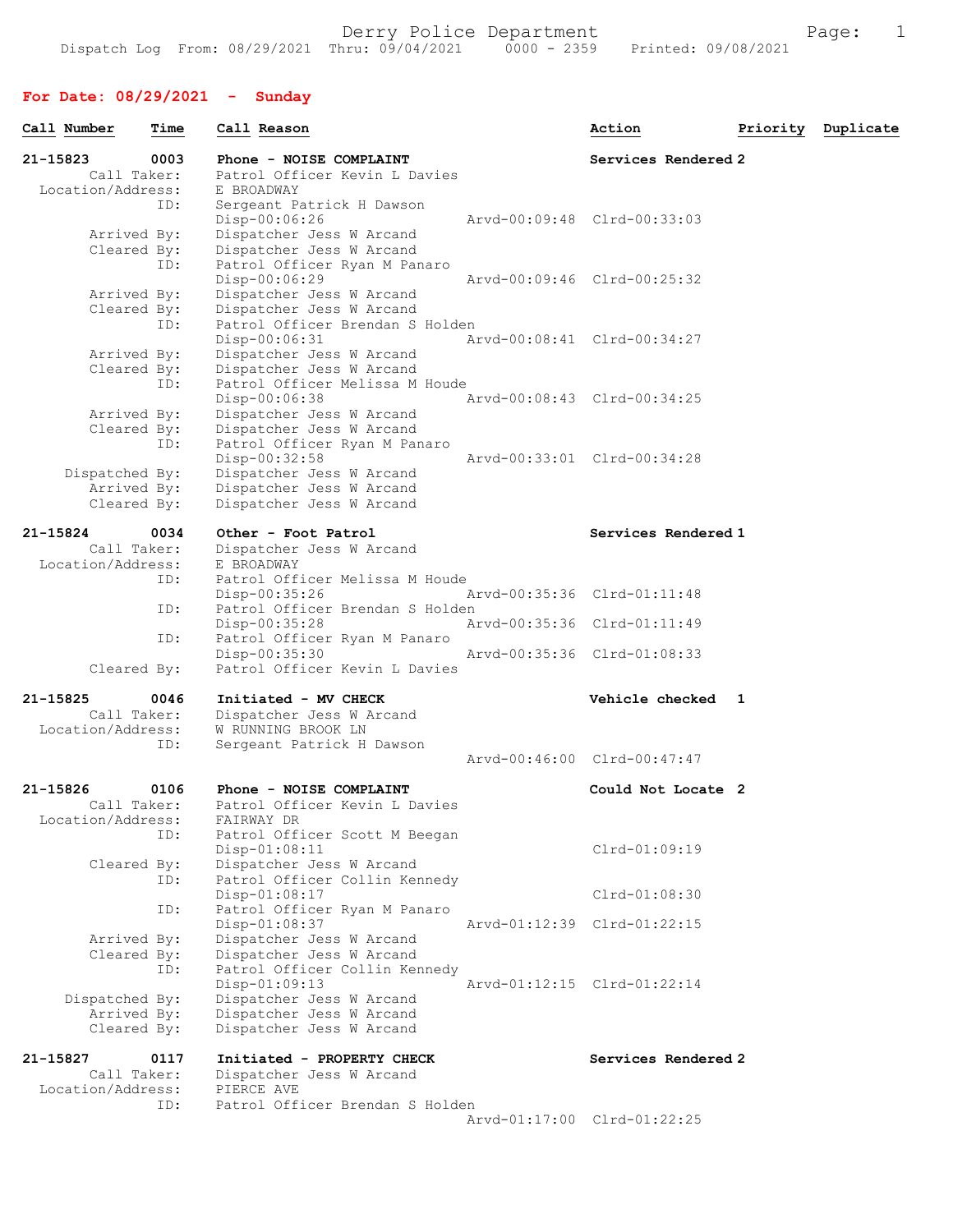Derry Police Department

Dispatch Log From: 08/29/2021 Thru: 09/04/2021 0000 - 2359 Printed: 09/08/2021

## For Date: 08/29/2021 - Sunday

| Call Number | Time | Call Reason | Action | Priority | Duplicate |
|---|---|---|---|---|---|

**21-15823 0003 Phone - NOISE COMPLAINT** — Services Rendered 2

```
      Call Taker:   Patrol Officer Kevin L Davies
Location/Address:   E BROADWAY
             ID:    Sergeant Patrick H Dawson
                    Disp-00:06:26              Arvd-00:09:48  Clrd-00:33:03
     Arrived By:    Dispatcher Jess W Arcand
     Cleared By:    Dispatcher Jess W Arcand
             ID:    Patrol Officer Ryan M Panaro
                    Disp-00:06:29              Arvd-00:09:46  Clrd-00:25:32
     Arrived By:    Dispatcher Jess W Arcand
     Cleared By:    Dispatcher Jess W Arcand
             ID:    Patrol Officer Brendan S Holden
                    Disp-00:06:31              Arvd-00:08:41  Clrd-00:34:27
     Arrived By:    Dispatcher Jess W Arcand
     Cleared By:    Dispatcher Jess W Arcand
             ID:    Patrol Officer Melissa M Houde
                    Disp-00:06:38              Arvd-00:08:43  Clrd-00:34:25
     Arrived By:    Dispatcher Jess W Arcand
     Cleared By:    Dispatcher Jess W Arcand
             ID:    Patrol Officer Ryan M Panaro
                    Disp-00:32:58              Arvd-00:33:01  Clrd-00:34:28
  Dispatched By:    Dispatcher Jess W Arcand
     Arrived By:    Dispatcher Jess W Arcand
     Cleared By:    Dispatcher Jess W Arcand
```

**21-15824 0034 Other - Foot Patrol** — Services Rendered 1

```
      Call Taker:   Dispatcher Jess W Arcand
Location/Address:   E BROADWAY
             ID:    Patrol Officer Melissa M Houde
                    Disp-00:35:26              Arvd-00:35:36  Clrd-01:11:48
             ID:    Patrol Officer Brendan S Holden
                    Disp-00:35:28              Arvd-00:35:36  Clrd-01:11:49
             ID:    Patrol Officer Ryan M Panaro
                    Disp-00:35:30              Arvd-00:35:36  Clrd-01:08:33
     Cleared By:    Patrol Officer Kevin L Davies
```

**21-15825 0046 Initiated - MV CHECK** — Vehicle checked 1

```
      Call Taker:   Dispatcher Jess W Arcand
Location/Address:   W RUNNING BROOK LN
             ID:    Sergeant Patrick H Dawson
                                               Arvd-00:46:00  Clrd-00:47:47
```

**21-15826 0106 Phone - NOISE COMPLAINT** — Could Not Locate 2

```
      Call Taker:   Patrol Officer Kevin L Davies
Location/Address:   FAIRWAY DR
             ID:    Patrol Officer Scott M Beegan
                    Disp-01:08:11                             Clrd-01:09:19
     Cleared By:    Dispatcher Jess W Arcand
             ID:    Patrol Officer Collin Kennedy
                    Disp-01:08:17                             Clrd-01:08:30
             ID:    Patrol Officer Ryan M Panaro
                    Disp-01:08:37              Arvd-01:12:39  Clrd-01:22:15
     Arrived By:    Dispatcher Jess W Arcand
     Cleared By:    Dispatcher Jess W Arcand
             ID:    Patrol Officer Collin Kennedy
                    Disp-01:09:13              Arvd-01:12:15  Clrd-01:22:14
  Dispatched By:    Dispatcher Jess W Arcand
     Arrived By:    Dispatcher Jess W Arcand
     Cleared By:    Dispatcher Jess W Arcand
```

**21-15827 0117 Initiated - PROPERTY CHECK** — Services Rendered 2

```
      Call Taker:   Dispatcher Jess W Arcand
Location/Address:   PIERCE AVE
             ID:    Patrol Officer Brendan S Holden
                                               Arvd-01:17:00  Clrd-01:22:25
```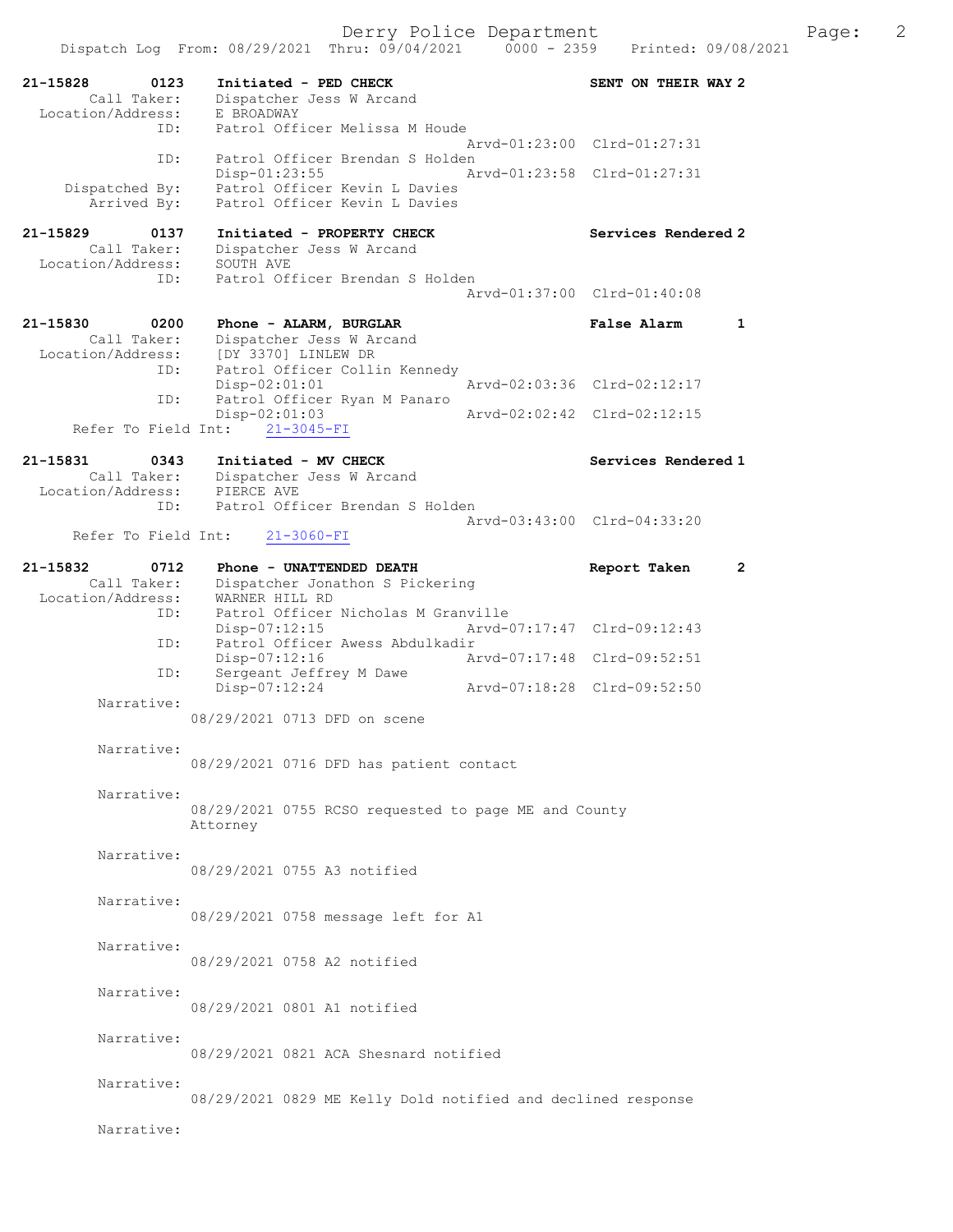Dispatch Log From: 08/29/2021 Thru: 09/04/2021 0000 - 2359 Printed: 09/08/2021

**21-15828 0123 Initiated - PED CHECK** — SENT ON THEIR WAY 2
Call Taker: Dispatcher Jess W Arcand
Location/Address: E BROADWAY
ID: Patrol Officer Melissa M Houde
Arvd-01:23:00 Clrd-01:27:31
ID: Patrol Officer Brendan S Holden
Disp-01:23:55 Arvd-01:23:58 Clrd-01:27:31
Dispatched By: Patrol Officer Kevin L Davies
Arrived By: Patrol Officer Kevin L Davies

**21-15829 0137 Initiated - PROPERTY CHECK** — Services Rendered 2
Call Taker: Dispatcher Jess W Arcand
Location/Address: SOUTH AVE
ID: Patrol Officer Brendan S Holden
Arvd-01:37:00 Clrd-01:40:08

**21-15830 0200 Phone - ALARM, BURGLAR** — False Alarm 1
Call Taker: Dispatcher Jess W Arcand
Location/Address: [DY 3370] LINLEW DR
ID: Patrol Officer Collin Kennedy
Disp-02:01:01 Arvd-02:03:36 Clrd-02:12:17
ID: Patrol Officer Ryan M Panaro
Disp-02:01:03 Arvd-02:02:42 Clrd-02:12:15
Refer To Field Int: 21-3045-FI

**21-15831 0343 Initiated - MV CHECK** — Services Rendered 1
Call Taker: Dispatcher Jess W Arcand
Location/Address: PIERCE AVE
ID: Patrol Officer Brendan S Holden
Arvd-03:43:00 Clrd-04:33:20
Refer To Field Int: 21-3060-FI

**21-15832 0712 Phone - UNATTENDED DEATH** — Report Taken 2
Call Taker: Dispatcher Jonathon S Pickering
Location/Address: WARNER HILL RD
ID: Patrol Officer Nicholas M Granville
Disp-07:12:15 Arvd-07:17:47 Clrd-09:12:43
ID: Patrol Officer Awess Abdulkadir
Disp-07:12:16 Arvd-07:17:48 Clrd-09:52:51
ID: Sergeant Jeffrey M Dawe
Disp-07:12:24 Arvd-07:18:28 Clrd-09:52:50

Narrative:
08/29/2021 0713 DFD on scene

Narrative:
08/29/2021 0716 DFD has patient contact

Narrative:
08/29/2021 0755 RCSO requested to page ME and County Attorney

Narrative:
08/29/2021 0755 A3 notified

Narrative:
08/29/2021 0758 message left for A1

Narrative:
08/29/2021 0758 A2 notified

Narrative:
08/29/2021 0801 A1 notified

Narrative:
08/29/2021 0821 ACA Shesnard notified

Narrative:
08/29/2021 0829 ME Kelly Dold notified and declined response

Narrative: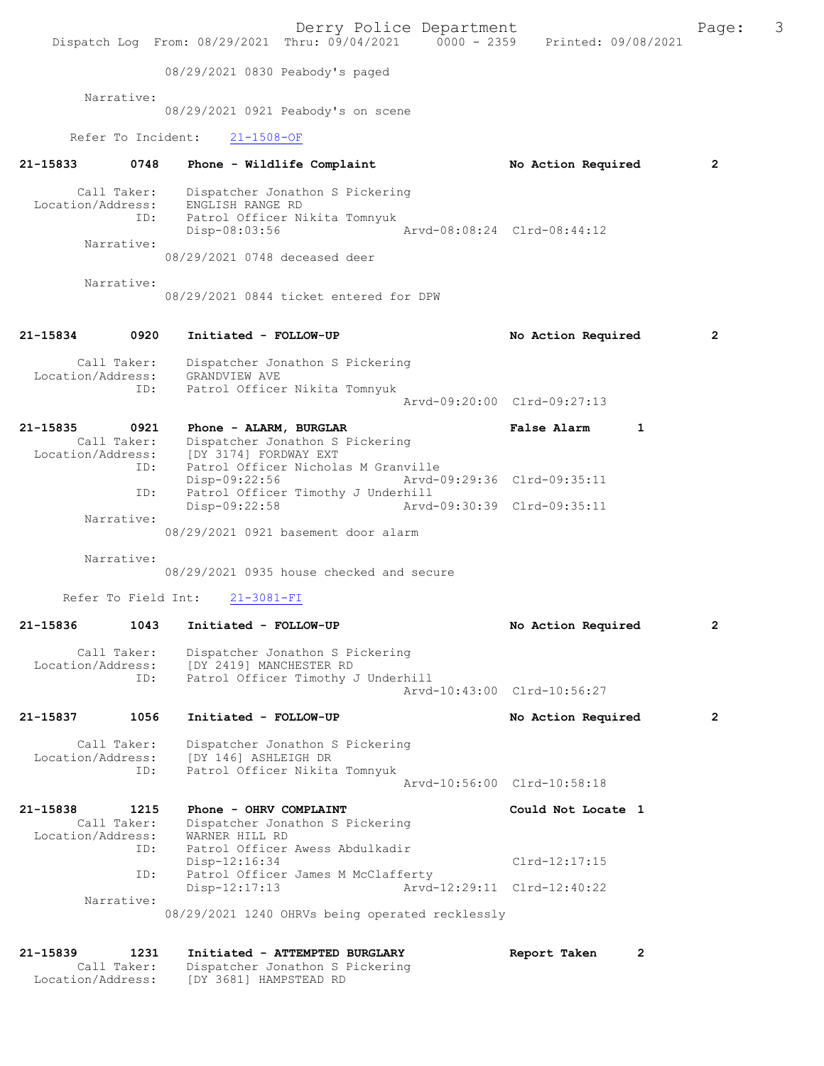08/29/2021 0830 Peabody's paged

Narrative:
08/29/2021 0921 Peabody's on scene

Refer To Incident: 21-1508-OF

**21-15833 0748 Phone - Wildlife Complaint — No Action Required 2**

Call Taker: Dispatcher Jonathon S Pickering
Location/Address: ENGLISH RANGE RD
ID: Patrol Officer Nikita Tomnyuk
Disp-08:03:56 Arvd-08:08:24 Clrd-08:44:12

Narrative:
08/29/2021 0748 deceased deer

Narrative:
08/29/2021 0844 ticket entered for DPW

**21-15834 0920 Initiated - FOLLOW-UP — No Action Required 2**

Call Taker: Dispatcher Jonathon S Pickering
Location/Address: GRANDVIEW AVE
ID: Patrol Officer Nikita Tomnyuk
Arvd-09:20:00 Clrd-09:27:13

**21-15835 0921 Phone - ALARM, BURGLAR — False Alarm 1**

Call Taker: Dispatcher Jonathon S Pickering
Location/Address: [DY 3174] FORDWAY EXT
ID: Patrol Officer Nicholas M Granville
Disp-09:22:56 Arvd-09:29:36 Clrd-09:35:11
ID: Patrol Officer Timothy J Underhill
Disp-09:22:58 Arvd-09:30:39 Clrd-09:35:11

Narrative:
08/29/2021 0921 basement door alarm

Narrative:
08/29/2021 0935 house checked and secure

Refer To Field Int: 21-3081-FI

**21-15836 1043 Initiated - FOLLOW-UP — No Action Required 2**

Call Taker: Dispatcher Jonathon S Pickering
Location/Address: [DY 2419] MANCHESTER RD
ID: Patrol Officer Timothy J Underhill
Arvd-10:43:00 Clrd-10:56:27

**21-15837 1056 Initiated - FOLLOW-UP — No Action Required 2**

Call Taker: Dispatcher Jonathon S Pickering
Location/Address: [DY 146] ASHLEIGH DR
ID: Patrol Officer Nikita Tomnyuk
Arvd-10:56:00 Clrd-10:58:18

**21-15838 1215 Phone - OHRV COMPLAINT — Could Not Locate 1**

Call Taker: Dispatcher Jonathon S Pickering
Location/Address: WARNER HILL RD
ID: Patrol Officer Awess Abdulkadir
Disp-12:16:34 Clrd-12:17:15
ID: Patrol Officer James M McClafferty
Disp-12:17:13 Arvd-12:29:11 Clrd-12:40:22

Narrative:
08/29/2021 1240 OHRVs being operated recklessly

**21-15839 1231 Initiated - ATTEMPTED BURGLARY — Report Taken 2**

Call Taker: Dispatcher Jonathon S Pickering
Location/Address: [DY 3681] HAMPSTEAD RD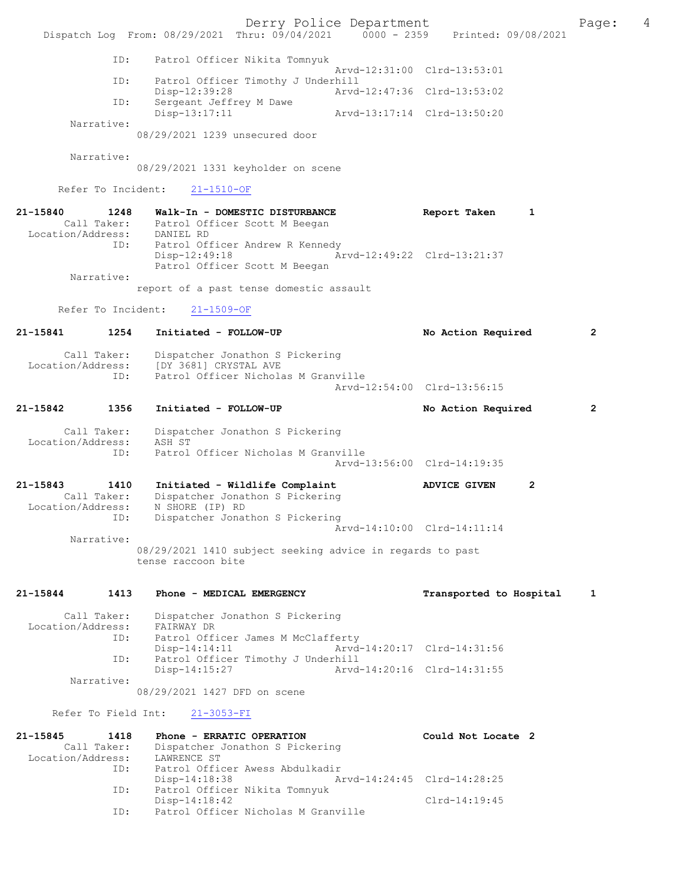```
           ID:    Patrol Officer Nikita Tomnyuk
                                              Arvd-12:31:00  Clrd-13:53:01
           ID:    Patrol Officer Timothy J Underhill
                  Disp-12:39:28               Arvd-12:47:36  Clrd-13:53:02
           ID:    Sergeant Jeffrey M Dawe
                  Disp-13:17:11               Arvd-13:17:14  Clrd-13:50:20
    Narrative:
                08/29/2021 1239 unsecured door

    Narrative:
                08/29/2021 1331 keyholder on scene

    Refer To Incident:    21-1510-OF

21-15840        1248    Walk-In - DOMESTIC DISTURBANCE            Report Taken     1
    Call Taker:     Patrol Officer Scott M Beegan
  Location/Address:     DANIEL RD
           ID:    Patrol Officer Andrew R Kennedy
                  Disp-12:49:18               Arvd-12:49:22  Clrd-13:21:37
                  Patrol Officer Scott M Beegan
    Narrative:
                report of a past tense domestic assault

    Refer To Incident:    21-1509-OF

21-15841        1254    Initiated - FOLLOW-UP                     No Action Required       2

    Call Taker:     Dispatcher Jonathon S Pickering
  Location/Address:     [DY 3681] CRYSTAL AVE
           ID:    Patrol Officer Nicholas M Granville
                                              Arvd-12:54:00  Clrd-13:56:15

21-15842        1356    Initiated - FOLLOW-UP                     No Action Required       2

    Call Taker:     Dispatcher Jonathon S Pickering
  Location/Address:     ASH ST
           ID:    Patrol Officer Nicholas M Granville
                                              Arvd-13:56:00  Clrd-14:19:35

21-15843        1410    Initiated - Wildlife Complaint            ADVICE GIVEN     2
    Call Taker:     Dispatcher Jonathon S Pickering
  Location/Address:     N SHORE (IP) RD
           ID:    Dispatcher Jonathon S Pickering
                                              Arvd-14:10:00  Clrd-14:11:14
    Narrative:
                08/29/2021 1410 subject seeking advice in regards to past
                tense raccoon bite


21-15844        1413    Phone - MEDICAL EMERGENCY                 Transported to Hospital     1

    Call Taker:     Dispatcher Jonathon S Pickering
  Location/Address:     FAIRWAY DR
           ID:    Patrol Officer James M McClafferty
                  Disp-14:14:11               Arvd-14:20:17  Clrd-14:31:56
           ID:    Patrol Officer Timothy J Underhill
                  Disp-14:15:27               Arvd-14:20:16  Clrd-14:31:55
    Narrative:
                08/29/2021 1427 DFD on scene

    Refer To Field Int:    21-3053-FI

21-15845        1418    Phone - ERRATIC OPERATION                 Could Not Locate  2
    Call Taker:     Dispatcher Jonathon S Pickering
  Location/Address:     LAWRENCE ST
           ID:    Patrol Officer Awess Abdulkadir
                  Disp-14:18:38               Arvd-14:24:45  Clrd-14:28:25
           ID:    Patrol Officer Nikita Tomnyuk
                  Disp-14:18:42                              Clrd-14:19:45
           ID:    Patrol Officer Nicholas M Granville
```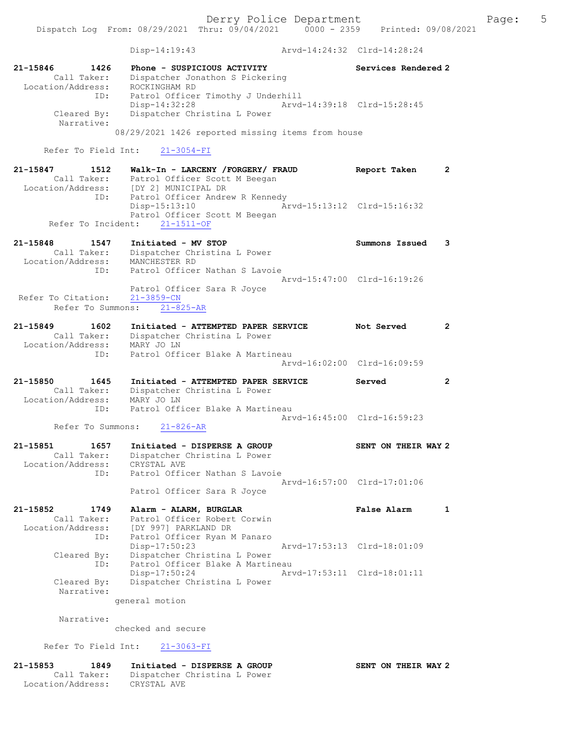Disp-14:19:43 Arvd-14:24:32 Clrd-14:28:24

**21-15846 1426 Phone - SUSPICIOUS ACTIVITY** **Services Rendered 2**
Call Taker: Dispatcher Jonathon S Pickering
Location/Address: ROCKINGHAM RD
ID: Patrol Officer Timothy J Underhill
Disp-14:32:28 Arvd-14:39:18 Clrd-15:28:45
Cleared By: Dispatcher Christina L Power
Narrative:
08/29/2021 1426 reported missing items from house

Refer To Field Int: 21-3054-FI

**21-15847 1512 Walk-In - LARCENY /FORGERY/ FRAUD** **Report Taken 2**
Call Taker: Patrol Officer Scott M Beegan
Location/Address: [DY 2] MUNICIPAL DR
ID: Patrol Officer Andrew R Kennedy
Disp-15:13:10 Arvd-15:13:12 Clrd-15:16:32
Patrol Officer Scott M Beegan
Refer To Incident: 21-1511-OF

**21-15848 1547 Initiated - MV STOP** **Summons Issued 3**
Call Taker: Dispatcher Christina L Power
Location/Address: MANCHESTER RD
ID: Patrol Officer Nathan S Lavoie
Arvd-15:47:00 Clrd-16:19:26
Patrol Officer Sara R Joyce
Refer To Citation: 21-3859-CN
Refer To Summons: 21-825-AR

**21-15849 1602 Initiated - ATTEMPTED PAPER SERVICE** **Not Served 2**
Call Taker: Dispatcher Christina L Power
Location/Address: MARY JO LN
ID: Patrol Officer Blake A Martineau
Arvd-16:02:00 Clrd-16:09:59

**21-15850 1645 Initiated - ATTEMPTED PAPER SERVICE** **Served 2**
Call Taker: Dispatcher Christina L Power
Location/Address: MARY JO LN
ID: Patrol Officer Blake A Martineau
Arvd-16:45:00 Clrd-16:59:23
Refer To Summons: 21-826-AR

**21-15851 1657 Initiated - DISPERSE A GROUP** **SENT ON THEIR WAY 2**
Call Taker: Dispatcher Christina L Power
Location/Address: CRYSTAL AVE
ID: Patrol Officer Nathan S Lavoie
Arvd-16:57:00 Clrd-17:01:06
Patrol Officer Sara R Joyce

**21-15852 1749 Alarm - ALARM, BURGLAR** **False Alarm 1**
Call Taker: Patrol Officer Robert Corwin
Location/Address: [DY 997] PARKLAND DR
ID: Patrol Officer Ryan M Panaro
Disp-17:50:23 Arvd-17:53:13 Clrd-18:01:09
Cleared By: Dispatcher Christina L Power
ID: Patrol Officer Blake A Martineau
Disp-17:50:24 Arvd-17:53:11 Clrd-18:01:11
Cleared By: Dispatcher Christina L Power
Narrative:
general motion

Narrative:
checked and secure

Refer To Field Int: 21-3063-FI

**21-15853 1849 Initiated - DISPERSE A GROUP** **SENT ON THEIR WAY 2**
Call Taker: Dispatcher Christina L Power
Location/Address: CRYSTAL AVE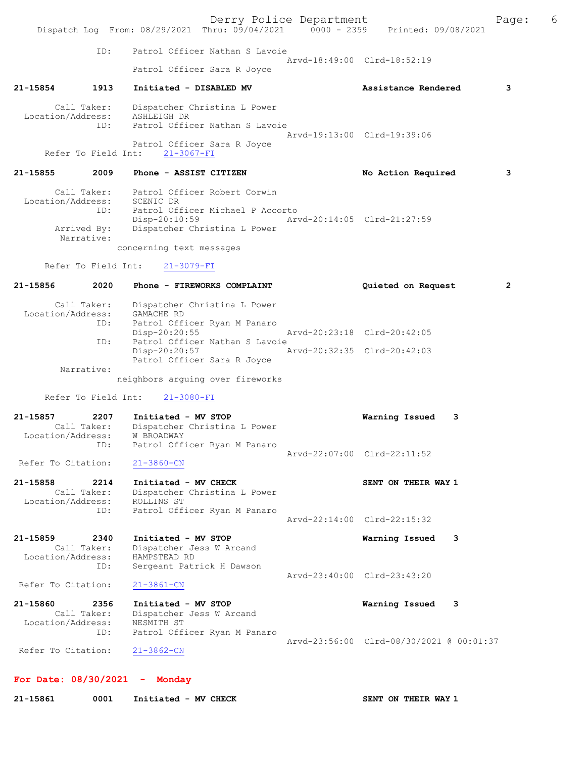ID: Patrol Officer Nathan S Lavoie
Arvd-18:49:00 Clrd-18:52:19
Patrol Officer Sara R Joyce

**21-15854 1913 Initiated - DISABLED MV Assistance Rendered 3**

Call Taker: Dispatcher Christina L Power
Location/Address: ASHLEIGH DR
ID: Patrol Officer Nathan S Lavoie
Arvd-19:13:00 Clrd-19:39:06
Patrol Officer Sara R Joyce
Refer To Field Int: 21-3067-FI

**21-15855 2009 Phone - ASSIST CITIZEN No Action Required 3**

Call Taker: Patrol Officer Robert Corwin
Location/Address: SCENIC DR
ID: Patrol Officer Michael P Accorto
Disp-20:10:59 Arvd-20:14:05 Clrd-21:27:59
Arrived By: Dispatcher Christina L Power
Narrative:
concerning text messages

Refer To Field Int: 21-3079-FI

**21-15856 2020 Phone - FIREWORKS COMPLAINT Quieted on Request 2**

Call Taker: Dispatcher Christina L Power
Location/Address: GAMACHE RD
ID: Patrol Officer Ryan M Panaro
Disp-20:20:55 Arvd-20:23:18 Clrd-20:42:05
ID: Patrol Officer Nathan S Lavoie
Disp-20:20:57 Arvd-20:32:35 Clrd-20:42:03
Patrol Officer Sara R Joyce
Narrative:
neighbors arguing over fireworks

Refer To Field Int: 21-3080-FI

**21-15857 2207 Initiated - MV STOP Warning Issued 3**
Call Taker: Dispatcher Christina L Power
Location/Address: W BROADWAY
ID: Patrol Officer Ryan M Panaro
Arvd-22:07:00 Clrd-22:11:52
Refer To Citation: 21-3860-CN

**21-15858 2214 Initiated - MV CHECK SENT ON THEIR WAY 1**
Call Taker: Dispatcher Christina L Power
Location/Address: ROLLINS ST
ID: Patrol Officer Ryan M Panaro
Arvd-22:14:00 Clrd-22:15:32

**21-15859 2340 Initiated - MV STOP Warning Issued 3**
Call Taker: Dispatcher Jess W Arcand
Location/Address: HAMPSTEAD RD
ID: Sergeant Patrick H Dawson
Arvd-23:40:00 Clrd-23:43:20
Refer To Citation: 21-3861-CN

**21-15860 2356 Initiated - MV STOP Warning Issued 3**
Call Taker: Dispatcher Jess W Arcand
Location/Address: NESMITH ST
ID: Patrol Officer Ryan M Panaro
Arvd-23:56:00 Clrd-08/30/2021 @ 00:01:37
Refer To Citation: 21-3862-CN

## For Date: 08/30/2021 - Monday

**21-15861 0001 Initiated - MV CHECK SENT ON THEIR WAY 1**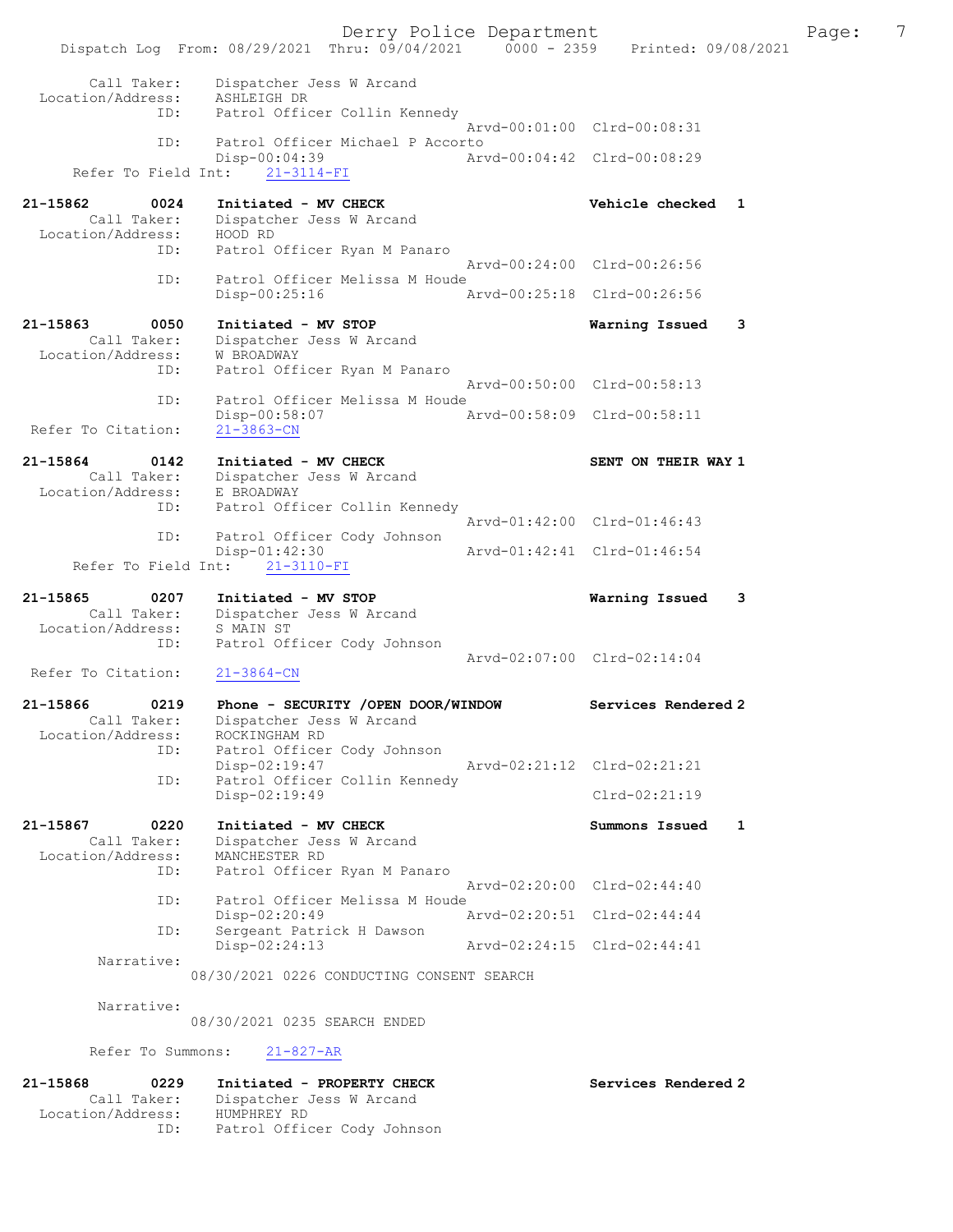Call Taker: Dispatcher Jess W Arcand
Location/Address: ASHLEIGH DR
ID: Patrol Officer Collin Kennedy
Arvd-00:01:00 Clrd-00:08:31
ID: Patrol Officer Michael P Accorto
Disp-00:04:39 Arvd-00:04:42 Clrd-00:08:29
Refer To Field Int: 21-3114-FI

21-15862 0024 Initiated - MV CHECK Vehicle checked 1
Call Taker: Dispatcher Jess W Arcand
Location/Address: HOOD RD
ID: Patrol Officer Ryan M Panaro
Arvd-00:24:00 Clrd-00:26:56
ID: Patrol Officer Melissa M Houde
Disp-00:25:16 Arvd-00:25:18 Clrd-00:26:56

21-15863 0050 Initiated - MV STOP Warning Issued 3
Call Taker: Dispatcher Jess W Arcand
Location/Address: W BROADWAY
ID: Patrol Officer Ryan M Panaro
Arvd-00:50:00 Clrd-00:58:13
ID: Patrol Officer Melissa M Houde
Disp-00:58:07 Arvd-00:58:09 Clrd-00:58:11
Refer To Citation: 21-3863-CN

21-15864 0142 Initiated - MV CHECK SENT ON THEIR WAY 1
Call Taker: Dispatcher Jess W Arcand
Location/Address: E BROADWAY
ID: Patrol Officer Collin Kennedy
Arvd-01:42:00 Clrd-01:46:43
ID: Patrol Officer Cody Johnson
Disp-01:42:30 Arvd-01:42:41 Clrd-01:46:54
Refer To Field Int: 21-3110-FI

21-15865 0207 Initiated - MV STOP Warning Issued 3
Call Taker: Dispatcher Jess W Arcand
Location/Address: S MAIN ST
ID: Patrol Officer Cody Johnson
Arvd-02:07:00 Clrd-02:14:04
Refer To Citation: 21-3864-CN

21-15866 0219 Phone - SECURITY /OPEN DOOR/WINDOW Services Rendered 2
Call Taker: Dispatcher Jess W Arcand
Location/Address: ROCKINGHAM RD
ID: Patrol Officer Cody Johnson
Disp-02:19:47 Arvd-02:21:12 Clrd-02:21:21
ID: Patrol Officer Collin Kennedy
Disp-02:19:49 Clrd-02:21:19

21-15867 0220 Initiated - MV CHECK Summons Issued 1
Call Taker: Dispatcher Jess W Arcand
Location/Address: MANCHESTER RD
ID: Patrol Officer Ryan M Panaro
Arvd-02:20:00 Clrd-02:44:40
ID: Patrol Officer Melissa M Houde
Disp-02:20:49 Arvd-02:20:51 Clrd-02:44:44
ID: Sergeant Patrick H Dawson
Disp-02:24:13 Arvd-02:24:15 Clrd-02:44:41
Narrative:
08/30/2021 0226 CONDUCTING CONSENT SEARCH

Narrative:
08/30/2021 0235 SEARCH ENDED

Refer To Summons: 21-827-AR

21-15868 0229 Initiated - PROPERTY CHECK Services Rendered 2
Call Taker: Dispatcher Jess W Arcand
Location/Address: HUMPHREY RD
ID: Patrol Officer Cody Johnson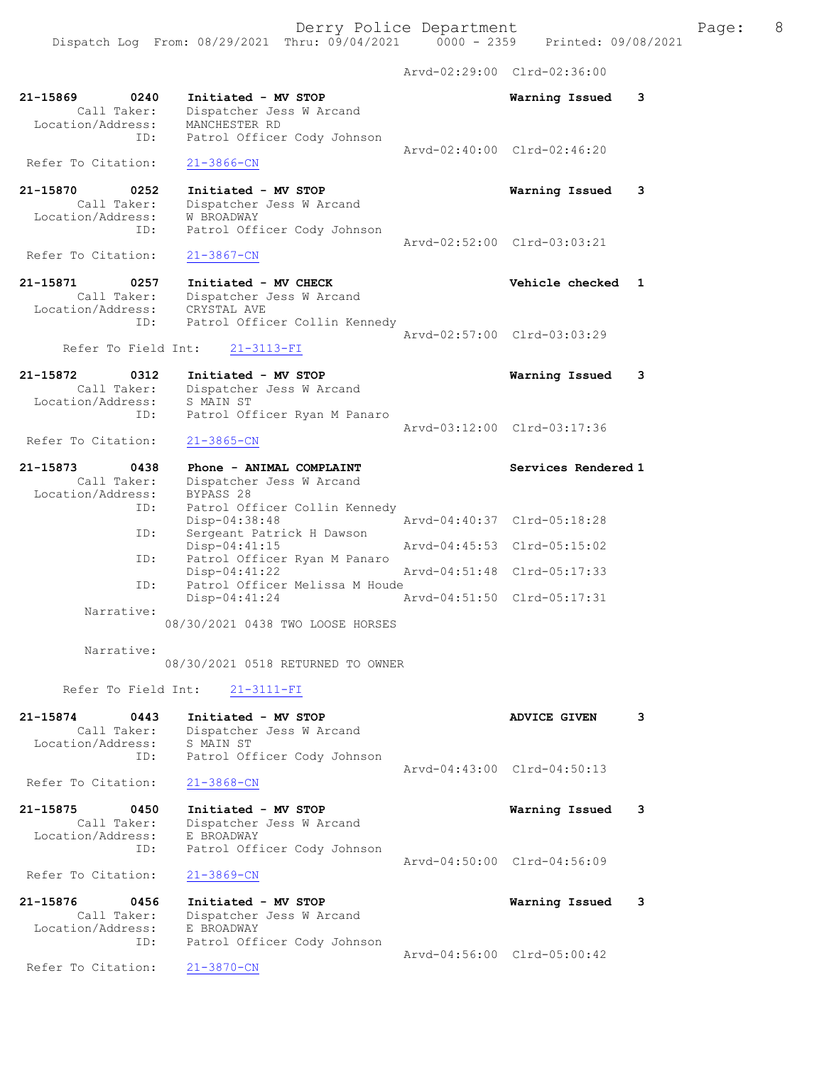Arvd-02:29:00 Clrd-02:36:00

**21-15869** 0240 Initiated - MV STOP — Warning Issued 3
Call Taker: Dispatcher Jess W Arcand
Location/Address: MANCHESTER RD
ID: Patrol Officer Cody Johnson
Arvd-02:40:00 Clrd-02:46:20
Refer To Citation: 21-3866-CN

**21-15870** 0252 Initiated - MV STOP — Warning Issued 3
Call Taker: Dispatcher Jess W Arcand
Location/Address: W BROADWAY
ID: Patrol Officer Cody Johnson
Arvd-02:52:00 Clrd-03:03:21
Refer To Citation: 21-3867-CN

**21-15871** 0257 Initiated - MV CHECK — Vehicle checked 1
Call Taker: Dispatcher Jess W Arcand
Location/Address: CRYSTAL AVE
ID: Patrol Officer Collin Kennedy
Arvd-02:57:00 Clrd-03:03:29
Refer To Field Int: 21-3113-FI

**21-15872** 0312 Initiated - MV STOP — Warning Issued 3
Call Taker: Dispatcher Jess W Arcand
Location/Address: S MAIN ST
ID: Patrol Officer Ryan M Panaro
Arvd-03:12:00 Clrd-03:17:36
Refer To Citation: 21-3865-CN

**21-15873** 0438 Phone - ANIMAL COMPLAINT — Services Rendered 1
Call Taker: Dispatcher Jess W Arcand
Location/Address: BYPASS 28
ID: Patrol Officer Collin Kennedy
Disp-04:38:48 Arvd-04:40:37 Clrd-05:18:28
ID: Sergeant Patrick H Dawson
Disp-04:41:15 Arvd-04:45:53 Clrd-05:15:02
ID: Patrol Officer Ryan M Panaro
Disp-04:41:22 Arvd-04:51:48 Clrd-05:17:33
ID: Patrol Officer Melissa M Houde
Disp-04:41:24 Arvd-04:51:50 Clrd-05:17:31
Narrative:
08/30/2021 0438 TWO LOOSE HORSES

Narrative:
08/30/2021 0518 RETURNED TO OWNER

Refer To Field Int: 21-3111-FI

**21-15874** 0443 Initiated - MV STOP — ADVICE GIVEN 3
Call Taker: Dispatcher Jess W Arcand
Location/Address: S MAIN ST
ID: Patrol Officer Cody Johnson
Arvd-04:43:00 Clrd-04:50:13
Refer To Citation: 21-3868-CN

**21-15875** 0450 Initiated - MV STOP — Warning Issued 3
Call Taker: Dispatcher Jess W Arcand
Location/Address: E BROADWAY
ID: Patrol Officer Cody Johnson
Arvd-04:50:00 Clrd-04:56:09
Refer To Citation: 21-3869-CN

**21-15876** 0456 Initiated - MV STOP — Warning Issued 3
Call Taker: Dispatcher Jess W Arcand
Location/Address: E BROADWAY
ID: Patrol Officer Cody Johnson
Arvd-04:56:00 Clrd-05:00:42
Refer To Citation: 21-3870-CN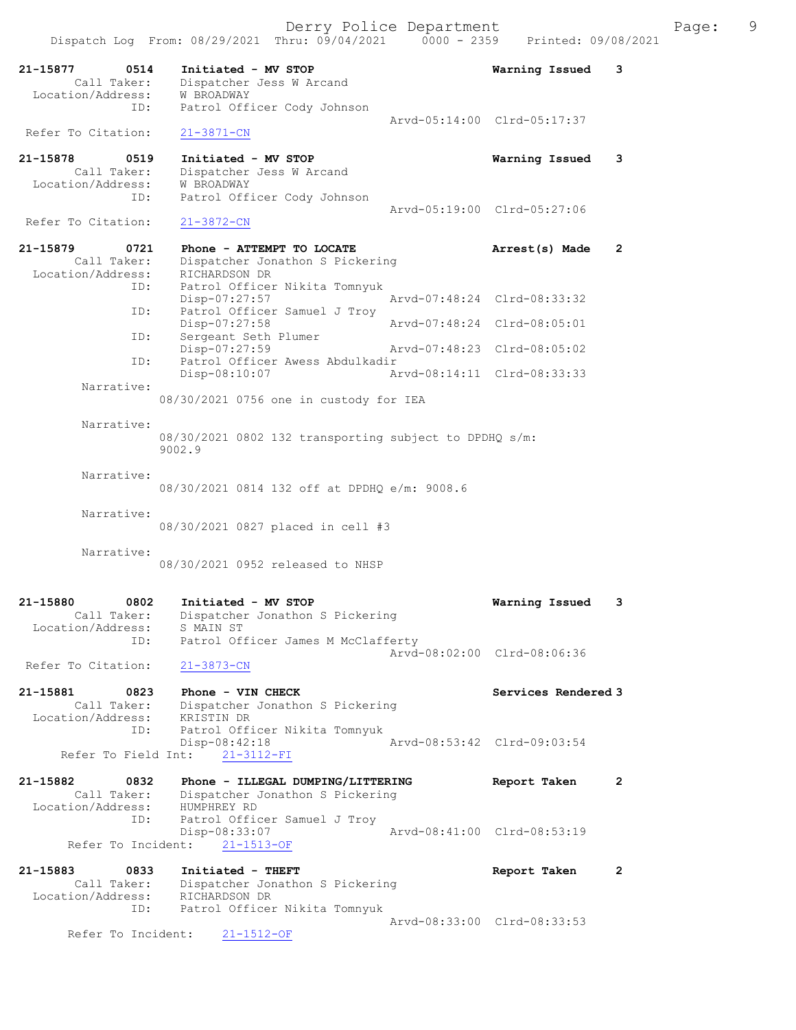Dispatch Log From: 08/29/2021 Thru: 09/04/2021 0000 - 2359 Printed: 09/08/2021

```
21-15877        0514    Initiated - MV STOP                          Warning Issued    3
         Call Taker:    Dispatcher Jess W Arcand
   Location/Address:    W BROADWAY
                ID:     Patrol Officer Cody Johnson
                                                 Arvd-05:14:00  Clrd-05:17:37
   Refer To Citation:   21-3871-CN

21-15878        0519    Initiated - MV STOP                          Warning Issued    3
         Call Taker:    Dispatcher Jess W Arcand
   Location/Address:    W BROADWAY
                ID:     Patrol Officer Cody Johnson
                                                 Arvd-05:19:00  Clrd-05:27:06
   Refer To Citation:   21-3872-CN

21-15879        0721    Phone - ATTEMPT TO LOCATE                    Arrest(s) Made    2
         Call Taker:    Dispatcher Jonathon S Pickering
   Location/Address:    RICHARDSON DR
                ID:     Patrol Officer Nikita Tomnyuk
                        Disp-07:27:57            Arvd-07:48:24  Clrd-08:33:32
                ID:     Patrol Officer Samuel J Troy
                        Disp-07:27:58            Arvd-07:48:24  Clrd-08:05:01
                ID:     Sergeant Seth Plumer
                        Disp-07:27:59            Arvd-07:48:23  Clrd-08:05:02
                ID:     Patrol Officer Awess Abdulkadir
                        Disp-08:10:07            Arvd-08:14:11  Clrd-08:33:33
          Narrative:
                      08/30/2021 0756 one in custody for IEA

          Narrative:
                      08/30/2021 0802 132 transporting subject to DPDHQ s/m:
                      9002.9

          Narrative:
                      08/30/2021 0814 132 off at DPDHQ e/m: 9008.6

          Narrative:
                      08/30/2021 0827 placed in cell #3

          Narrative:
                      08/30/2021 0952 released to NHSP

21-15880        0802    Initiated - MV STOP                          Warning Issued    3
         Call Taker:    Dispatcher Jonathon S Pickering
   Location/Address:    S MAIN ST
                ID:     Patrol Officer James M McClafferty
                                                 Arvd-08:02:00  Clrd-08:06:36
   Refer To Citation:   21-3873-CN

21-15881        0823    Phone - VIN CHECK                            Services Rendered 3
         Call Taker:    Dispatcher Jonathon S Pickering
   Location/Address:    KRISTIN DR
                ID:     Patrol Officer Nikita Tomnyuk
                        Disp-08:42:18            Arvd-08:53:42  Clrd-09:03:54
     Refer To Field Int:    21-3112-FI

21-15882        0832    Phone - ILLEGAL DUMPING/LITTERING            Report Taken      2
         Call Taker:    Dispatcher Jonathon S Pickering
   Location/Address:    HUMPHREY RD
                ID:     Patrol Officer Samuel J Troy
                        Disp-08:33:07            Arvd-08:41:00  Clrd-08:53:19
      Refer To Incident:    21-1513-OF

21-15883        0833    Initiated - THEFT                            Report Taken      2
         Call Taker:    Dispatcher Jonathon S Pickering
   Location/Address:    RICHARDSON DR
                ID:     Patrol Officer Nikita Tomnyuk
                                                 Arvd-08:33:00  Clrd-08:33:53
      Refer To Incident:    21-1512-OF
```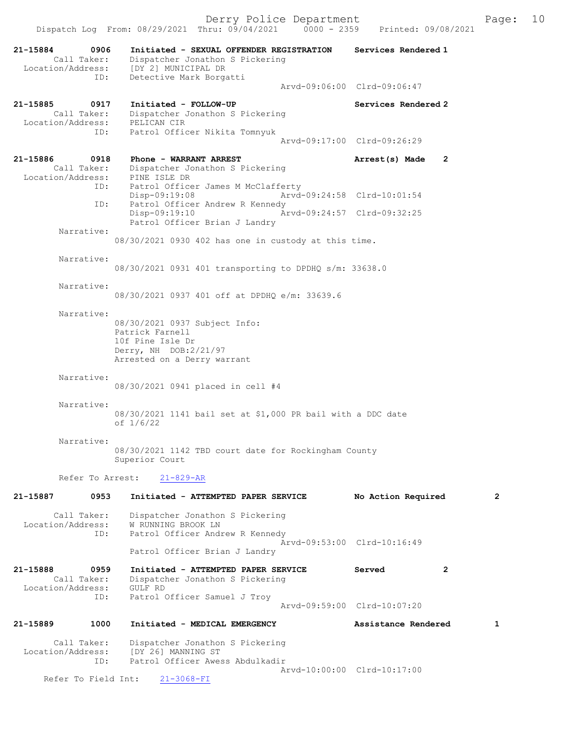21-15884 0906 Initiated - SEXUAL OFFENDER REGISTRATION Services Rendered 1
Call Taker: Dispatcher Jonathon S Pickering
Location/Address: [DY 2] MUNICIPAL DR
ID: Detective Mark Borgatti
Arvd-09:06:00 Clrd-09:06:47

21-15885 0917 Initiated - FOLLOW-UP Services Rendered 2
Call Taker: Dispatcher Jonathon S Pickering
Location/Address: PELICAN CIR
ID: Patrol Officer Nikita Tomnyuk
Arvd-09:17:00 Clrd-09:26:29

21-15886 0918 Phone - WARRANT ARREST Arrest(s) Made 2
Call Taker: Dispatcher Jonathon S Pickering
Location/Address: PINE ISLE DR
ID: Patrol Officer James M McClafferty
Disp-09:19:08 Arvd-09:24:58 Clrd-10:01:54
ID: Patrol Officer Andrew R Kennedy
Disp-09:19:10 Arvd-09:24:57 Clrd-09:32:25
Patrol Officer Brian J Landry

Narrative:
08/30/2021 0930 402 has one in custody at this time.

Narrative:
08/30/2021 0931 401 transporting to DPDHQ s/m: 33638.0

Narrative:
08/30/2021 0937 401 off at DPDHQ e/m: 33639.6

Narrative:
08/30/2021 0937 Subject Info:
Patrick Farnell
10f Pine Isle Dr
Derry, NH DOB:2/21/97
Arrested on a Derry warrant

Narrative:
08/30/2021 0941 placed in cell #4

Narrative:
08/30/2021 1141 bail set at $1,000 PR bail with a DDC date of 1/6/22

Narrative:
08/30/2021 1142 TBD court date for Rockingham County Superior Court

Refer To Arrest: 21-829-AR

21-15887 0953 Initiated - ATTEMPTED PAPER SERVICE No Action Required 2
Call Taker: Dispatcher Jonathon S Pickering
Location/Address: W RUNNING BROOK LN
ID: Patrol Officer Andrew R Kennedy
Arvd-09:53:00 Clrd-10:16:49
Patrol Officer Brian J Landry

21-15888 0959 Initiated - ATTEMPTED PAPER SERVICE Served 2
Call Taker: Dispatcher Jonathon S Pickering
Location/Address: GULF RD
ID: Patrol Officer Samuel J Troy
Arvd-09:59:00 Clrd-10:07:20

21-15889 1000 Initiated - MEDICAL EMERGENCY Assistance Rendered 1
Call Taker: Dispatcher Jonathon S Pickering
Location/Address: [DY 26] MANNING ST
ID: Patrol Officer Awess Abdulkadir
Arvd-10:00:00 Clrd-10:17:00
Refer To Field Int: 21-3068-FI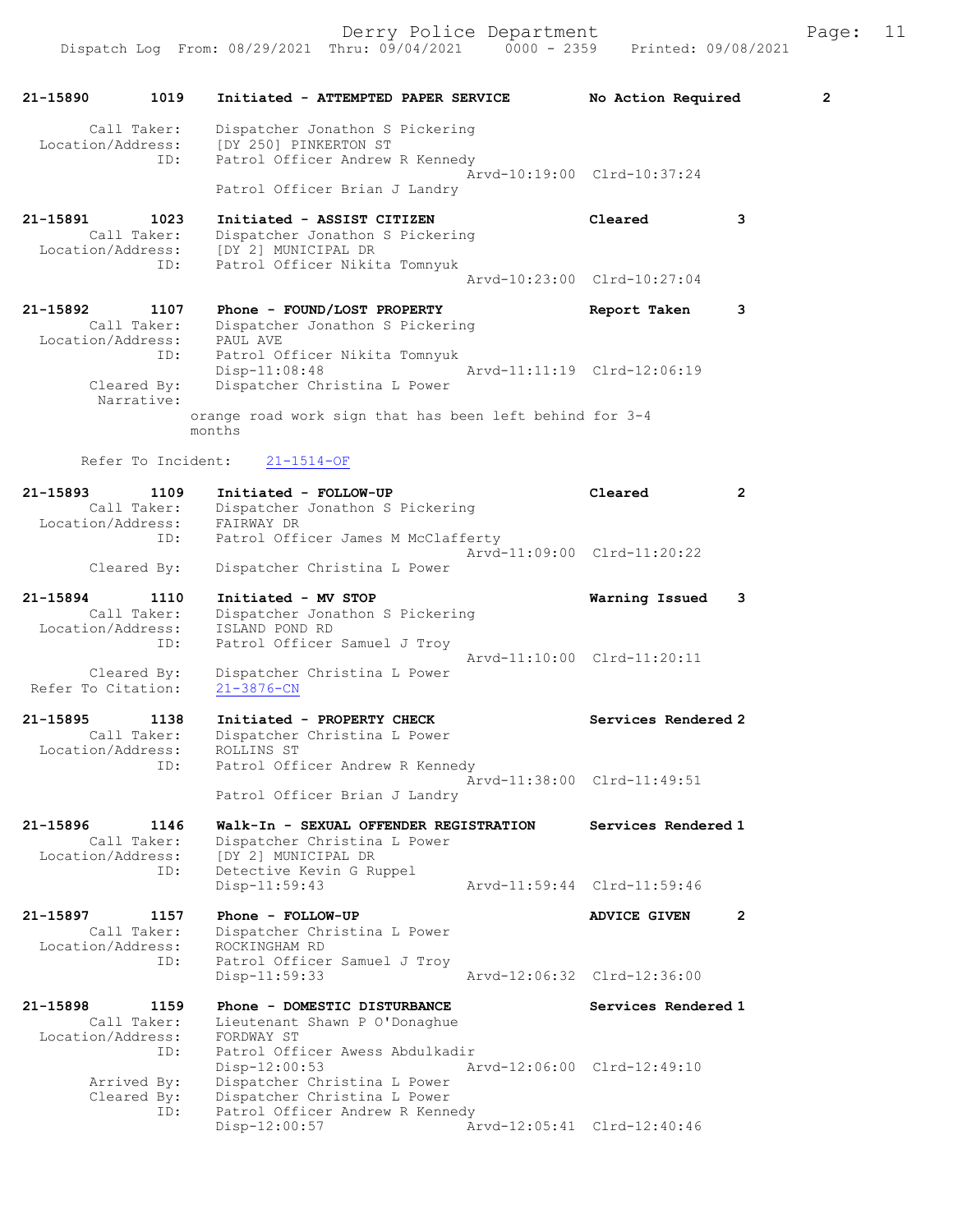21-15890 1019 Initiated - ATTEMPTED PAPER SERVICE No Action Required 2

```
        Call Taker:     Dispatcher Jonathon S Pickering
  Location/Address:     [DY 250] PINKERTON ST
                ID:     Patrol Officer Andrew R Kennedy
                                              Arvd-10:19:00  Clrd-10:37:24
                        Patrol Officer Brian J Landry
```

21-15891 1023 Initiated - ASSIST CITIZEN Cleared 3

```
        Call Taker:     Dispatcher Jonathon S Pickering
  Location/Address:     [DY 2] MUNICIPAL DR
                ID:     Patrol Officer Nikita Tomnyuk
                                              Arvd-10:23:00  Clrd-10:27:04
```

21-15892 1107 Phone - FOUND/LOST PROPERTY Report Taken 3

```
        Call Taker:     Dispatcher Jonathon S Pickering
  Location/Address:     PAUL AVE
                ID:     Patrol Officer Nikita Tomnyuk
                        Disp-11:08:48         Arvd-11:11:19  Clrd-12:06:19
        Cleared By:     Dispatcher Christina L Power
         Narrative:
                    orange road work sign that has been left behind for 3-4
                    months

       Refer To Incident:    21-1514-OF
```

21-15893 1109 Initiated - FOLLOW-UP Cleared 2

```
        Call Taker:     Dispatcher Jonathon S Pickering
  Location/Address:     FAIRWAY DR
                ID:     Patrol Officer James M McClafferty
                                              Arvd-11:09:00  Clrd-11:20:22
        Cleared By:     Dispatcher Christina L Power
```

21-15894 1110 Initiated - MV STOP Warning Issued 3

```
        Call Taker:     Dispatcher Jonathon S Pickering
  Location/Address:     ISLAND POND RD
                ID:     Patrol Officer Samuel J Troy
                                              Arvd-11:10:00  Clrd-11:20:11
        Cleared By:     Dispatcher Christina L Power
 Refer To Citation:     21-3876-CN
```

21-15895 1138 Initiated - PROPERTY CHECK Services Rendered 2

```
        Call Taker:     Dispatcher Christina L Power
  Location/Address:     ROLLINS ST
                ID:     Patrol Officer Andrew R Kennedy
                                              Arvd-11:38:00  Clrd-11:49:51
                        Patrol Officer Brian J Landry
```

21-15896 1146 Walk-In - SEXUAL OFFENDER REGISTRATION Services Rendered 1

```
        Call Taker:     Dispatcher Christina L Power
  Location/Address:     [DY 2] MUNICIPAL DR
                ID:     Detective Kevin G Ruppel
                        Disp-11:59:43         Arvd-11:59:44  Clrd-11:59:46
```

21-15897 1157 Phone - FOLLOW-UP ADVICE GIVEN 2

```
        Call Taker:     Dispatcher Christina L Power
  Location/Address:     ROCKINGHAM RD
                ID:     Patrol Officer Samuel J Troy
                        Disp-11:59:33         Arvd-12:06:32  Clrd-12:36:00
```

21-15898 1159 Phone - DOMESTIC DISTURBANCE Services Rendered 1

```
        Call Taker:     Lieutenant Shawn P O'Donaghue
  Location/Address:     FORDWAY ST
                ID:     Patrol Officer Awess Abdulkadir
                        Disp-12:00:53         Arvd-12:06:00  Clrd-12:49:10
        Arrived By:     Dispatcher Christina L Power
        Cleared By:     Dispatcher Christina L Power
                ID:     Patrol Officer Andrew R Kennedy
                        Disp-12:00:57         Arvd-12:05:41  Clrd-12:40:46
```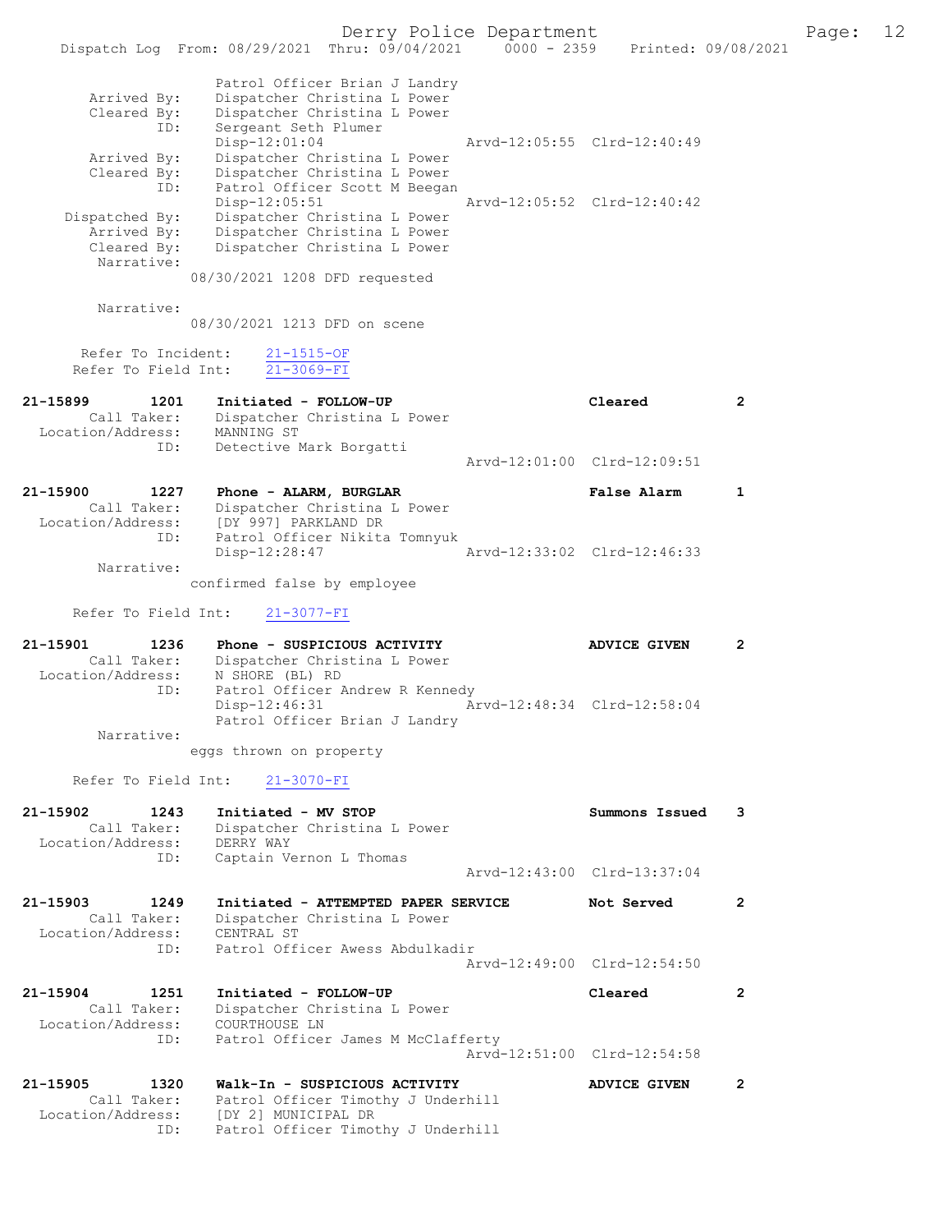Patrol Officer Brian J Landry
Arrived By: Dispatcher Christina L Power
Cleared By: Dispatcher Christina L Power
ID: Sergeant Seth Plumer
Disp-12:01:04 Arvd-12:05:55 Clrd-12:40:49
Arrived By: Dispatcher Christina L Power
Cleared By: Dispatcher Christina L Power
ID: Patrol Officer Scott M Beegan
Disp-12:05:51 Arvd-12:05:52 Clrd-12:40:42
Dispatched By: Dispatcher Christina L Power
Arrived By: Dispatcher Christina L Power
Cleared By: Dispatcher Christina L Power
Narrative:
08/30/2021 1208 DFD requested

Narrative:
08/30/2021 1213 DFD on scene

Refer To Incident: 21-1515-OF
Refer To Field Int: 21-3069-FI

**21-15899 1201 Initiated - FOLLOW-UP** Cleared 2
Call Taker: Dispatcher Christina L Power
Location/Address: MANNING ST
ID: Detective Mark Borgatti
Arvd-12:01:00 Clrd-12:09:51

**21-15900 1227 Phone - ALARM, BURGLAR** False Alarm 1
Call Taker: Dispatcher Christina L Power
Location/Address: [DY 997] PARKLAND DR
ID: Patrol Officer Nikita Tomnyuk
Disp-12:28:47 Arvd-12:33:02 Clrd-12:46:33
Narrative:
confirmed false by employee

Refer To Field Int: 21-3077-FI

**21-15901 1236 Phone - SUSPICIOUS ACTIVITY** ADVICE GIVEN 2
Call Taker: Dispatcher Christina L Power
Location/Address: N SHORE (BL) RD
ID: Patrol Officer Andrew R Kennedy
Disp-12:46:31 Arvd-12:48:34 Clrd-12:58:04
Patrol Officer Brian J Landry
Narrative:
eggs thrown on property

Refer To Field Int: 21-3070-FI

**21-15902 1243 Initiated - MV STOP** Summons Issued 3
Call Taker: Dispatcher Christina L Power
Location/Address: DERRY WAY
ID: Captain Vernon L Thomas
Arvd-12:43:00 Clrd-13:37:04

**21-15903 1249 Initiated - ATTEMPTED PAPER SERVICE** Not Served 2
Call Taker: Dispatcher Christina L Power
Location/Address: CENTRAL ST
ID: Patrol Officer Awess Abdulkadir
Arvd-12:49:00 Clrd-12:54:50

**21-15904 1251 Initiated - FOLLOW-UP** Cleared 2
Call Taker: Dispatcher Christina L Power
Location/Address: COURTHOUSE LN
ID: Patrol Officer James M McClafferty
Arvd-12:51:00 Clrd-12:54:58

**21-15905 1320 Walk-In - SUSPICIOUS ACTIVITY** ADVICE GIVEN 2
Call Taker: Patrol Officer Timothy J Underhill
Location/Address: [DY 2] MUNICIPAL DR
ID: Patrol Officer Timothy J Underhill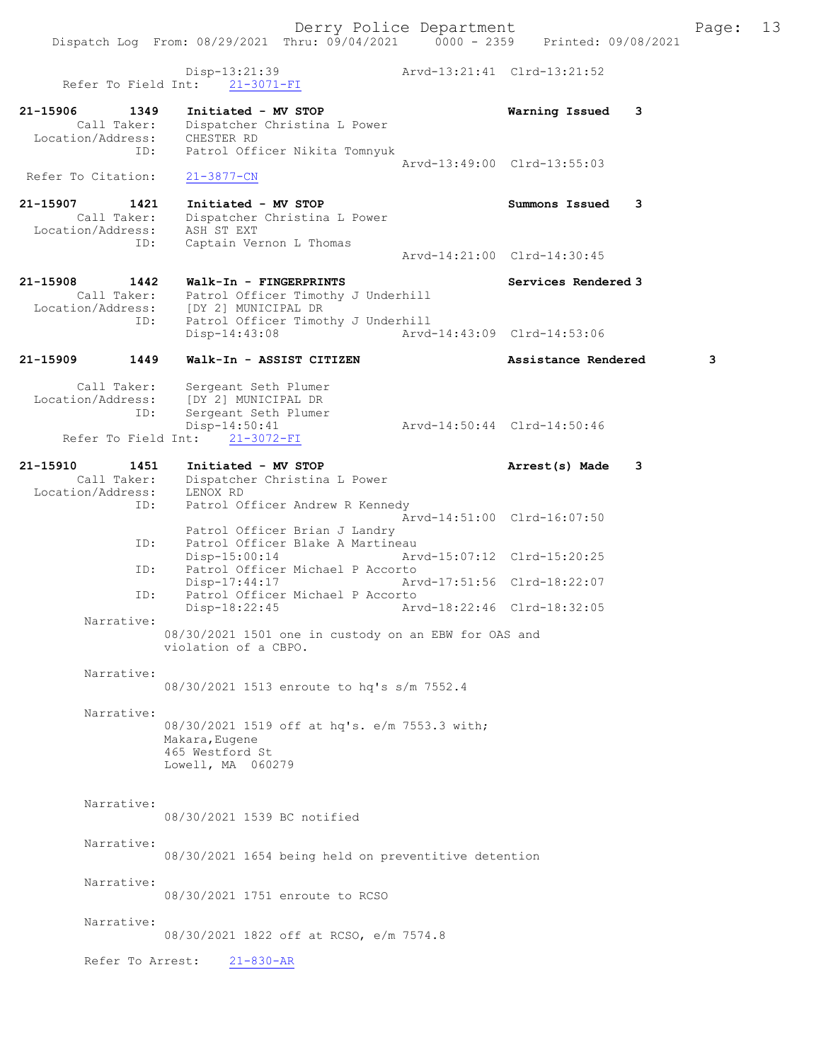Disp-13:21:39 Arvd-13:21:41 Clrd-13:21:52
Refer To Field Int: 21-3071-FI

21-15906 1349 Initiated - MV STOP Warning Issued 3
Call Taker: Dispatcher Christina L Power
Location/Address: CHESTER RD
ID: Patrol Officer Nikita Tomnyuk
Arvd-13:49:00 Clrd-13:55:03
Refer To Citation: 21-3877-CN

21-15907 1421 Initiated - MV STOP Summons Issued 3
Call Taker: Dispatcher Christina L Power
Location/Address: ASH ST EXT
ID: Captain Vernon L Thomas
Arvd-14:21:00 Clrd-14:30:45

21-15908 1442 Walk-In - FINGERPRINTS Services Rendered 3
Call Taker: Patrol Officer Timothy J Underhill
Location/Address: [DY 2] MUNICIPAL DR
ID: Patrol Officer Timothy J Underhill
Disp-14:43:08 Arvd-14:43:09 Clrd-14:53:06

21-15909 1449 Walk-In - ASSIST CITIZEN Assistance Rendered 3
Call Taker: Sergeant Seth Plumer
Location/Address: [DY 2] MUNICIPAL DR
ID: Sergeant Seth Plumer
Disp-14:50:41 Arvd-14:50:44 Clrd-14:50:46
Refer To Field Int: 21-3072-FI

21-15910 1451 Initiated - MV STOP Arrest(s) Made 3
Call Taker: Dispatcher Christina L Power
Location/Address: LENOX RD
ID: Patrol Officer Andrew R Kennedy
Arvd-14:51:00 Clrd-16:07:50
Patrol Officer Brian J Landry
ID: Patrol Officer Blake A Martineau
Disp-15:00:14 Arvd-15:07:12 Clrd-15:20:25
ID: Patrol Officer Michael P Accorto
Disp-17:44:17 Arvd-17:51:56 Clrd-18:22:07
ID: Patrol Officer Michael P Accorto
Disp-18:22:45 Arvd-18:22:46 Clrd-18:32:05
Narrative:
08/30/2021 1501 one in custody on an EBW for OAS and violation of a CBPO.

Narrative:
08/30/2021 1513 enroute to hq's s/m 7552.4

Narrative:
08/30/2021 1519 off at hq's. e/m 7553.3 with;
Makara,Eugene
465 Westford St
Lowell, MA 060279

Narrative:
08/30/2021 1539 BC notified

Narrative:
08/30/2021 1654 being held on preventitive detention

Narrative:
08/30/2021 1751 enroute to RCSO

Narrative:
08/30/2021 1822 off at RCSO, e/m 7574.8

Refer To Arrest: 21-830-AR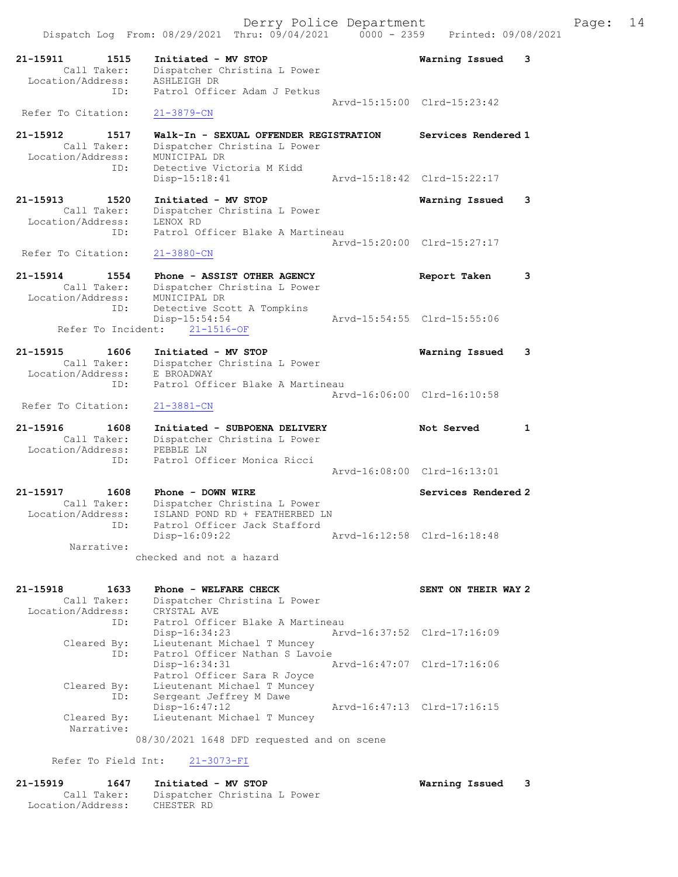```
21-15911        1515    Initiated - MV STOP                          Warning Issued    3
         Call Taker:    Dispatcher Christina L Power
   Location/Address:    ASHLEIGH DR
                ID:     Patrol Officer Adam J Petkus
                                                     Arvd-15:15:00  Clrd-15:23:42
  Refer To Citation:    21-3879-CN

21-15912        1517    Walk-In - SEXUAL OFFENDER REGISTRATION       Services Rendered 1
         Call Taker:    Dispatcher Christina L Power
   Location/Address:    MUNICIPAL DR
                ID:     Detective Victoria M Kidd
                        Disp-15:18:41                Arvd-15:18:42  Clrd-15:22:17

21-15913        1520    Initiated - MV STOP                          Warning Issued    3
         Call Taker:    Dispatcher Christina L Power
   Location/Address:    LENOX RD
                ID:     Patrol Officer Blake A Martineau
                                                     Arvd-15:20:00  Clrd-15:27:17
  Refer To Citation:    21-3880-CN

21-15914        1554    Phone - ASSIST OTHER AGENCY                  Report Taken      3
         Call Taker:    Dispatcher Christina L Power
   Location/Address:    MUNICIPAL DR
                ID:     Detective Scott A Tompkins
                        Disp-15:54:54                Arvd-15:54:55  Clrd-15:55:06
       Refer To Incident:    21-1516-OF

21-15915        1606    Initiated - MV STOP                          Warning Issued    3
         Call Taker:    Dispatcher Christina L Power
   Location/Address:    E BROADWAY
                ID:     Patrol Officer Blake A Martineau
                                                     Arvd-16:06:00  Clrd-16:10:58
  Refer To Citation:    21-3881-CN

21-15916        1608    Initiated - SUBPOENA DELIVERY                Not Served        1
         Call Taker:    Dispatcher Christina L Power
   Location/Address:    PEBBLE LN
                ID:     Patrol Officer Monica Ricci
                                                     Arvd-16:08:00  Clrd-16:13:01

21-15917        1608    Phone - DOWN WIRE                            Services Rendered 2
         Call Taker:    Dispatcher Christina L Power
   Location/Address:    ISLAND POND RD + FEATHERBED LN
                ID:     Patrol Officer Jack Stafford
                        Disp-16:09:22                Arvd-16:12:58  Clrd-16:18:48
          Narrative:
                      checked and not a hazard

21-15918        1633    Phone - WELFARE CHECK                        SENT ON THEIR WAY 2
         Call Taker:    Dispatcher Christina L Power
   Location/Address:    CRYSTAL AVE
                ID:     Patrol Officer Blake A Martineau
                        Disp-16:34:23                Arvd-16:37:52  Clrd-17:16:09
         Cleared By:    Lieutenant Michael T Muncey
                ID:     Patrol Officer Nathan S Lavoie
                        Disp-16:34:31                Arvd-16:47:07  Clrd-17:16:06
                        Patrol Officer Sara R Joyce
         Cleared By:    Lieutenant Michael T Muncey
                ID:     Sergeant Jeffrey M Dawe
                        Disp-16:47:12                Arvd-16:47:13  Clrd-17:16:15
         Cleared By:    Lieutenant Michael T Muncey
          Narrative:
                      08/30/2021 1648 DFD requested and on scene

      Refer To Field Int:    21-3073-FI

21-15919        1647    Initiated - MV STOP                          Warning Issued    3
         Call Taker:    Dispatcher Christina L Power
   Location/Address:    CHESTER RD
```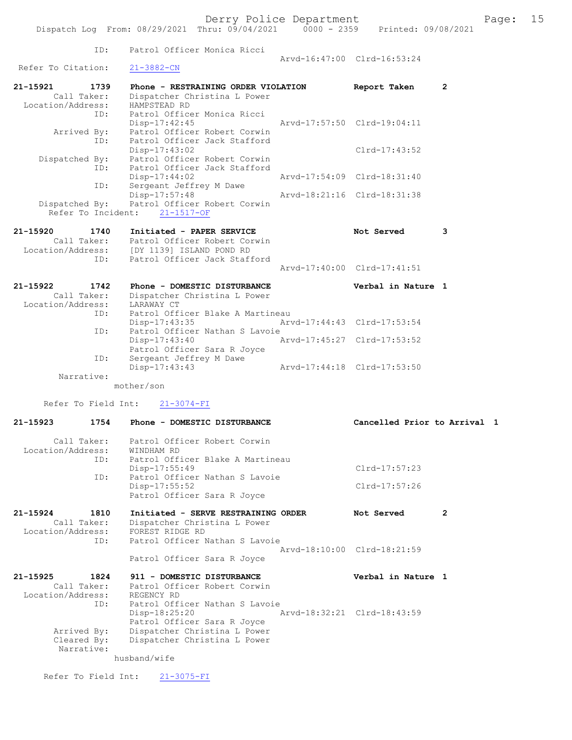```
            ID:      Patrol Officer Monica Ricci
                                                 Arvd-16:47:00  Clrd-16:53:24
  Refer To Citation:    21-3882-CN

21-15921      1739    Phone - RESTRAINING ORDER VIOLATION        Report Taken       2
        Call Taker:   Dispatcher Christina L Power
  Location/Address:   HAMPSTEAD RD
               ID:    Patrol Officer Monica Ricci
                      Disp-17:42:45              Arvd-17:57:50  Clrd-19:04:11
       Arrived By:    Patrol Officer Robert Corwin
               ID:    Patrol Officer Jack Stafford
                      Disp-17:43:02                             Clrd-17:43:52
     Dispatched By:   Patrol Officer Robert Corwin
               ID:    Patrol Officer Jack Stafford
                      Disp-17:44:02              Arvd-17:54:09  Clrd-18:31:40
               ID:    Sergeant Jeffrey M Dawe
                      Disp-17:57:48              Arvd-18:21:16  Clrd-18:31:38
     Dispatched By:   Patrol Officer Robert Corwin
    Refer To Incident:    21-1517-OF

21-15920      1740    Initiated - PAPER SERVICE                  Not Served         3
        Call Taker:   Patrol Officer Robert Corwin
  Location/Address:   [DY 1139] ISLAND POND RD
               ID:    Patrol Officer Jack Stafford
                                                 Arvd-17:40:00  Clrd-17:41:51

21-15922      1742    Phone - DOMESTIC DISTURBANCE               Verbal in Nature 1
        Call Taker:   Dispatcher Christina L Power
  Location/Address:   LARAWAY CT
               ID:    Patrol Officer Blake A Martineau
                      Disp-17:43:35              Arvd-17:44:43  Clrd-17:53:54
               ID:    Patrol Officer Nathan S Lavoie
                      Disp-17:43:40              Arvd-17:45:27  Clrd-17:53:52
                      Patrol Officer Sara R Joyce
               ID:    Sergeant Jeffrey M Dawe
                      Disp-17:43:43              Arvd-17:44:18  Clrd-17:53:50
         Narrative:
                    mother/son

     Refer To Field Int:    21-3074-FI

21-15923      1754    Phone - DOMESTIC DISTURBANCE               Cancelled Prior to Arrival 1

        Call Taker:   Patrol Officer Robert Corwin
  Location/Address:   WINDHAM RD
               ID:    Patrol Officer Blake A Martineau
                      Disp-17:55:49                             Clrd-17:57:23
               ID:    Patrol Officer Nathan S Lavoie
                      Disp-17:55:52                             Clrd-17:57:26
                      Patrol Officer Sara R Joyce

21-15924      1810    Initiated - SERVE RESTRAINING ORDER        Not Served         2
        Call Taker:   Dispatcher Christina L Power
  Location/Address:   FOREST RIDGE RD
               ID:    Patrol Officer Nathan S Lavoie
                                                 Arvd-18:10:00  Clrd-18:21:59
                      Patrol Officer Sara R Joyce

21-15925      1824    911 - DOMESTIC DISTURBANCE                 Verbal in Nature 1
        Call Taker:   Patrol Officer Robert Corwin
  Location/Address:   REGENCY RD
               ID:    Patrol Officer Nathan S Lavoie
                      Disp-18:25:20              Arvd-18:32:21  Clrd-18:43:59
                      Patrol Officer Sara R Joyce
       Arrived By:    Dispatcher Christina L Power
       Cleared By:    Dispatcher Christina L Power
         Narrative:
                    husband/wife

     Refer To Field Int:    21-3075-FI
```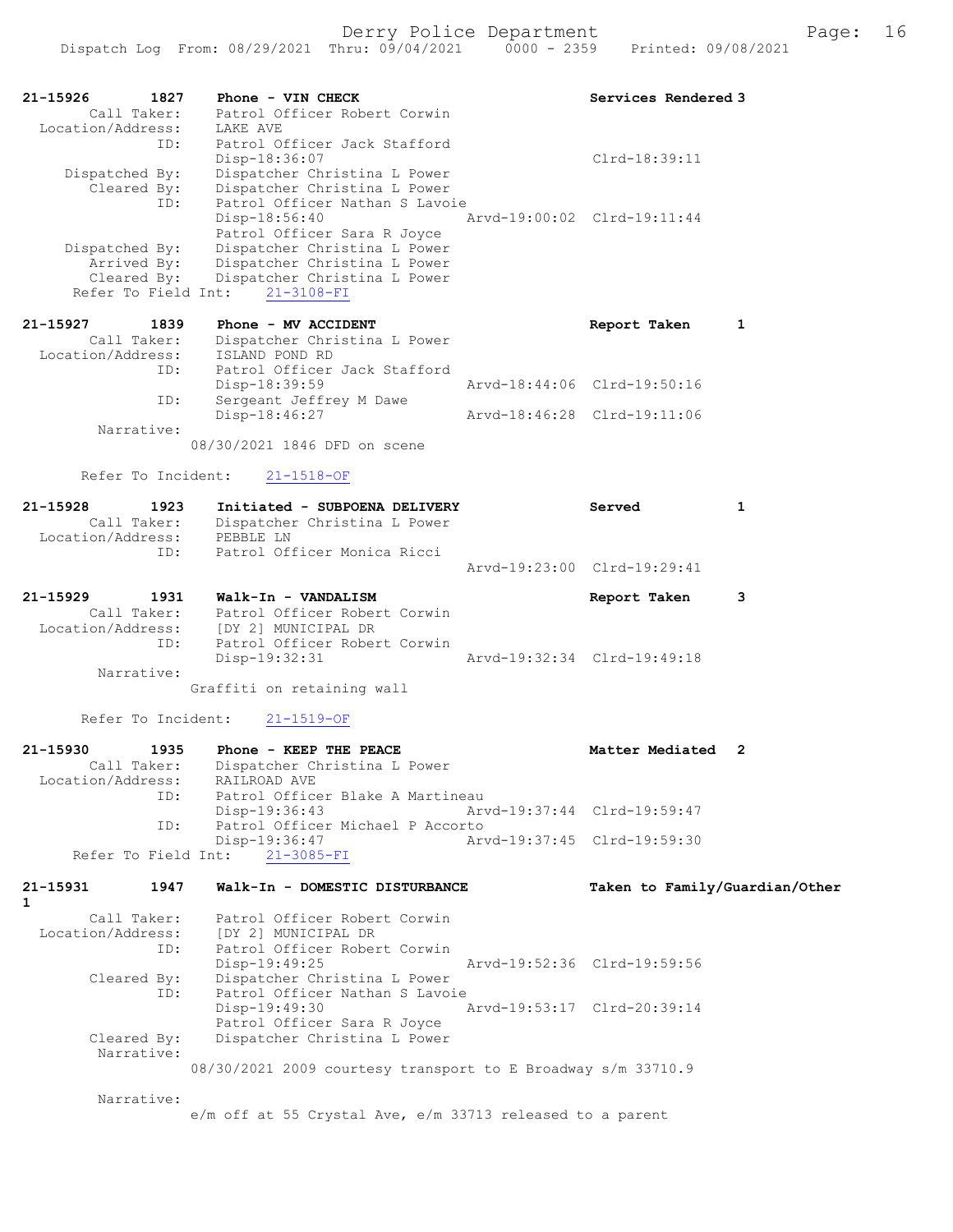```
21-15926        1827    Phone - VIN CHECK                          Services Rendered 3
        Call Taker:     Patrol Officer Robert Corwin
  Location/Address:     LAKE AVE
                ID:     Patrol Officer Jack Stafford
                        Disp-18:36:07                              Clrd-18:39:11
     Dispatched By:     Dispatcher Christina L Power
        Cleared By:     Dispatcher Christina L Power
                ID:     Patrol Officer Nathan S Lavoie
                        Disp-18:56:40              Arvd-19:00:02   Clrd-19:11:44
                        Patrol Officer Sara R Joyce
     Dispatched By:     Dispatcher Christina L Power
        Arrived By:     Dispatcher Christina L Power
        Cleared By:     Dispatcher Christina L Power
    Refer To Field Int:     21-3108-FI

21-15927        1839    Phone - MV ACCIDENT                        Report Taken      1
        Call Taker:     Dispatcher Christina L Power
  Location/Address:     ISLAND POND RD
                ID:     Patrol Officer Jack Stafford
                        Disp-18:39:59              Arvd-18:44:06   Clrd-19:50:16
                ID:     Sergeant Jeffrey M Dawe
                        Disp-18:46:27              Arvd-18:46:28   Clrd-19:11:06
         Narrative:
                      08/30/2021 1846 DFD on scene

       Refer To Incident:     21-1518-OF

21-15928        1923    Initiated - SUBPOENA DELIVERY              Served            1
        Call Taker:     Dispatcher Christina L Power
  Location/Address:     PEBBLE LN
                ID:     Patrol Officer Monica Ricci
                                                   Arvd-19:23:00   Clrd-19:29:41

21-15929        1931    Walk-In - VANDALISM                        Report Taken      3
        Call Taker:     Patrol Officer Robert Corwin
  Location/Address:     [DY 2] MUNICIPAL DR
                ID:     Patrol Officer Robert Corwin
                        Disp-19:32:31              Arvd-19:32:34   Clrd-19:49:18
         Narrative:
                      Graffiti on retaining wall

       Refer To Incident:     21-1519-OF

21-15930        1935    Phone - KEEP THE PEACE                     Matter Mediated   2
        Call Taker:     Dispatcher Christina L Power
  Location/Address:     RAILROAD AVE
                ID:     Patrol Officer Blake A Martineau
                        Disp-19:36:43              Arvd-19:37:44   Clrd-19:59:47
                ID:     Patrol Officer Michael P Accorto
                        Disp-19:36:47              Arvd-19:37:45   Clrd-19:59:30
    Refer To Field Int:     21-3085-FI

21-15931        1947    Walk-In - DOMESTIC DISTURBANCE             Taken to Family/Guardian/Other
1
        Call Taker:     Patrol Officer Robert Corwin
  Location/Address:     [DY 2] MUNICIPAL DR
                ID:     Patrol Officer Robert Corwin
                        Disp-19:49:25              Arvd-19:52:36   Clrd-19:59:56
        Cleared By:     Dispatcher Christina L Power
                ID:     Patrol Officer Nathan S Lavoie
                        Disp-19:49:30              Arvd-19:53:17   Clrd-20:39:14
                        Patrol Officer Sara R Joyce
        Cleared By:     Dispatcher Christina L Power
         Narrative:
                      08/30/2021 2009 courtesy transport to E Broadway s/m 33710.9

         Narrative:
                      e/m off at 55 Crystal Ave, e/m 33713 released to a parent
```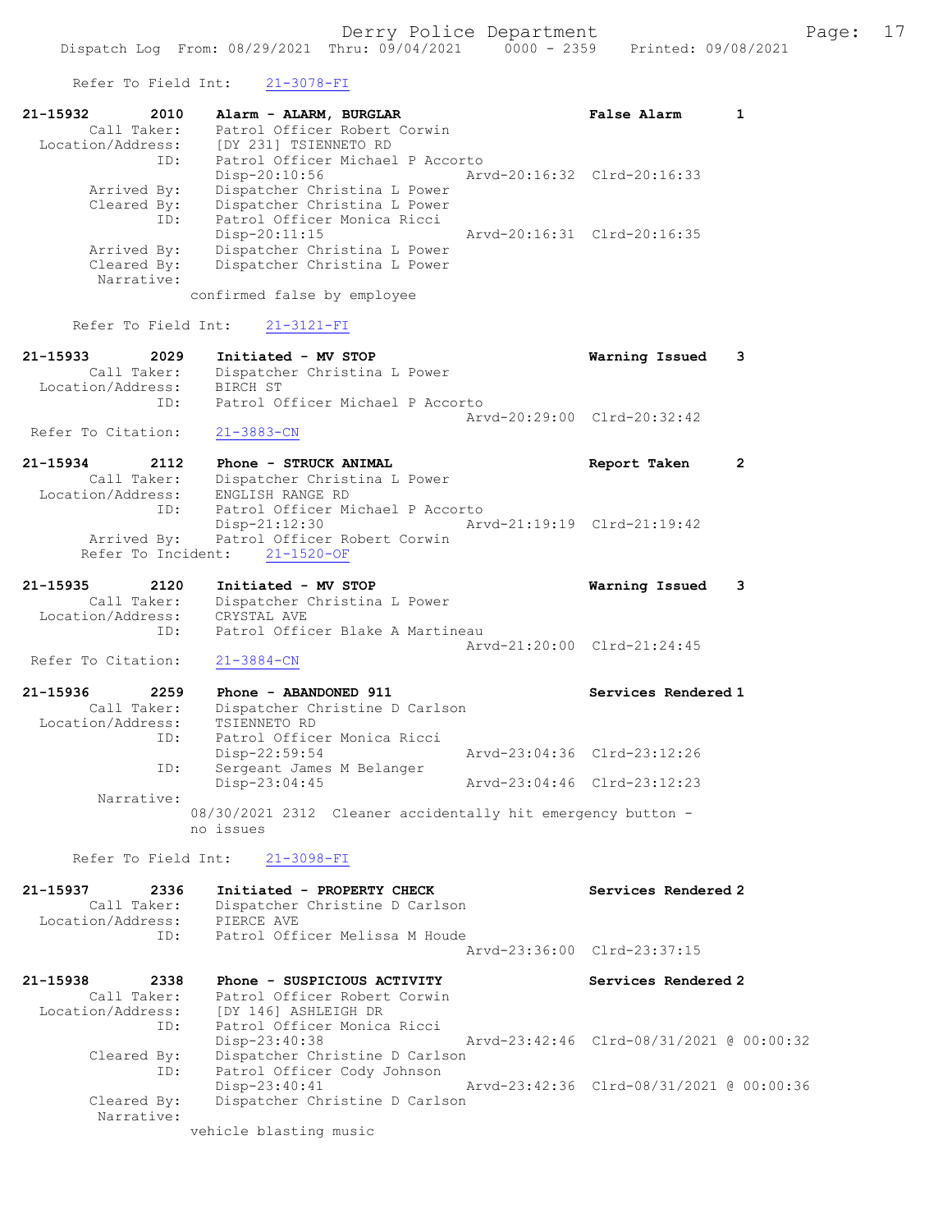Refer To Field Int: 21-3078-FI

```
21-15932        2010    Alarm - ALARM, BURGLAR                          False Alarm      1
        Call Taker:     Patrol Officer Robert Corwin
   Location/Address:    [DY 231] TSIENNETO RD
                ID:     Patrol Officer Michael P Accorto
                        Disp-20:10:56                Arvd-20:16:32  Clrd-20:16:33
        Arrived By:     Dispatcher Christina L Power
        Cleared By:     Dispatcher Christina L Power
                ID:     Patrol Officer Monica Ricci
                        Disp-20:11:15                Arvd-20:16:31  Clrd-20:16:35
        Arrived By:     Dispatcher Christina L Power
        Cleared By:     Dispatcher Christina L Power
         Narrative:
                    confirmed false by employee

      Refer To Field Int:    21-3121-FI

21-15933        2029    Initiated - MV STOP                             Warning Issued   3
        Call Taker:     Dispatcher Christina L Power
   Location/Address:    BIRCH ST
                ID:     Patrol Officer Michael P Accorto
                                                     Arvd-20:29:00  Clrd-20:32:42
  Refer To Citation:    21-3883-CN

21-15934        2112    Phone - STRUCK ANIMAL                           Report Taken     2
        Call Taker:     Dispatcher Christina L Power
   Location/Address:    ENGLISH RANGE RD
                ID:     Patrol Officer Michael P Accorto
                        Disp-21:12:30                Arvd-21:19:19  Clrd-21:19:42
        Arrived By:     Patrol Officer Robert Corwin
     Refer To Incident:    21-1520-OF

21-15935        2120    Initiated - MV STOP                             Warning Issued   3
        Call Taker:     Dispatcher Christina L Power
   Location/Address:    CRYSTAL AVE
                ID:     Patrol Officer Blake A Martineau
                                                     Arvd-21:20:00  Clrd-21:24:45
  Refer To Citation:    21-3884-CN

21-15936        2259    Phone - ABANDONED 911                           Services Rendered 1
        Call Taker:     Dispatcher Christine D Carlson
   Location/Address:    TSIENNETO RD
                ID:     Patrol Officer Monica Ricci
                        Disp-22:59:54                Arvd-23:04:36  Clrd-23:12:26
                ID:     Sergeant James M Belanger
                        Disp-23:04:45                Arvd-23:04:46  Clrd-23:12:23
         Narrative:
                    08/30/2021 2312  Cleaner accidentally hit emergency button -
                    no issues

      Refer To Field Int:    21-3098-FI

21-15937        2336    Initiated - PROPERTY CHECK                      Services Rendered 2
        Call Taker:     Dispatcher Christine D Carlson
   Location/Address:    PIERCE AVE
                ID:     Patrol Officer Melissa M Houde
                                                     Arvd-23:36:00  Clrd-23:37:15

21-15938        2338    Phone - SUSPICIOUS ACTIVITY                     Services Rendered 2
        Call Taker:     Patrol Officer Robert Corwin
   Location/Address:    [DY 146] ASHLEIGH DR
                ID:     Patrol Officer Monica Ricci
                        Disp-23:40:38                Arvd-23:42:46  Clrd-08/31/2021 @ 00:00:32
        Cleared By:     Dispatcher Christine D Carlson
                ID:     Patrol Officer Cody Johnson
                        Disp-23:40:41                Arvd-23:42:36  Clrd-08/31/2021 @ 00:00:36
        Cleared By:     Dispatcher Christine D Carlson
         Narrative:
                    vehicle blasting music
```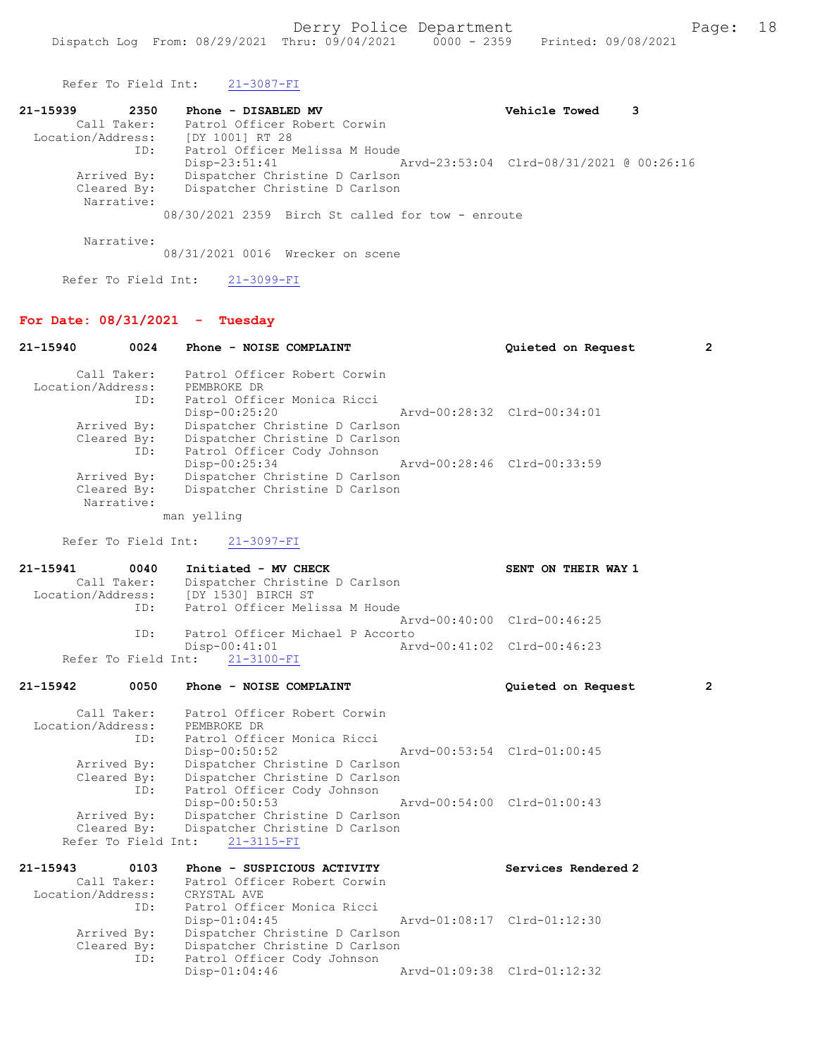Refer To Field Int: 21-3087-FI

```
21-15939        2350    Phone - DISABLED MV                         Vehicle Towed     3
        Call Taker:     Patrol Officer Robert Corwin
  Location/Address:     [DY 1001] RT 28
                ID:     Patrol Officer Melissa M Houde
                        Disp-23:51:41                 Arvd-23:53:04  Clrd-08/31/2021 @ 00:26:16
        Arrived By:     Dispatcher Christine D Carlson
        Cleared By:     Dispatcher Christine D Carlson
         Narrative:
                08/30/2021 2359  Birch St called for tow - enroute

         Narrative:
                08/31/2021 0016  Wrecker on scene

      Refer To Field Int:    21-3099-FI
```

## For Date: 08/31/2021 - Tuesday

```
21-15940        0024    Phone - NOISE COMPLAINT                     Quieted on Request         2

        Call Taker:     Patrol Officer Robert Corwin
  Location/Address:     PEMBROKE DR
                ID:     Patrol Officer Monica Ricci
                        Disp-00:25:20                 Arvd-00:28:32  Clrd-00:34:01
        Arrived By:     Dispatcher Christine D Carlson
        Cleared By:     Dispatcher Christine D Carlson
                ID:     Patrol Officer Cody Johnson
                        Disp-00:25:34                 Arvd-00:28:46  Clrd-00:33:59
        Arrived By:     Dispatcher Christine D Carlson
        Cleared By:     Dispatcher Christine D Carlson
         Narrative:
                man yelling

      Refer To Field Int:    21-3097-FI

21-15941        0040    Initiated - MV CHECK                        SENT ON THEIR WAY 1
        Call Taker:     Dispatcher Christine D Carlson
  Location/Address:     [DY 1530] BIRCH ST
                ID:     Patrol Officer Melissa M Houde
                                                      Arvd-00:40:00  Clrd-00:46:25
                ID:     Patrol Officer Michael P Accorto
                        Disp-00:41:01                 Arvd-00:41:02  Clrd-00:46:23
      Refer To Field Int:    21-3100-FI

21-15942        0050    Phone - NOISE COMPLAINT                     Quieted on Request         2

        Call Taker:     Patrol Officer Robert Corwin
  Location/Address:     PEMBROKE DR
                ID:     Patrol Officer Monica Ricci
                        Disp-00:50:52                 Arvd-00:53:54  Clrd-01:00:45
        Arrived By:     Dispatcher Christine D Carlson
        Cleared By:     Dispatcher Christine D Carlson
                ID:     Patrol Officer Cody Johnson
                        Disp-00:50:53                 Arvd-00:54:00  Clrd-01:00:43
        Arrived By:     Dispatcher Christine D Carlson
        Cleared By:     Dispatcher Christine D Carlson
      Refer To Field Int:    21-3115-FI

21-15943        0103    Phone - SUSPICIOUS ACTIVITY                 Services Rendered 2
        Call Taker:     Patrol Officer Robert Corwin
  Location/Address:     CRYSTAL AVE
                ID:     Patrol Officer Monica Ricci
                        Disp-01:04:45                 Arvd-01:08:17  Clrd-01:12:30
        Arrived By:     Dispatcher Christine D Carlson
        Cleared By:     Dispatcher Christine D Carlson
                ID:     Patrol Officer Cody Johnson
                        Disp-01:04:46                 Arvd-01:09:38  Clrd-01:12:32
```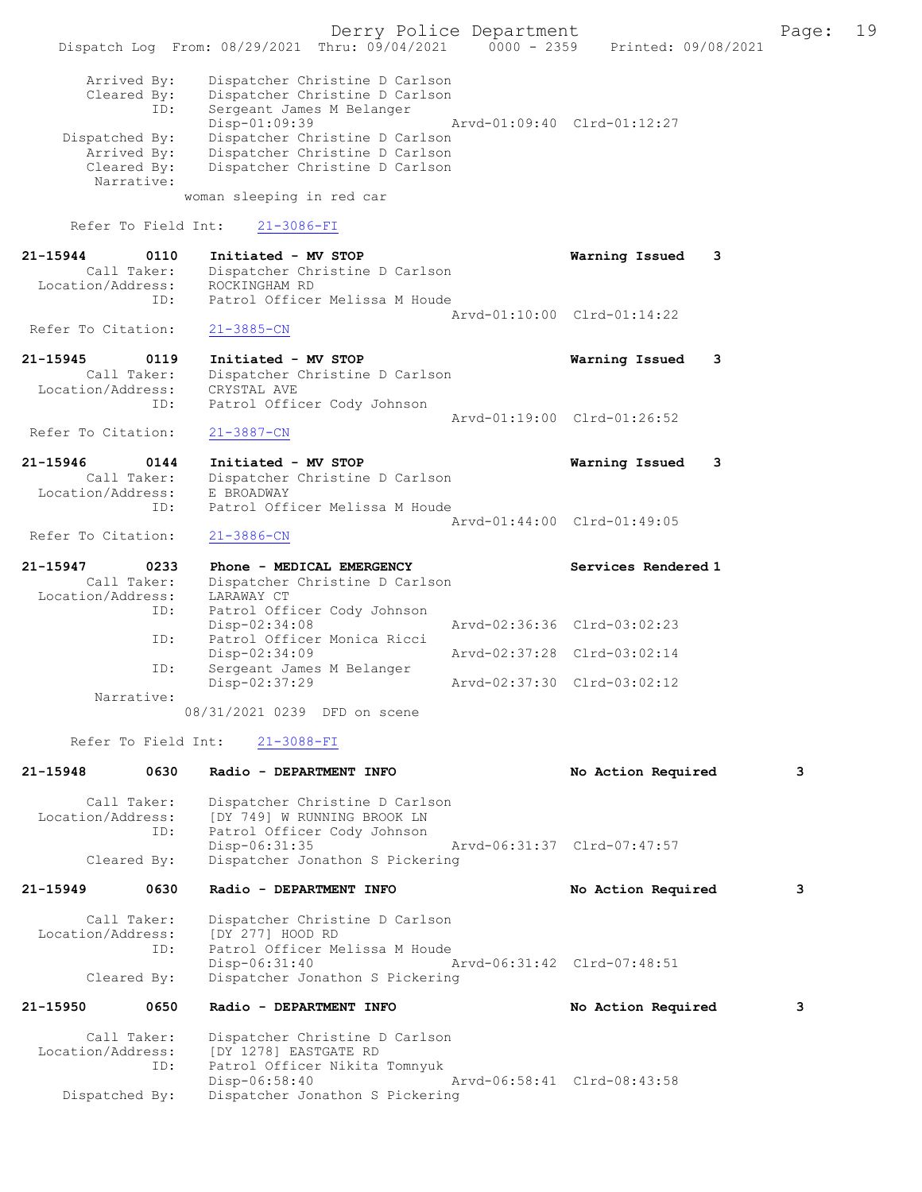```
    Arrived By:    Dispatcher Christine D Carlson
    Cleared By:    Dispatcher Christine D Carlson
           ID:     Sergeant James M Belanger
                   Disp-01:09:39                 Arvd-01:09:40  Clrd-01:12:27
 Dispatched By:    Dispatcher Christine D Carlson
    Arrived By:    Dispatcher Christine D Carlson
    Cleared By:    Dispatcher Christine D Carlson
     Narrative:
                 woman sleeping in red car

  Refer To Field Int:    21-3086-FI

21-15944       0110    Initiated - MV STOP                        Warning Issued    3
       Call Taker:    Dispatcher Christine D Carlson
 Location/Address:    ROCKINGHAM RD
               ID:    Patrol Officer Melissa M Houde
                                                 Arvd-01:10:00  Clrd-01:14:22
 Refer To Citation:    21-3885-CN

21-15945       0119    Initiated - MV STOP                        Warning Issued    3
       Call Taker:    Dispatcher Christine D Carlson
 Location/Address:    CRYSTAL AVE
               ID:    Patrol Officer Cody Johnson
                                                 Arvd-01:19:00  Clrd-01:26:52
 Refer To Citation:    21-3887-CN

21-15946       0144    Initiated - MV STOP                        Warning Issued    3
       Call Taker:    Dispatcher Christine D Carlson
 Location/Address:    E BROADWAY
               ID:    Patrol Officer Melissa M Houde
                                                 Arvd-01:44:00  Clrd-01:49:05
 Refer To Citation:    21-3886-CN

21-15947       0233    Phone - MEDICAL EMERGENCY                  Services Rendered 1
       Call Taker:    Dispatcher Christine D Carlson
 Location/Address:    LARAWAY CT
               ID:    Patrol Officer Cody Johnson
                      Disp-02:34:08              Arvd-02:36:36  Clrd-03:02:23
               ID:    Patrol Officer Monica Ricci
                      Disp-02:34:09              Arvd-02:37:28  Clrd-03:02:14
               ID:    Sergeant James M Belanger
                      Disp-02:37:29              Arvd-02:37:30  Clrd-03:02:12
        Narrative:
                 08/31/2021 0239  DFD on scene

  Refer To Field Int:    21-3088-FI

21-15948       0630    Radio - DEPARTMENT INFO                    No Action Required        3

       Call Taker:    Dispatcher Christine D Carlson
 Location/Address:    [DY 749] W RUNNING BROOK LN
               ID:    Patrol Officer Cody Johnson
                      Disp-06:31:35              Arvd-06:31:37  Clrd-07:47:57
       Cleared By:    Dispatcher Jonathon S Pickering

21-15949       0630    Radio - DEPARTMENT INFO                    No Action Required        3

       Call Taker:    Dispatcher Christine D Carlson
 Location/Address:    [DY 277] HOOD RD
               ID:    Patrol Officer Melissa M Houde
                      Disp-06:31:40              Arvd-06:31:42  Clrd-07:48:51
       Cleared By:    Dispatcher Jonathon S Pickering

21-15950       0650    Radio - DEPARTMENT INFO                    No Action Required        3

       Call Taker:    Dispatcher Christine D Carlson
 Location/Address:    [DY 1278] EASTGATE RD
               ID:    Patrol Officer Nikita Tomnyuk
                      Disp-06:58:40              Arvd-06:58:41  Clrd-08:43:58
    Dispatched By:    Dispatcher Jonathon S Pickering
```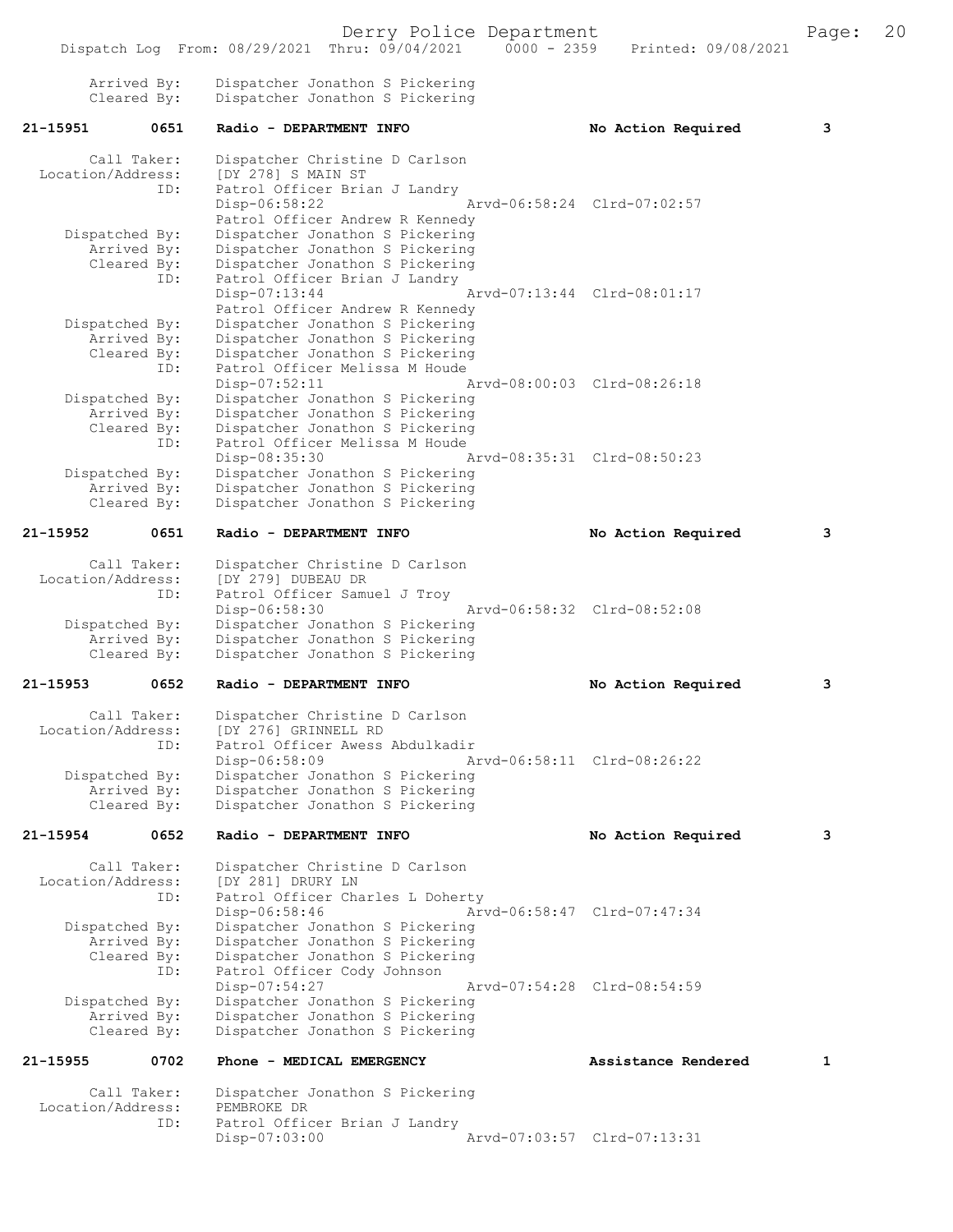Arrived By: Dispatcher Jonathon S Pickering
Cleared By: Dispatcher Jonathon S Pickering

**21-15951 0651 Radio - DEPARTMENT INFO No Action Required 3**

Call Taker: Dispatcher Christine D Carlson
Location/Address: [DY 278] S MAIN ST
ID: Patrol Officer Brian J Landry
Disp-06:58:22 Arvd-06:58:24 Clrd-07:02:57
Patrol Officer Andrew R Kennedy
Dispatched By: Dispatcher Jonathon S Pickering
Arrived By: Dispatcher Jonathon S Pickering
Cleared By: Dispatcher Jonathon S Pickering
ID: Patrol Officer Brian J Landry
Disp-07:13:44 Arvd-07:13:44 Clrd-08:01:17
Patrol Officer Andrew R Kennedy
Dispatched By: Dispatcher Jonathon S Pickering
Arrived By: Dispatcher Jonathon S Pickering
Cleared By: Dispatcher Jonathon S Pickering
ID: Patrol Officer Melissa M Houde
Disp-07:52:11 Arvd-08:00:03 Clrd-08:26:18
Dispatched By: Dispatcher Jonathon S Pickering
Arrived By: Dispatcher Jonathon S Pickering
Cleared By: Dispatcher Jonathon S Pickering
ID: Patrol Officer Melissa M Houde
Disp-08:35:30 Arvd-08:35:31 Clrd-08:50:23
Dispatched By: Dispatcher Jonathon S Pickering
Arrived By: Dispatcher Jonathon S Pickering
Cleared By: Dispatcher Jonathon S Pickering

**21-15952 0651 Radio - DEPARTMENT INFO No Action Required 3**

Call Taker: Dispatcher Christine D Carlson
Location/Address: [DY 279] DUBEAU DR
ID: Patrol Officer Samuel J Troy
Disp-06:58:30 Arvd-06:58:32 Clrd-08:52:08
Dispatched By: Dispatcher Jonathon S Pickering
Arrived By: Dispatcher Jonathon S Pickering
Cleared By: Dispatcher Jonathon S Pickering

**21-15953 0652 Radio - DEPARTMENT INFO No Action Required 3**

Call Taker: Dispatcher Christine D Carlson
Location/Address: [DY 276] GRINNELL RD
ID: Patrol Officer Awess Abdulkadir
Disp-06:58:09 Arvd-06:58:11 Clrd-08:26:22
Dispatched By: Dispatcher Jonathon S Pickering
Arrived By: Dispatcher Jonathon S Pickering
Cleared By: Dispatcher Jonathon S Pickering

**21-15954 0652 Radio - DEPARTMENT INFO No Action Required 3**

Call Taker: Dispatcher Christine D Carlson
Location/Address: [DY 281] DRURY LN
ID: Patrol Officer Charles L Doherty
Disp-06:58:46 Arvd-06:58:47 Clrd-07:47:34
Dispatched By: Dispatcher Jonathon S Pickering
Arrived By: Dispatcher Jonathon S Pickering
Cleared By: Dispatcher Jonathon S Pickering
ID: Patrol Officer Cody Johnson
Disp-07:54:27 Arvd-07:54:28 Clrd-08:54:59
Dispatched By: Dispatcher Jonathon S Pickering
Arrived By: Dispatcher Jonathon S Pickering
Cleared By: Dispatcher Jonathon S Pickering

**21-15955 0702 Phone - MEDICAL EMERGENCY Assistance Rendered 1**

Call Taker: Dispatcher Jonathon S Pickering
Location/Address: PEMBROKE DR
ID: Patrol Officer Brian J Landry
Disp-07:03:00 Arvd-07:03:57 Clrd-07:13:31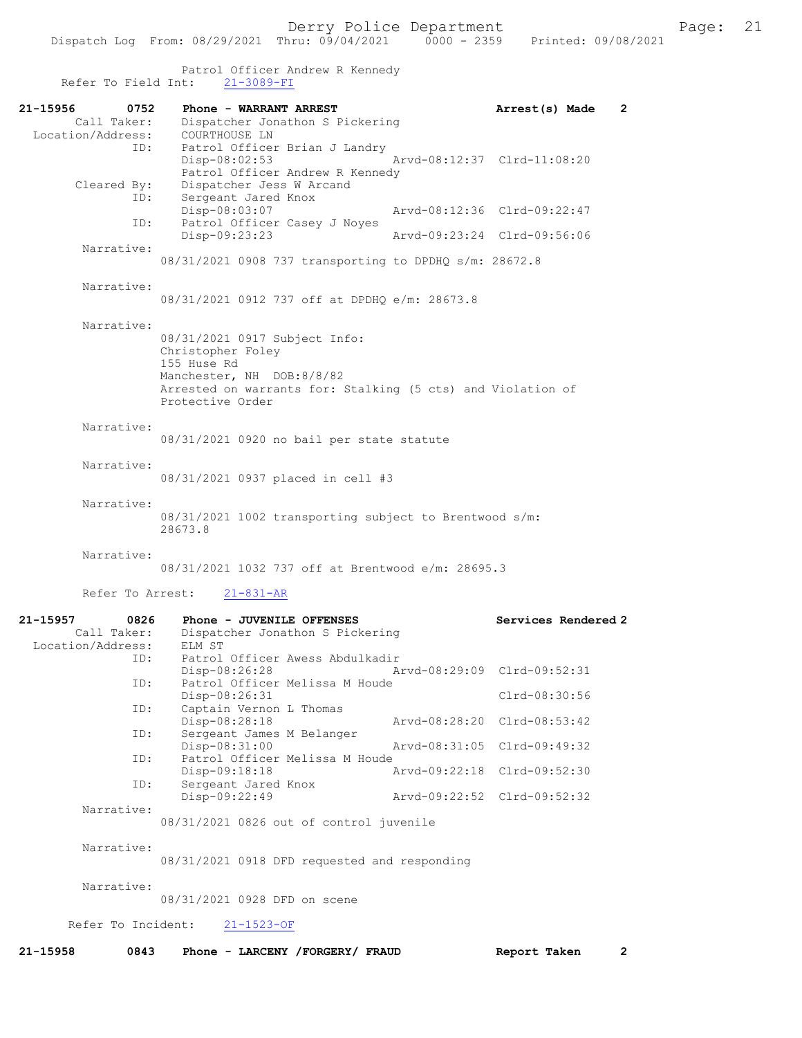Patrol Officer Andrew R Kennedy
Refer To Field Int: 21-3089-FI

**21-15956 0752 Phone - WARRANT ARREST — Arrest(s) Made 2**

Call Taker: Dispatcher Jonathon S Pickering
Location/Address: COURTHOUSE LN
ID: Patrol Officer Brian J Landry
Disp-08:02:53 Arvd-08:12:37 Clrd-11:08:20
Patrol Officer Andrew R Kennedy
Cleared By: Dispatcher Jess W Arcand
ID: Sergeant Jared Knox
Disp-08:03:07 Arvd-08:12:36 Clrd-09:22:47
ID: Patrol Officer Casey J Noyes
Disp-09:23:23 Arvd-09:23:24 Clrd-09:56:06

Narrative:
08/31/2021 0908 737 transporting to DPDHQ s/m: 28672.8

Narrative:
08/31/2021 0912 737 off at DPDHQ e/m: 28673.8

Narrative:
08/31/2021 0917 Subject Info:
Christopher Foley
155 Huse Rd
Manchester, NH DOB:8/8/82
Arrested on warrants for: Stalking (5 cts) and Violation of Protective Order

Narrative:
08/31/2021 0920 no bail per state statute

Narrative:
08/31/2021 0937 placed in cell #3

Narrative:
08/31/2021 1002 transporting subject to Brentwood s/m: 28673.8

Narrative:
08/31/2021 1032 737 off at Brentwood e/m: 28695.3

Refer To Arrest: 21-831-AR

**21-15957 0826 Phone - JUVENILE OFFENSES — Services Rendered 2**

Call Taker: Dispatcher Jonathon S Pickering
Location/Address: ELM ST
ID: Patrol Officer Awess Abdulkadir
Disp-08:26:28 Arvd-08:29:09 Clrd-09:52:31
ID: Patrol Officer Melissa M Houde
Disp-08:26:31 Clrd-08:30:56
ID: Captain Vernon L Thomas
Disp-08:28:18 Arvd-08:28:20 Clrd-08:53:42
ID: Sergeant James M Belanger
Disp-08:31:00 Arvd-08:31:05 Clrd-09:49:32
ID: Patrol Officer Melissa M Houde
Disp-09:18:18 Arvd-09:22:18 Clrd-09:52:30
ID: Sergeant Jared Knox
Disp-09:22:49 Arvd-09:22:52 Clrd-09:52:32

Narrative:
08/31/2021 0826 out of control juvenile

Narrative:
08/31/2021 0918 DFD requested and responding

Narrative:
08/31/2021 0928 DFD on scene

Refer To Incident: 21-1523-OF

**21-15958 0843 Phone - LARCENY /FORGERY/ FRAUD — Report Taken 2**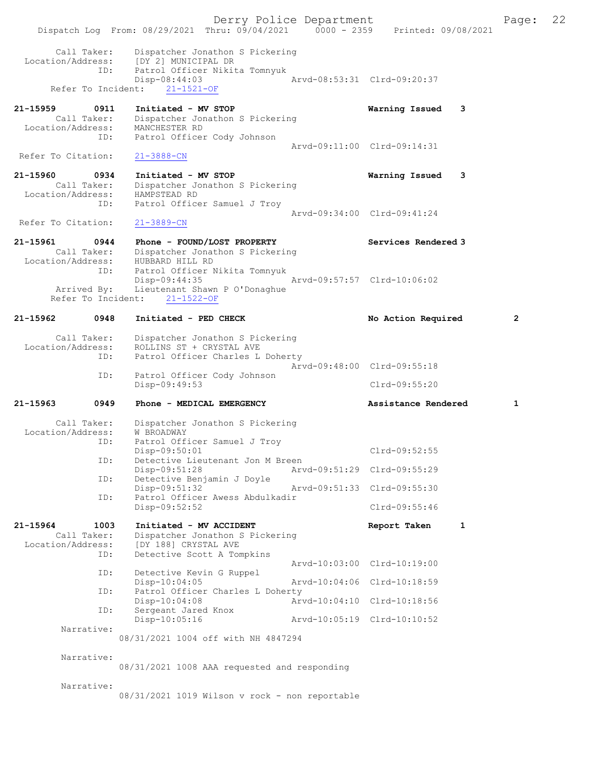Call Taker: Dispatcher Jonathon S Pickering
Location/Address: [DY 2] MUNICIPAL DR
ID: Patrol Officer Nikita Tomnyuk
Disp-08:44:03 Arvd-08:53:31 Clrd-09:20:37
Refer To Incident: 21-1521-OF

**21-15959 0911 Initiated - MV STOP** Warning Issued 3
Call Taker: Dispatcher Jonathon S Pickering
Location/Address: MANCHESTER RD
ID: Patrol Officer Cody Johnson
Arvd-09:11:00 Clrd-09:14:31
Refer To Citation: 21-3888-CN

**21-15960 0934 Initiated - MV STOP** Warning Issued 3
Call Taker: Dispatcher Jonathon S Pickering
Location/Address: HAMPSTEAD RD
ID: Patrol Officer Samuel J Troy
Arvd-09:34:00 Clrd-09:41:24
Refer To Citation: 21-3889-CN

**21-15961 0944 Phone - FOUND/LOST PROPERTY** Services Rendered 3
Call Taker: Dispatcher Jonathon S Pickering
Location/Address: HUBBARD HILL RD
ID: Patrol Officer Nikita Tomnyuk
Disp-09:44:35 Arvd-09:57:57 Clrd-10:06:02
Arrived By: Lieutenant Shawn P O'Donaghue
Refer To Incident: 21-1522-OF

**21-15962 0948 Initiated - PED CHECK** No Action Required 2
Call Taker: Dispatcher Jonathon S Pickering
Location/Address: ROLLINS ST + CRYSTAL AVE
ID: Patrol Officer Charles L Doherty
Arvd-09:48:00 Clrd-09:55:18
ID: Patrol Officer Cody Johnson
Disp-09:49:53 Clrd-09:55:20

**21-15963 0949 Phone - MEDICAL EMERGENCY** Assistance Rendered 1
Call Taker: Dispatcher Jonathon S Pickering
Location/Address: W BROADWAY
ID: Patrol Officer Samuel J Troy
Disp-09:50:01 Clrd-09:52:55
ID: Detective Lieutenant Jon M Breen
Disp-09:51:28 Arvd-09:51:29 Clrd-09:55:29
ID: Detective Benjamin J Doyle
Disp-09:51:32 Arvd-09:51:33 Clrd-09:55:30
ID: Patrol Officer Awess Abdulkadir
Disp-09:52:52 Clrd-09:55:46

**21-15964 1003 Initiated - MV ACCIDENT** Report Taken 1
Call Taker: Dispatcher Jonathon S Pickering
Location/Address: [DY 188] CRYSTAL AVE
ID: Detective Scott A Tompkins
Arvd-10:03:00 Clrd-10:19:00
ID: Detective Kevin G Ruppel
Disp-10:04:05 Arvd-10:04:06 Clrd-10:18:59
ID: Patrol Officer Charles L Doherty
Disp-10:04:08 Arvd-10:04:10 Clrd-10:18:56
ID: Sergeant Jared Knox
Disp-10:05:16 Arvd-10:05:19 Clrd-10:10:52
Narrative:
08/31/2021 1004 off with NH 4847294

Narrative:
08/31/2021 1008 AAA requested and responding

Narrative:
08/31/2021 1019 Wilson v rock - non reportable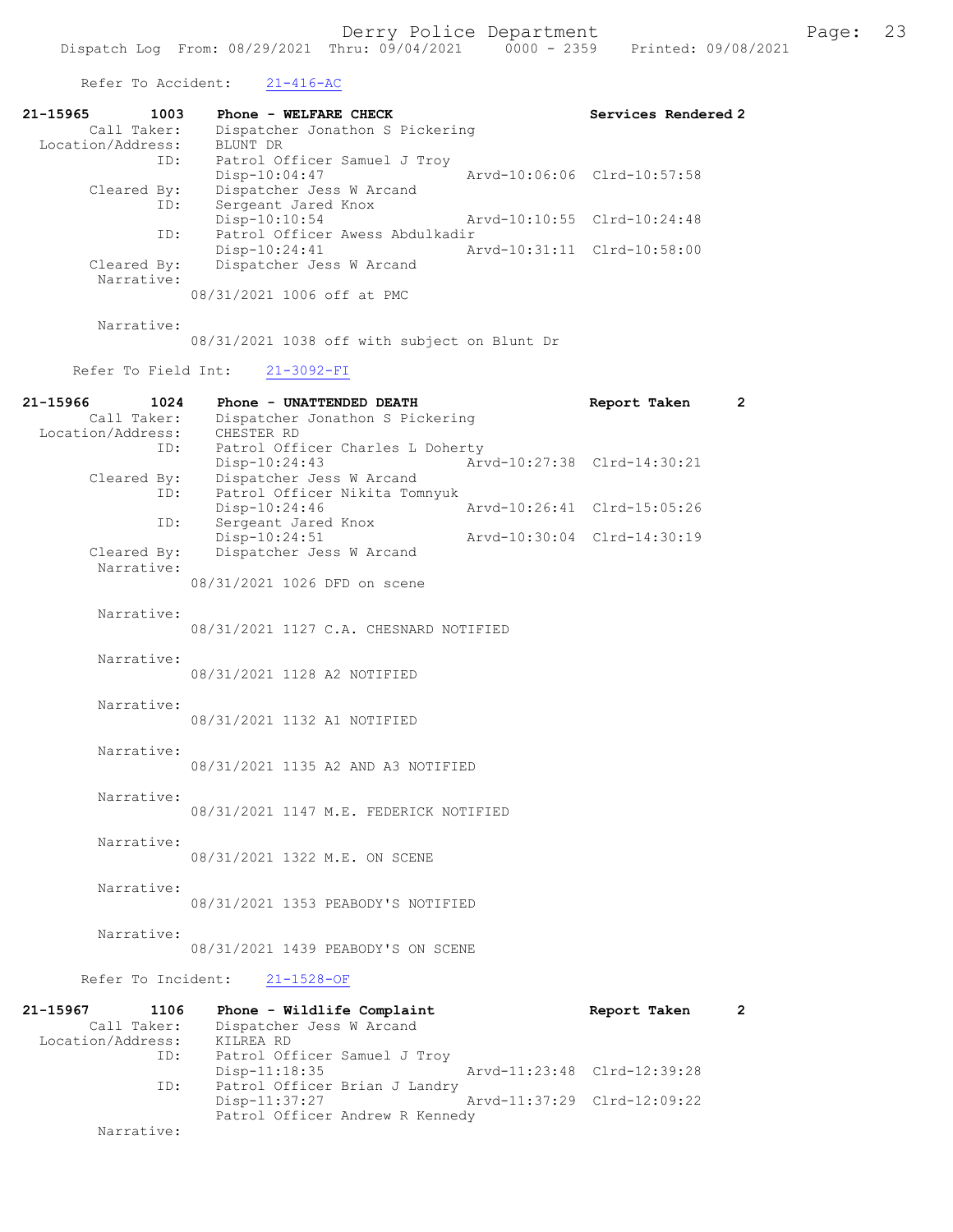Refer To Accident: 21-416-AC

```
21-15965        1003    Phone - WELFARE CHECK                       Services Rendered 2
       Call Taker:      Dispatcher Jonathon S Pickering
 Location/Address:      BLUNT DR
              ID:       Patrol Officer Samuel J Troy
                        Disp-10:04:47              Arvd-10:06:06  Clrd-10:57:58
       Cleared By:      Dispatcher Jess W Arcand
              ID:       Sergeant Jared Knox
                        Disp-10:10:54              Arvd-10:10:55  Clrd-10:24:48
              ID:       Patrol Officer Awess Abdulkadir
                        Disp-10:24:41              Arvd-10:31:11  Clrd-10:58:00
       Cleared By:      Dispatcher Jess W Arcand
        Narrative:
                        08/31/2021 1006 off at PMC

        Narrative:
                        08/31/2021 1038 off with subject on Blunt Dr

      Refer To Field Int:   21-3092-FI

21-15966        1024    Phone - UNATTENDED DEATH                    Report Taken     2
       Call Taker:      Dispatcher Jonathon S Pickering
 Location/Address:      CHESTER RD
              ID:       Patrol Officer Charles L Doherty
                        Disp-10:24:43              Arvd-10:27:38  Clrd-14:30:21
       Cleared By:      Dispatcher Jess W Arcand
              ID:       Patrol Officer Nikita Tomnyuk
                        Disp-10:24:46              Arvd-10:26:41  Clrd-15:05:26
              ID:       Sergeant Jared Knox
                        Disp-10:24:51              Arvd-10:30:04  Clrd-14:30:19
       Cleared By:      Dispatcher Jess W Arcand
        Narrative:
                        08/31/2021 1026 DFD on scene

        Narrative:
                        08/31/2021 1127 C.A. CHESNARD NOTIFIED

        Narrative:
                        08/31/2021 1128 A2 NOTIFIED

        Narrative:
                        08/31/2021 1132 A1 NOTIFIED

        Narrative:
                        08/31/2021 1135 A2 AND A3 NOTIFIED

        Narrative:
                        08/31/2021 1147 M.E. FEDERICK NOTIFIED

        Narrative:
                        08/31/2021 1322 M.E. ON SCENE

        Narrative:
                        08/31/2021 1353 PEABODY'S NOTIFIED

        Narrative:
                        08/31/2021 1439 PEABODY'S ON SCENE

      Refer To Incident:   21-1528-OF

21-15967        1106    Phone - Wildlife Complaint                  Report Taken     2
       Call Taker:      Dispatcher Jess W Arcand
 Location/Address:      KILREA RD
              ID:       Patrol Officer Samuel J Troy
                        Disp-11:18:35              Arvd-11:23:48  Clrd-12:39:28
              ID:       Patrol Officer Brian J Landry
                        Disp-11:37:27              Arvd-11:37:29  Clrd-12:09:22
                        Patrol Officer Andrew R Kennedy
        Narrative:
```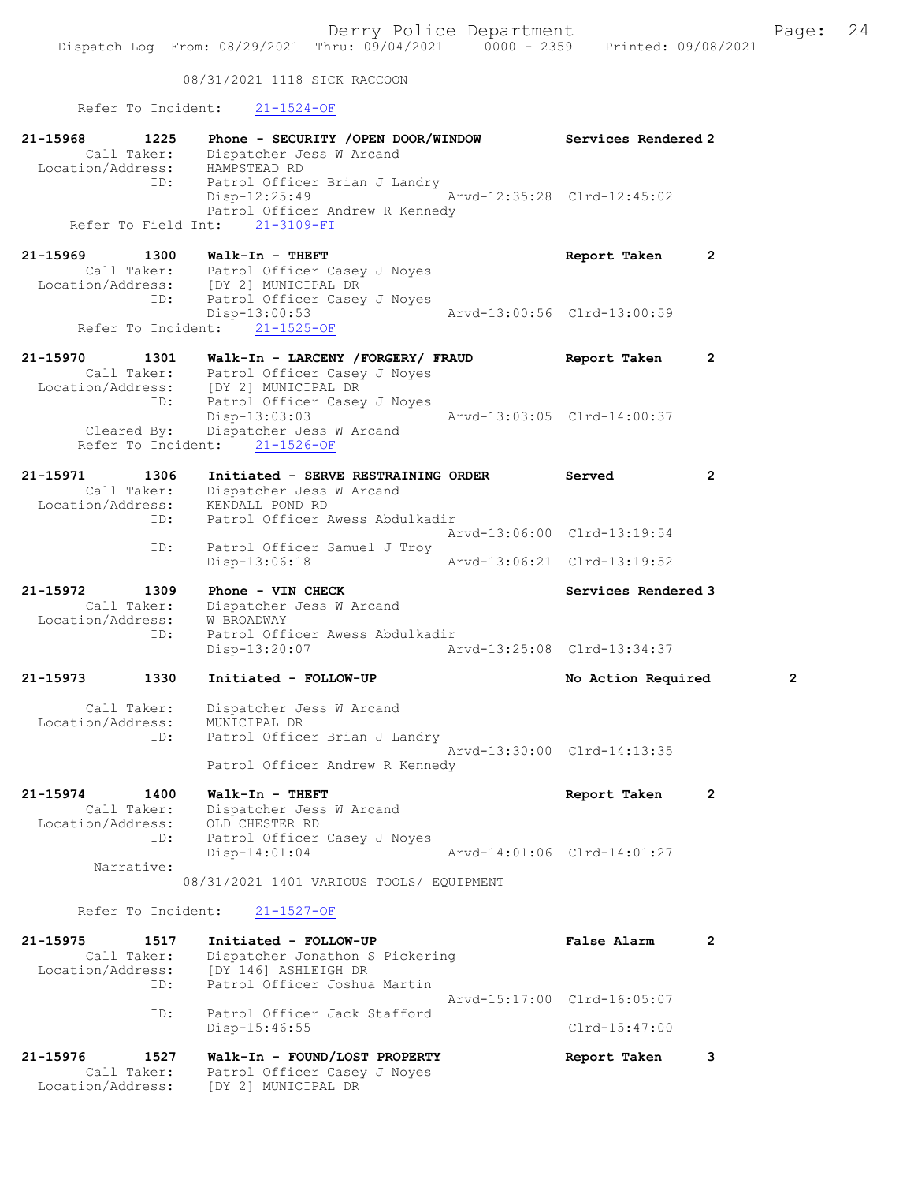08/31/2021 1118 SICK RACCOON

Refer To Incident: 21-1524-OF

**21-15968 1225 Phone - SECURITY /OPEN DOOR/WINDOW — Services Rendered 2**
Call Taker: Dispatcher Jess W Arcand
Location/Address: HAMPSTEAD RD
ID: Patrol Officer Brian J Landry
Disp-12:25:49 Arvd-12:35:28 Clrd-12:45:02
Patrol Officer Andrew R Kennedy
Refer To Field Int: 21-3109-FI

**21-15969 1300 Walk-In - THEFT — Report Taken 2**
Call Taker: Patrol Officer Casey J Noyes
Location/Address: [DY 2] MUNICIPAL DR
ID: Patrol Officer Casey J Noyes
Disp-13:00:53 Arvd-13:00:56 Clrd-13:00:59
Refer To Incident: 21-1525-OF

**21-15970 1301 Walk-In - LARCENY /FORGERY/ FRAUD — Report Taken 2**
Call Taker: Patrol Officer Casey J Noyes
Location/Address: [DY 2] MUNICIPAL DR
ID: Patrol Officer Casey J Noyes
Disp-13:03:03 Arvd-13:03:05 Clrd-14:00:37
Cleared By: Dispatcher Jess W Arcand
Refer To Incident: 21-1526-OF

**21-15971 1306 Initiated - SERVE RESTRAINING ORDER — Served 2**
Call Taker: Dispatcher Jess W Arcand
Location/Address: KENDALL POND RD
ID: Patrol Officer Awess Abdulkadir
Arvd-13:06:00 Clrd-13:19:54
ID: Patrol Officer Samuel J Troy
Disp-13:06:18 Arvd-13:06:21 Clrd-13:19:52

**21-15972 1309 Phone - VIN CHECK — Services Rendered 3**
Call Taker: Dispatcher Jess W Arcand
Location/Address: W BROADWAY
ID: Patrol Officer Awess Abdulkadir
Disp-13:20:07 Arvd-13:25:08 Clrd-13:34:37

**21-15973 1330 Initiated - FOLLOW-UP — No Action Required 2**
Call Taker: Dispatcher Jess W Arcand
Location/Address: MUNICIPAL DR
ID: Patrol Officer Brian J Landry
Arvd-13:30:00 Clrd-14:13:35
Patrol Officer Andrew R Kennedy

**21-15974 1400 Walk-In - THEFT — Report Taken 2**
Call Taker: Dispatcher Jess W Arcand
Location/Address: OLD CHESTER RD
ID: Patrol Officer Casey J Noyes
Disp-14:01:04 Arvd-14:01:06 Clrd-14:01:27
Narrative:
08/31/2021 1401 VARIOUS TOOLS/ EQUIPMENT

Refer To Incident: 21-1527-OF

**21-15975 1517 Initiated - FOLLOW-UP — False Alarm 2**
Call Taker: Dispatcher Jonathon S Pickering
Location/Address: [DY 146] ASHLEIGH DR
ID: Patrol Officer Joshua Martin
Arvd-15:17:00 Clrd-16:05:07
ID: Patrol Officer Jack Stafford
Disp-15:46:55 Clrd-15:47:00

**21-15976 1527 Walk-In - FOUND/LOST PROPERTY — Report Taken 3**
Call Taker: Patrol Officer Casey J Noyes
Location/Address: [DY 2] MUNICIPAL DR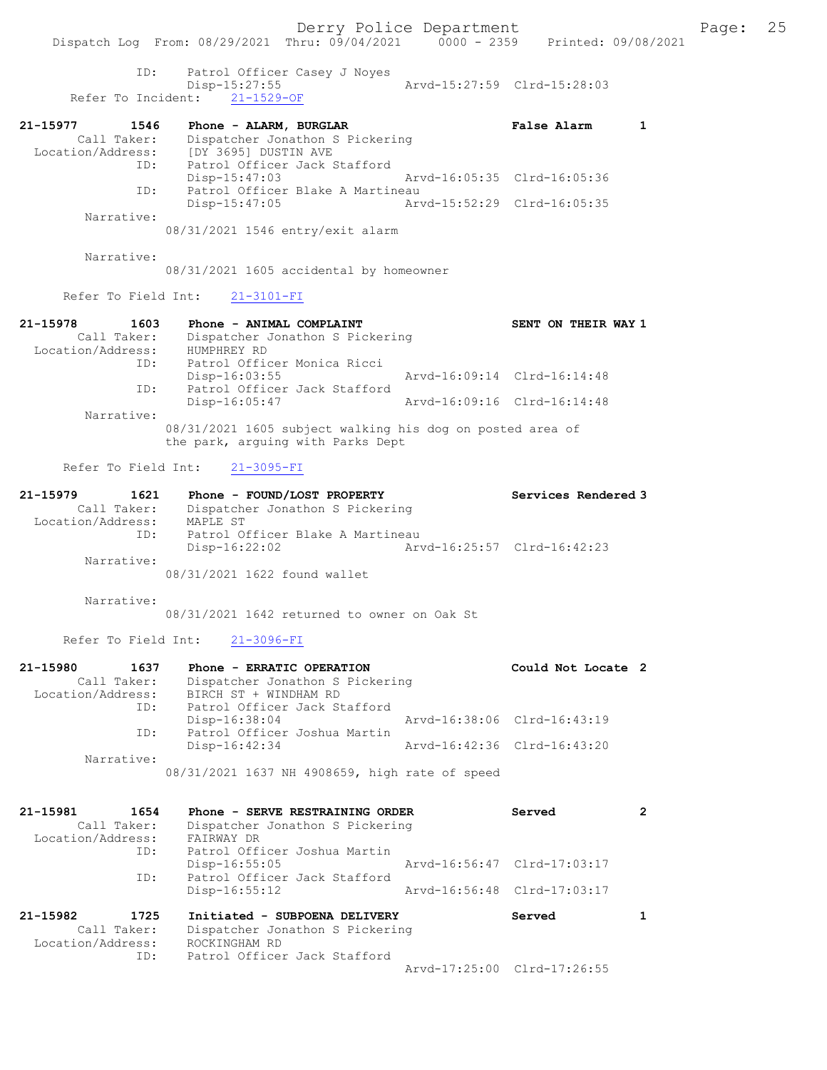```
            ID:     Patrol Officer Casey J Noyes
                    Disp-15:27:55                 Arvd-15:27:59  Clrd-15:28:03
      Refer To Incident:    21-1529-OF

21-15977       1546    Phone - ALARM, BURGLAR                     False Alarm       1
         Call Taker:    Dispatcher Jonathon S Pickering
   Location/Address:    [DY 3695] DUSTIN AVE
                 ID:    Patrol Officer Jack Stafford
                        Disp-15:47:03                 Arvd-16:05:35  Clrd-16:05:36
                 ID:    Patrol Officer Blake A Martineau
                        Disp-15:47:05                 Arvd-15:52:29  Clrd-16:05:35
         Narrative:
                    08/31/2021 1546 entry/exit alarm

         Narrative:
                    08/31/2021 1605 accidental by homeowner

      Refer To Field Int:    21-3101-FI

21-15978       1603    Phone - ANIMAL COMPLAINT                   SENT ON THEIR WAY 1
         Call Taker:    Dispatcher Jonathon S Pickering
   Location/Address:    HUMPHREY RD
                 ID:    Patrol Officer Monica Ricci
                        Disp-16:03:55                 Arvd-16:09:14  Clrd-16:14:48
                 ID:    Patrol Officer Jack Stafford
                        Disp-16:05:47                 Arvd-16:09:16  Clrd-16:14:48
         Narrative:
                    08/31/2021 1605 subject walking his dog on posted area of
                    the park, arguing with Parks Dept

      Refer To Field Int:    21-3095-FI

21-15979       1621    Phone - FOUND/LOST PROPERTY                Services Rendered 3
         Call Taker:    Dispatcher Jonathon S Pickering
   Location/Address:    MAPLE ST
                 ID:    Patrol Officer Blake A Martineau
                        Disp-16:22:02                 Arvd-16:25:57  Clrd-16:42:23
         Narrative:
                    08/31/2021 1622 found wallet

         Narrative:
                    08/31/2021 1642 returned to owner on Oak St

      Refer To Field Int:    21-3096-FI

21-15980       1637    Phone - ERRATIC OPERATION                  Could Not Locate  2
         Call Taker:    Dispatcher Jonathon S Pickering
   Location/Address:    BIRCH ST + WINDHAM RD
                 ID:    Patrol Officer Jack Stafford
                        Disp-16:38:04                 Arvd-16:38:06  Clrd-16:43:19
                 ID:    Patrol Officer Joshua Martin
                        Disp-16:42:34                 Arvd-16:42:36  Clrd-16:43:20
         Narrative:
                    08/31/2021 1637 NH 4908659, high rate of speed


21-15981       1654    Phone - SERVE RESTRAINING ORDER            Served            2
         Call Taker:    Dispatcher Jonathon S Pickering
   Location/Address:    FAIRWAY DR
                 ID:    Patrol Officer Joshua Martin
                        Disp-16:55:05                 Arvd-16:56:47  Clrd-17:03:17
                 ID:    Patrol Officer Jack Stafford
                        Disp-16:55:12                 Arvd-16:56:48  Clrd-17:03:17

21-15982       1725    Initiated - SUBPOENA DELIVERY              Served            1
         Call Taker:    Dispatcher Jonathon S Pickering
   Location/Address:    ROCKINGHAM RD
                 ID:    Patrol Officer Jack Stafford
                                                      Arvd-17:25:00  Clrd-17:26:55
```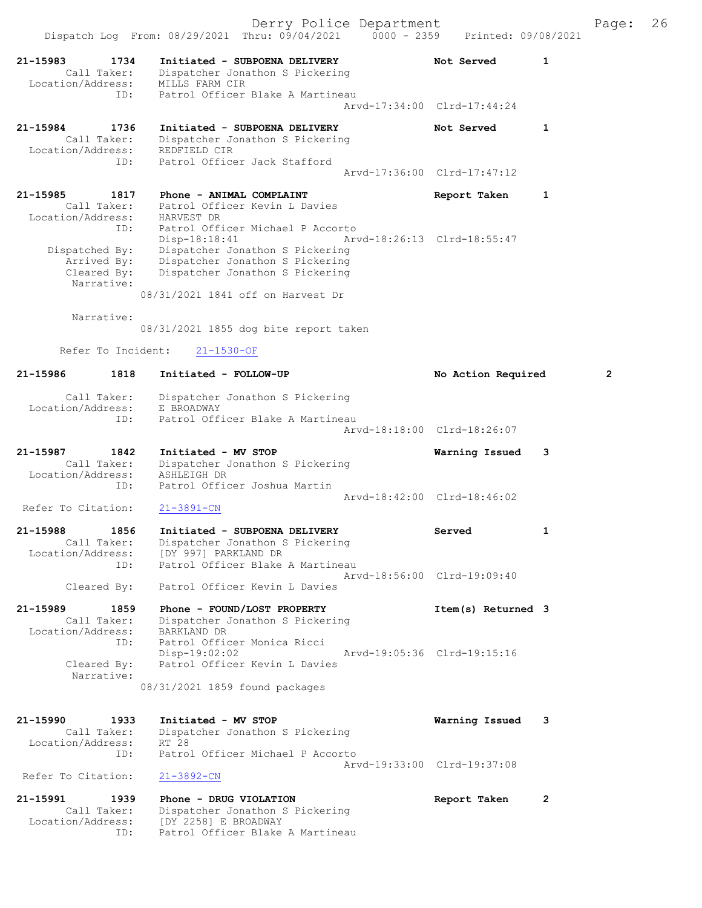```
21-15983        1734    Initiated - SUBPOENA DELIVERY              Not Served       1
        Call Taker:     Dispatcher Jonathon S Pickering
  Location/Address:     MILLS FARM CIR
                ID:     Patrol Officer Blake A Martineau
                                                   Arvd-17:34:00  Clrd-17:44:24

21-15984        1736    Initiated - SUBPOENA DELIVERY              Not Served       1
        Call Taker:     Dispatcher Jonathon S Pickering
  Location/Address:     REDFIELD CIR
                ID:     Patrol Officer Jack Stafford
                                                   Arvd-17:36:00  Clrd-17:47:12

21-15985        1817    Phone - ANIMAL COMPLAINT                   Report Taken     1
        Call Taker:     Patrol Officer Kevin L Davies
  Location/Address:     HARVEST DR
                ID:     Patrol Officer Michael P Accorto
                        Disp-18:18:41              Arvd-18:26:13  Clrd-18:55:47
     Dispatched By:     Dispatcher Jonathon S Pickering
        Arrived By:     Dispatcher Jonathon S Pickering
        Cleared By:     Dispatcher Jonathon S Pickering
         Narrative:
                      08/31/2021 1841 off on Harvest Dr

         Narrative:
                      08/31/2021 1855 dog bite report taken

      Refer To Incident:     21-1530-OF

21-15986        1818    Initiated - FOLLOW-UP                      No Action Required       2

        Call Taker:     Dispatcher Jonathon S Pickering
  Location/Address:     E BROADWAY
                ID:     Patrol Officer Blake A Martineau
                                                   Arvd-18:18:00  Clrd-18:26:07

21-15987        1842    Initiated - MV STOP                        Warning Issued   3
        Call Taker:     Dispatcher Jonathon S Pickering
  Location/Address:     ASHLEIGH DR
                ID:     Patrol Officer Joshua Martin
                                                   Arvd-18:42:00  Clrd-18:46:02
  Refer To Citation:    21-3891-CN

21-15988        1856    Initiated - SUBPOENA DELIVERY              Served           1
        Call Taker:     Dispatcher Jonathon S Pickering
  Location/Address:     [DY 997] PARKLAND DR
                ID:     Patrol Officer Blake A Martineau
                                                   Arvd-18:56:00  Clrd-19:09:40
        Cleared By:     Patrol Officer Kevin L Davies

21-15989        1859    Phone - FOUND/LOST PROPERTY                Item(s) Returned 3
        Call Taker:     Dispatcher Jonathon S Pickering
  Location/Address:     BARKLAND DR
                ID:     Patrol Officer Monica Ricci
                        Disp-19:02:02              Arvd-19:05:36  Clrd-19:15:16
        Cleared By:     Patrol Officer Kevin L Davies
         Narrative:
                      08/31/2021 1859 found packages


21-15990        1933    Initiated - MV STOP                        Warning Issued   3
        Call Taker:     Dispatcher Jonathon S Pickering
  Location/Address:     RT 28
                ID:     Patrol Officer Michael P Accorto
                                                   Arvd-19:33:00  Clrd-19:37:08
  Refer To Citation:    21-3892-CN

21-15991        1939    Phone - DRUG VIOLATION                     Report Taken     2
        Call Taker:     Dispatcher Jonathon S Pickering
  Location/Address:     [DY 2258] E BROADWAY
                ID:     Patrol Officer Blake A Martineau
```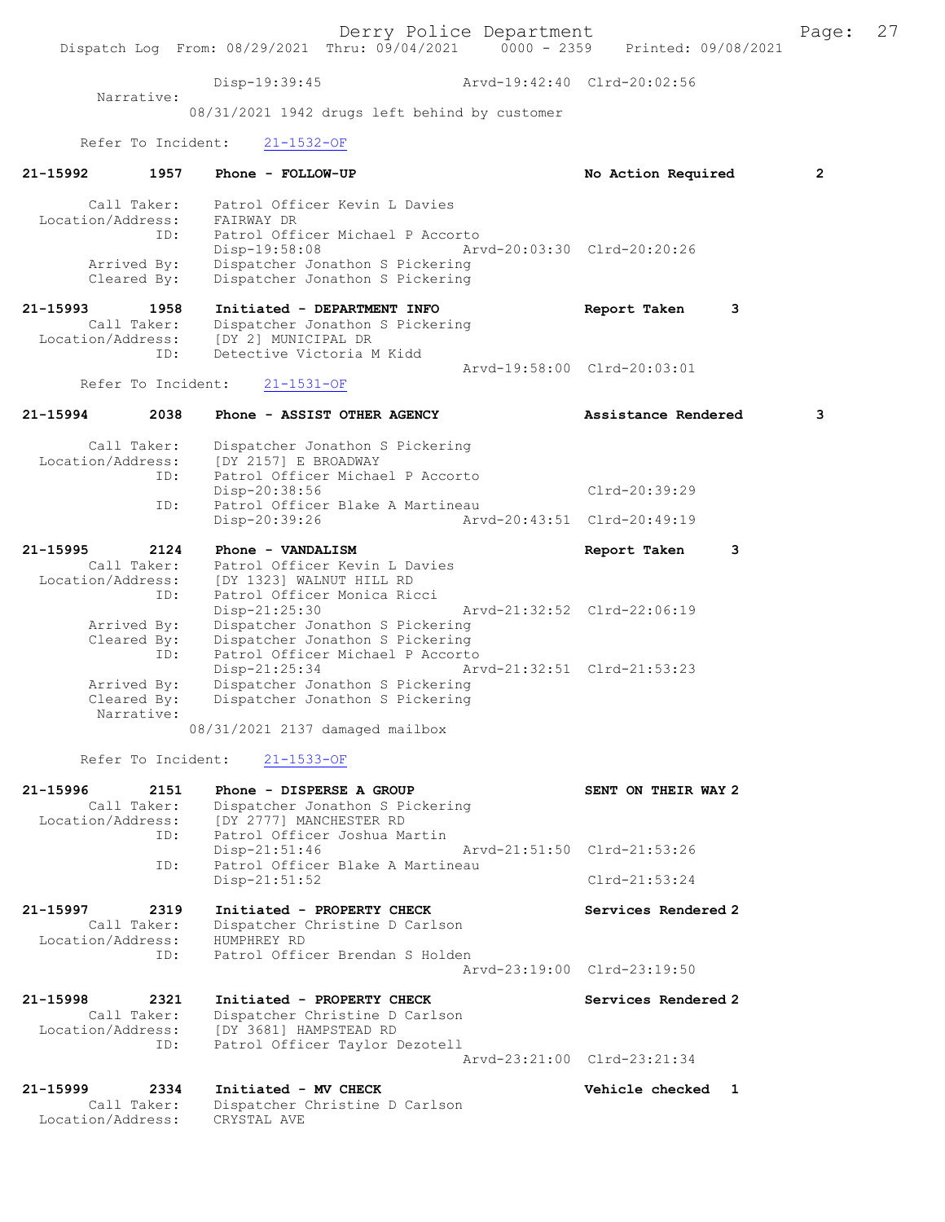```
                Disp-19:39:45                Arvd-19:42:40  Clrd-20:02:56
        Narrative:
                08/31/2021 1942 drugs left behind by customer

        Refer To Incident:    21-1532-OF

21-15992        1957    Phone - FOLLOW-UP                        No Action Required         2

        Call Taker:     Patrol Officer Kevin L Davies
  Location/Address:     FAIRWAY DR
                ID:     Patrol Officer Michael P Accorto
                        Disp-19:58:08                Arvd-20:03:30  Clrd-20:20:26
        Arrived By:     Dispatcher Jonathon S Pickering
        Cleared By:     Dispatcher Jonathon S Pickering

21-15993        1958    Initiated - DEPARTMENT INFO              Report Taken          3
        Call Taker:     Dispatcher Jonathon S Pickering
  Location/Address:     [DY 2] MUNICIPAL DR
                ID:     Detective Victoria M Kidd
                                                     Arvd-19:58:00  Clrd-20:03:01
        Refer To Incident:    21-1531-OF

21-15994        2038    Phone - ASSIST OTHER AGENCY              Assistance Rendered        3

        Call Taker:     Dispatcher Jonathon S Pickering
  Location/Address:     [DY 2157] E BROADWAY
                ID:     Patrol Officer Michael P Accorto
                        Disp-20:38:56                               Clrd-20:39:29
                ID:     Patrol Officer Blake A Martineau
                        Disp-20:39:26                Arvd-20:43:51  Clrd-20:49:19

21-15995        2124    Phone - VANDALISM                        Report Taken          3
        Call Taker:     Patrol Officer Kevin L Davies
  Location/Address:     [DY 1323] WALNUT HILL RD
                ID:     Patrol Officer Monica Ricci
                        Disp-21:25:30                Arvd-21:32:52  Clrd-22:06:19
        Arrived By:     Dispatcher Jonathon S Pickering
        Cleared By:     Dispatcher Jonathon S Pickering
                ID:     Patrol Officer Michael P Accorto
                        Disp-21:25:34                Arvd-21:32:51  Clrd-21:53:23
        Arrived By:     Dispatcher Jonathon S Pickering
        Cleared By:     Dispatcher Jonathon S Pickering
        Narrative:
                08/31/2021 2137 damaged mailbox

        Refer To Incident:    21-1533-OF

21-15996        2151    Phone - DISPERSE A GROUP                 SENT ON THEIR WAY 2
        Call Taker:     Dispatcher Jonathon S Pickering
  Location/Address:     [DY 2777] MANCHESTER RD
                ID:     Patrol Officer Joshua Martin
                        Disp-21:51:46                Arvd-21:51:50  Clrd-21:53:26
                ID:     Patrol Officer Blake A Martineau
                        Disp-21:51:52                               Clrd-21:53:24

21-15997        2319    Initiated - PROPERTY CHECK               Services Rendered 2
        Call Taker:     Dispatcher Christine D Carlson
  Location/Address:     HUMPHREY RD
                ID:     Patrol Officer Brendan S Holden
                                                     Arvd-23:19:00  Clrd-23:19:50

21-15998        2321    Initiated - PROPERTY CHECK               Services Rendered 2
        Call Taker:     Dispatcher Christine D Carlson
  Location/Address:     [DY 3681] HAMPSTEAD RD
                ID:     Patrol Officer Taylor Dezotell
                                                     Arvd-23:21:00  Clrd-23:21:34

21-15999        2334    Initiated - MV CHECK                     Vehicle checked   1
        Call Taker:     Dispatcher Christine D Carlson
  Location/Address:     CRYSTAL AVE
```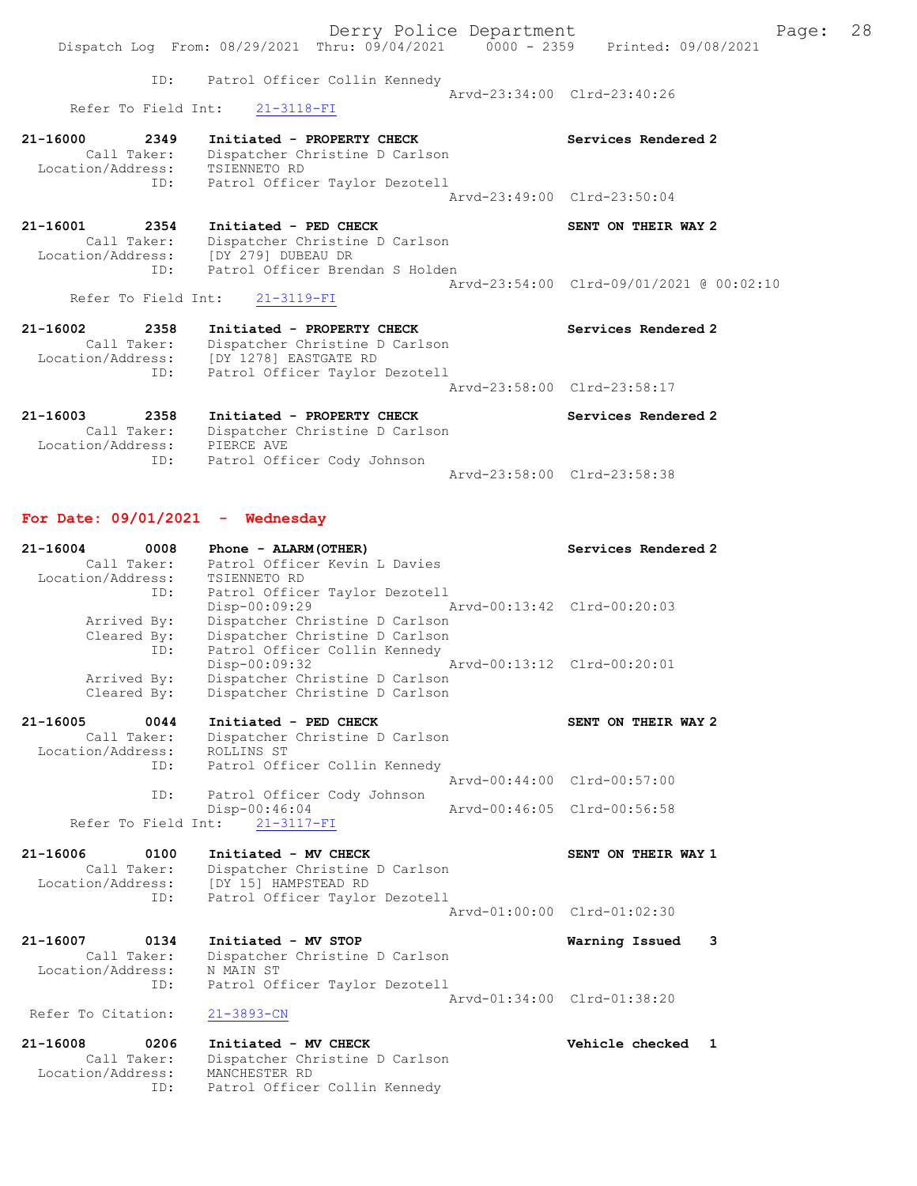ID: Patrol Officer Collin Kennedy
Arvd-23:34:00 Clrd-23:40:26
Refer To Field Int: 21-3118-FI

21-16000 2349 Initiated - PROPERTY CHECK Services Rendered 2
Call Taker: Dispatcher Christine D Carlson
Location/Address: TSIENNETO RD
ID: Patrol Officer Taylor Dezotell
Arvd-23:49:00 Clrd-23:50:04

21-16001 2354 Initiated - PED CHECK SENT ON THEIR WAY 2
Call Taker: Dispatcher Christine D Carlson
Location/Address: [DY 279] DUBEAU DR
ID: Patrol Officer Brendan S Holden
Arvd-23:54:00 Clrd-09/01/2021 @ 00:02:10
Refer To Field Int: 21-3119-FI

21-16002 2358 Initiated - PROPERTY CHECK Services Rendered 2
Call Taker: Dispatcher Christine D Carlson
Location/Address: [DY 1278] EASTGATE RD
ID: Patrol Officer Taylor Dezotell
Arvd-23:58:00 Clrd-23:58:17

21-16003 2358 Initiated - PROPERTY CHECK Services Rendered 2
Call Taker: Dispatcher Christine D Carlson
Location/Address: PIERCE AVE
ID: Patrol Officer Cody Johnson
Arvd-23:58:00 Clrd-23:58:38

## For Date: 09/01/2021 - Wednesday

21-16004 0008 Phone - ALARM(OTHER) Services Rendered 2
Call Taker: Patrol Officer Kevin L Davies
Location/Address: TSIENNETO RD
ID: Patrol Officer Taylor Dezotell
Disp-00:09:29 Arvd-00:13:42 Clrd-00:20:03
Arrived By: Dispatcher Christine D Carlson
Cleared By: Dispatcher Christine D Carlson
ID: Patrol Officer Collin Kennedy
Disp-00:09:32 Arvd-00:13:12 Clrd-00:20:01
Arrived By: Dispatcher Christine D Carlson
Cleared By: Dispatcher Christine D Carlson

21-16005 0044 Initiated - PED CHECK SENT ON THEIR WAY 2
Call Taker: Dispatcher Christine D Carlson
Location/Address: ROLLINS ST
ID: Patrol Officer Collin Kennedy
Arvd-00:44:00 Clrd-00:57:00
ID: Patrol Officer Cody Johnson
Disp-00:46:04 Arvd-00:46:05 Clrd-00:56:58
Refer To Field Int: 21-3117-FI

21-16006 0100 Initiated - MV CHECK SENT ON THEIR WAY 1
Call Taker: Dispatcher Christine D Carlson
Location/Address: [DY 15] HAMPSTEAD RD
ID: Patrol Officer Taylor Dezotell
Arvd-01:00:00 Clrd-01:02:30

21-16007 0134 Initiated - MV STOP Warning Issued 3
Call Taker: Dispatcher Christine D Carlson
Location/Address: N MAIN ST
ID: Patrol Officer Taylor Dezotell
Arvd-01:34:00 Clrd-01:38:20
Refer To Citation: 21-3893-CN

21-16008 0206 Initiated - MV CHECK Vehicle checked 1
Call Taker: Dispatcher Christine D Carlson
Location/Address: MANCHESTER RD
ID: Patrol Officer Collin Kennedy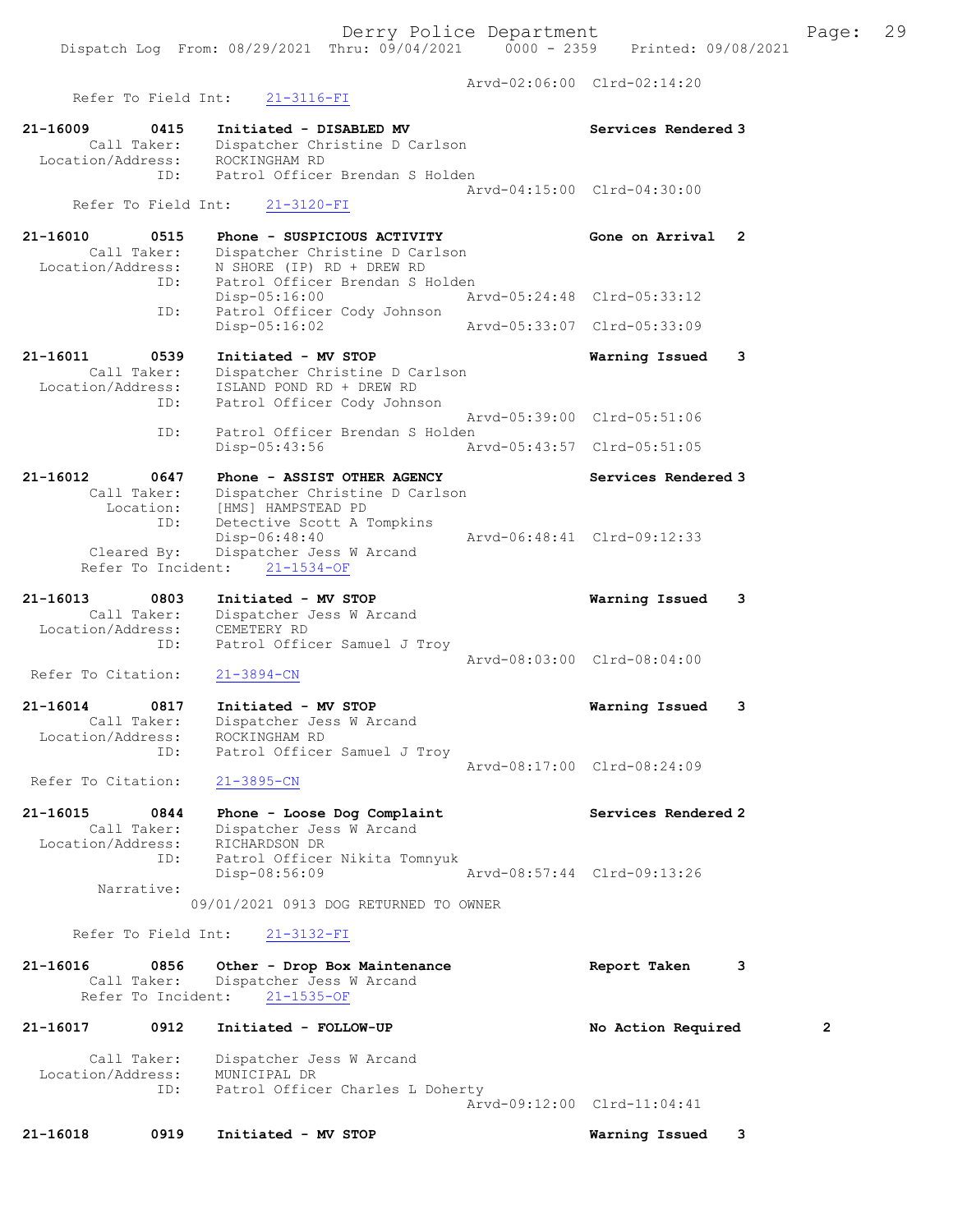Arvd-02:06:00 Clrd-02:14:20
Refer To Field Int: 21-3116-FI

```
21-16009        0415    Initiated - DISABLED MV                     Services Rendered 3
        Call Taker:     Dispatcher Christine D Carlson
  Location/Address:     ROCKINGHAM RD
                ID:     Patrol Officer Brendan S Holden
                                                    Arvd-04:15:00  Clrd-04:30:00
    Refer To Field Int:     21-3120-FI

21-16010        0515    Phone - SUSPICIOUS ACTIVITY                 Gone on Arrival   2
        Call Taker:     Dispatcher Christine D Carlson
  Location/Address:     N SHORE (IP) RD + DREW RD
                ID:     Patrol Officer Brendan S Holden
                        Disp-05:16:00               Arvd-05:24:48  Clrd-05:33:12
                ID:     Patrol Officer Cody Johnson
                        Disp-05:16:02               Arvd-05:33:07  Clrd-05:33:09

21-16011        0539    Initiated - MV STOP                         Warning Issued    3
        Call Taker:     Dispatcher Christine D Carlson
  Location/Address:     ISLAND POND RD + DREW RD
                ID:     Patrol Officer Cody Johnson
                                                    Arvd-05:39:00  Clrd-05:51:06
                ID:     Patrol Officer Brendan S Holden
                        Disp-05:43:56               Arvd-05:43:57  Clrd-05:51:05

21-16012        0647    Phone - ASSIST OTHER AGENCY                 Services Rendered 3
        Call Taker:     Dispatcher Christine D Carlson
          Location:     [HMS] HAMPSTEAD PD
                ID:     Detective Scott A Tompkins
                        Disp-06:48:40               Arvd-06:48:41  Clrd-09:12:33
        Cleared By:     Dispatcher Jess W Arcand
     Refer To Incident:     21-1534-OF

21-16013        0803    Initiated - MV STOP                         Warning Issued    3
        Call Taker:     Dispatcher Jess W Arcand
  Location/Address:     CEMETERY RD
                ID:     Patrol Officer Samuel J Troy
                                                    Arvd-08:03:00  Clrd-08:04:00
 Refer To Citation:     21-3894-CN

21-16014        0817    Initiated - MV STOP                         Warning Issued    3
        Call Taker:     Dispatcher Jess W Arcand
  Location/Address:     ROCKINGHAM RD
                ID:     Patrol Officer Samuel J Troy
                                                    Arvd-08:17:00  Clrd-08:24:09
 Refer To Citation:     21-3895-CN

21-16015        0844    Phone - Loose Dog Complaint                 Services Rendered 2
        Call Taker:     Dispatcher Jess W Arcand
  Location/Address:     RICHARDSON DR
                ID:     Patrol Officer Nikita Tomnyuk
                        Disp-08:56:09               Arvd-08:57:44  Clrd-09:13:26
         Narrative:
                    09/01/2021 0913 DOG RETURNED TO OWNER

    Refer To Field Int:     21-3132-FI

21-16016        0856    Other - Drop Box Maintenance                Report Taken      3
        Call Taker:     Dispatcher Jess W Arcand
     Refer To Incident:     21-1535-OF

21-16017        0912    Initiated - FOLLOW-UP                       No Action Required        2

        Call Taker:     Dispatcher Jess W Arcand
  Location/Address:     MUNICIPAL DR
                ID:     Patrol Officer Charles L Doherty
                                                    Arvd-09:12:00  Clrd-11:04:41

21-16018        0919    Initiated - MV STOP                         Warning Issued    3
```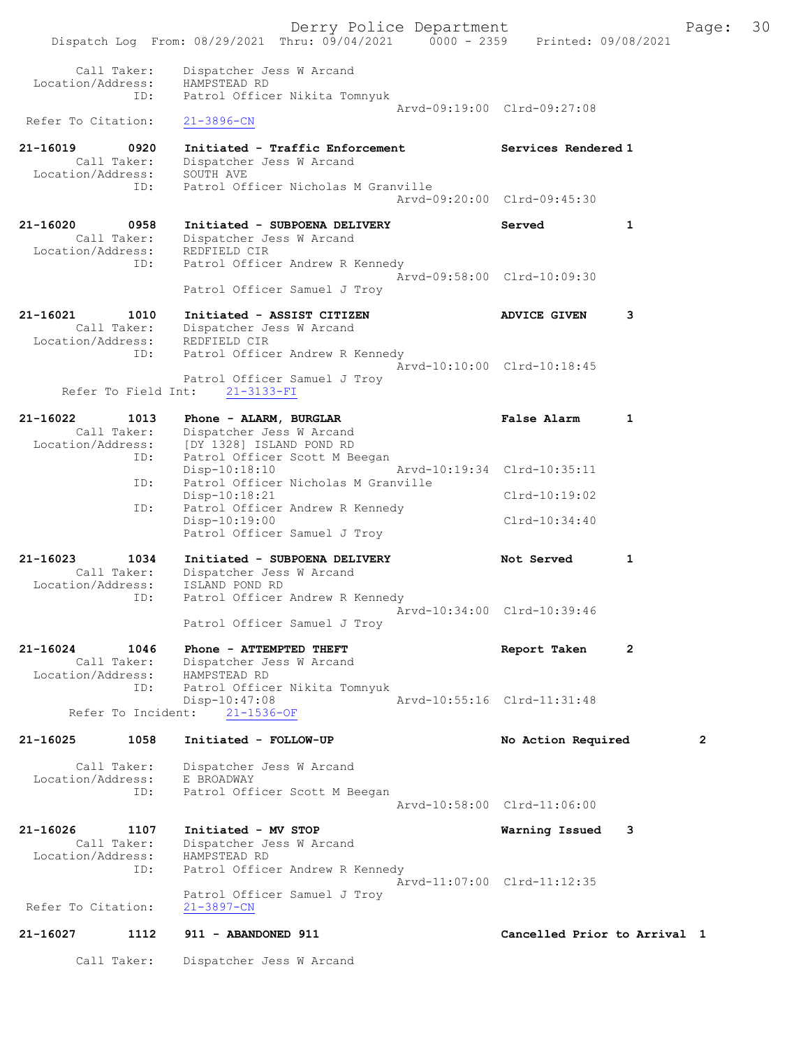```
    Call Taker:    Dispatcher Jess W Arcand
  Location/Address:    HAMPSTEAD RD
              ID:    Patrol Officer Nikita Tomnyuk
                                        Arvd-09:19:00  Clrd-09:27:08
  Refer To Citation:    21-3896-CN

21-16019       0920    Initiated - Traffic Enforcement          Services Rendered 1
    Call Taker:    Dispatcher Jess W Arcand
  Location/Address:    SOUTH AVE
              ID:    Patrol Officer Nicholas M Granville
                                        Arvd-09:20:00  Clrd-09:45:30

21-16020       0958    Initiated - SUBPOENA DELIVERY            Served          1
    Call Taker:    Dispatcher Jess W Arcand
  Location/Address:    REDFIELD CIR
              ID:    Patrol Officer Andrew R Kennedy
                                        Arvd-09:58:00  Clrd-10:09:30
                     Patrol Officer Samuel J Troy

21-16021       1010    Initiated - ASSIST CITIZEN               ADVICE GIVEN    3
    Call Taker:    Dispatcher Jess W Arcand
  Location/Address:    REDFIELD CIR
              ID:    Patrol Officer Andrew R Kennedy
                                        Arvd-10:10:00  Clrd-10:18:45
                     Patrol Officer Samuel J Troy
  Refer To Field Int:    21-3133-FI

21-16022       1013    Phone - ALARM, BURGLAR                   False Alarm     1
    Call Taker:    Dispatcher Jess W Arcand
  Location/Address:    [DY 1328] ISLAND POND RD
              ID:    Patrol Officer Scott M Beegan
                     Disp-10:18:10      Arvd-10:19:34  Clrd-10:35:11
              ID:    Patrol Officer Nicholas M Granville
                     Disp-10:18:21                     Clrd-10:19:02
              ID:    Patrol Officer Andrew R Kennedy
                     Disp-10:19:00                     Clrd-10:34:40
                     Patrol Officer Samuel J Troy

21-16023       1034    Initiated - SUBPOENA DELIVERY            Not Served      1
    Call Taker:    Dispatcher Jess W Arcand
  Location/Address:    ISLAND POND RD
              ID:    Patrol Officer Andrew R Kennedy
                                        Arvd-10:34:00  Clrd-10:39:46
                     Patrol Officer Samuel J Troy

21-16024       1046    Phone - ATTEMPTED THEFT                  Report Taken    2
    Call Taker:    Dispatcher Jess W Arcand
  Location/Address:    HAMPSTEAD RD
              ID:    Patrol Officer Nikita Tomnyuk
                     Disp-10:47:08      Arvd-10:55:16  Clrd-11:31:48
  Refer To Incident:    21-1536-OF

21-16025       1058    Initiated - FOLLOW-UP                    No Action Required      2

    Call Taker:    Dispatcher Jess W Arcand
  Location/Address:    E BROADWAY
              ID:    Patrol Officer Scott M Beegan
                                        Arvd-10:58:00  Clrd-11:06:00

21-16026       1107    Initiated - MV STOP                      Warning Issued  3
    Call Taker:    Dispatcher Jess W Arcand
  Location/Address:    HAMPSTEAD RD
              ID:    Patrol Officer Andrew R Kennedy
                                        Arvd-11:07:00  Clrd-11:12:35
                     Patrol Officer Samuel J Troy
  Refer To Citation:    21-3897-CN

21-16027       1112    911 - ABANDONED 911                      Cancelled Prior to Arrival 1

    Call Taker:    Dispatcher Jess W Arcand
```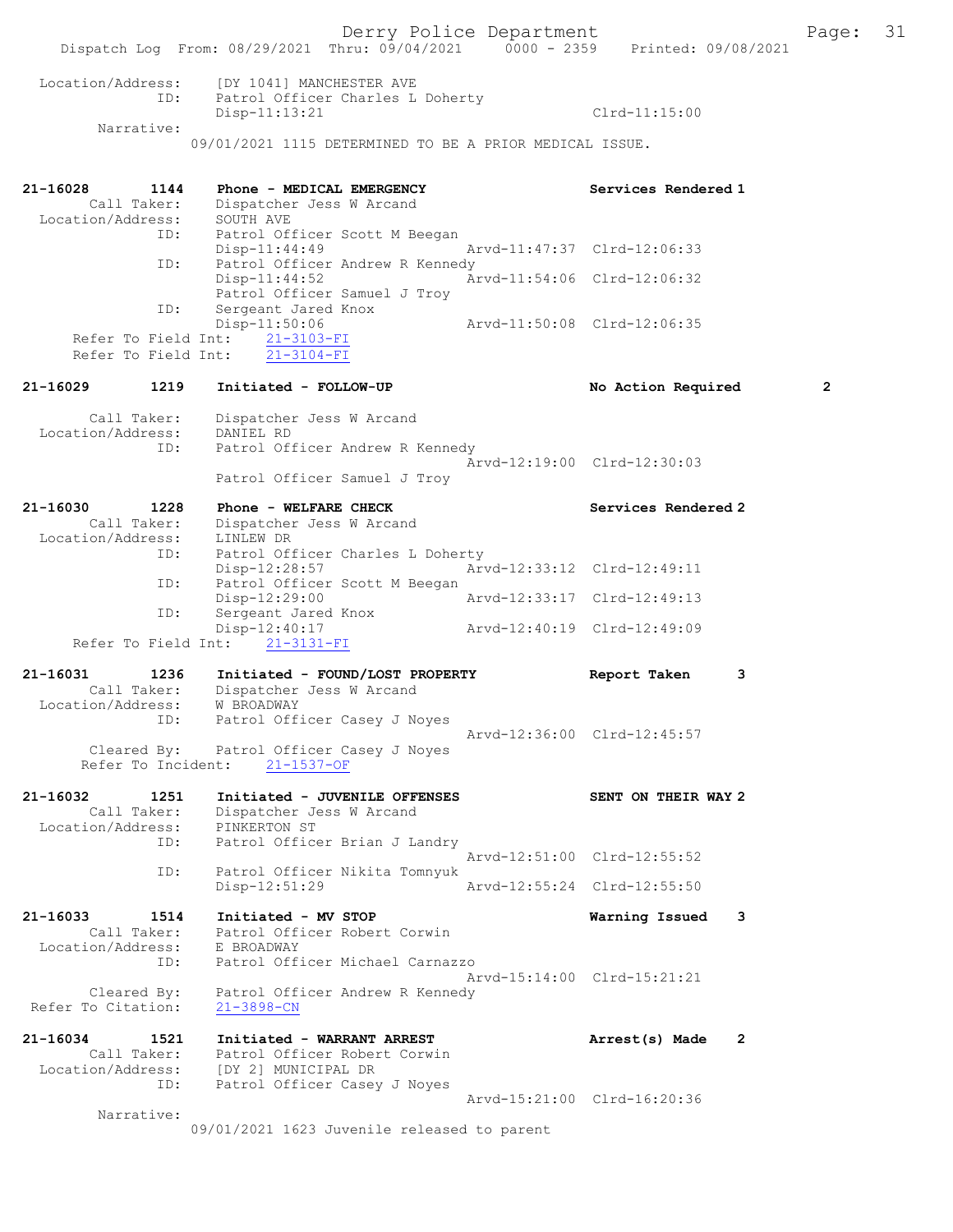```
 Location/Address:    [DY 1041] MANCHESTER AVE
              ID:    Patrol Officer Charles L Doherty
                     Disp-11:13:21                             Clrd-11:15:00
       Narrative:
                 09/01/2021 1115 DETERMINED TO BE A PRIOR MEDICAL ISSUE.


21-16028        1144    Phone - MEDICAL EMERGENCY              Services Rendered 1
       Call Taker:    Dispatcher Jess W Arcand
 Location/Address:    SOUTH AVE
              ID:    Patrol Officer Scott M Beegan
                     Disp-11:44:49             Arvd-11:47:37  Clrd-12:06:33
              ID:    Patrol Officer Andrew R Kennedy
                     Disp-11:44:52             Arvd-11:54:06  Clrd-12:06:32
                     Patrol Officer Samuel J Troy
              ID:    Sergeant Jared Knox
                     Disp-11:50:06             Arvd-11:50:08  Clrd-12:06:35
     Refer To Field Int:    21-3103-FI
     Refer To Field Int:    21-3104-FI

21-16029        1219    Initiated - FOLLOW-UP                  No Action Required        2

       Call Taker:    Dispatcher Jess W Arcand
 Location/Address:    DANIEL RD
              ID:    Patrol Officer Andrew R Kennedy
                                               Arvd-12:19:00  Clrd-12:30:03
                     Patrol Officer Samuel J Troy

21-16030        1228    Phone - WELFARE CHECK                  Services Rendered 2
       Call Taker:    Dispatcher Jess W Arcand
 Location/Address:    LINLEW DR
              ID:    Patrol Officer Charles L Doherty
                     Disp-12:28:57             Arvd-12:33:12  Clrd-12:49:11
              ID:    Patrol Officer Scott M Beegan
                     Disp-12:29:00             Arvd-12:33:17  Clrd-12:49:13
              ID:    Sergeant Jared Knox
                     Disp-12:40:17             Arvd-12:40:19  Clrd-12:49:09
     Refer To Field Int:    21-3131-FI

21-16031        1236    Initiated - FOUND/LOST PROPERTY        Report Taken      3
       Call Taker:    Dispatcher Jess W Arcand
 Location/Address:    W BROADWAY
              ID:    Patrol Officer Casey J Noyes
                                               Arvd-12:36:00  Clrd-12:45:57
       Cleared By:    Patrol Officer Casey J Noyes
      Refer To Incident:    21-1537-OF

21-16032        1251    Initiated - JUVENILE OFFENSES          SENT ON THEIR WAY 2
       Call Taker:    Dispatcher Jess W Arcand
 Location/Address:    PINKERTON ST
              ID:    Patrol Officer Brian J Landry
                                               Arvd-12:51:00  Clrd-12:55:52
              ID:    Patrol Officer Nikita Tomnyuk
                     Disp-12:51:29             Arvd-12:55:24  Clrd-12:55:50

21-16033        1514    Initiated - MV STOP                    Warning Issued    3
       Call Taker:    Patrol Officer Robert Corwin
 Location/Address:    E BROADWAY
              ID:    Patrol Officer Michael Carnazzo
                                               Arvd-15:14:00  Clrd-15:21:21
       Cleared By:    Patrol Officer Andrew R Kennedy
 Refer To Citation:    21-3898-CN

21-16034        1521    Initiated - WARRANT ARREST             Arrest(s) Made    2
       Call Taker:    Patrol Officer Robert Corwin
 Location/Address:    [DY 2] MUNICIPAL DR
              ID:    Patrol Officer Casey J Noyes
                                               Arvd-15:21:00  Clrd-16:20:36
       Narrative:
                 09/01/2021 1623 Juvenile released to parent
```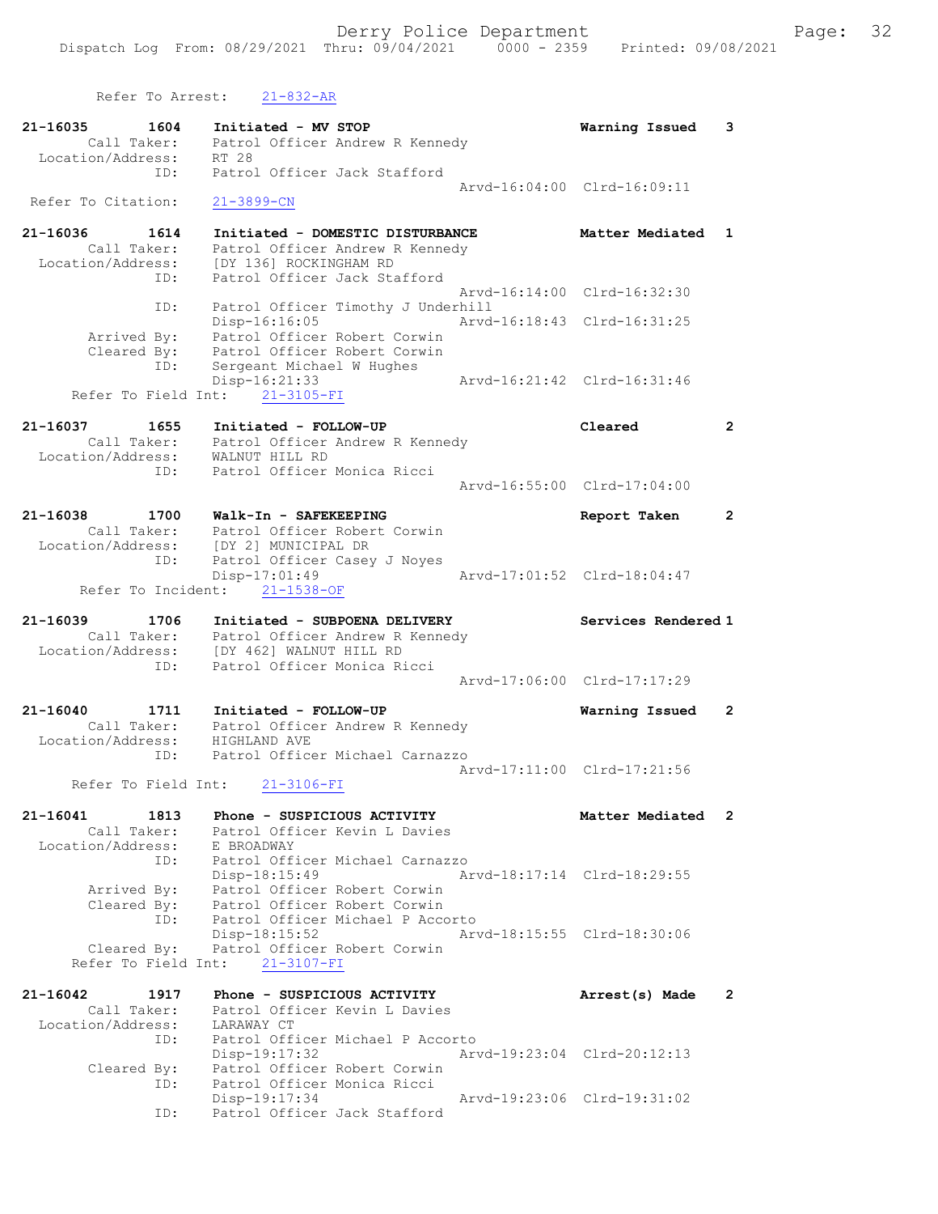Refer To Arrest: 21-832-AR

```
21-16035        1604    Initiated - MV STOP                          Warning Issued    3
         Call Taker:    Patrol Officer Andrew R Kennedy
   Location/Address:    RT 28
                 ID:    Patrol Officer Jack Stafford
                                                  Arvd-16:04:00  Clrd-16:09:11
  Refer To Citation:    21-3899-CN

21-16036        1614    Initiated - DOMESTIC DISTURBANCE             Matter Mediated   1
         Call Taker:    Patrol Officer Andrew R Kennedy
   Location/Address:    [DY 136] ROCKINGHAM RD
                 ID:    Patrol Officer Jack Stafford
                                                  Arvd-16:14:00  Clrd-16:32:30
                 ID:    Patrol Officer Timothy J Underhill
                        Disp-16:16:05             Arvd-16:18:43  Clrd-16:31:25
         Arrived By:    Patrol Officer Robert Corwin
         Cleared By:    Patrol Officer Robert Corwin
                 ID:    Sergeant Michael W Hughes
                        Disp-16:21:33             Arvd-16:21:42  Clrd-16:31:46
   Refer To Field Int:    21-3105-FI

21-16037        1655    Initiated - FOLLOW-UP                        Cleared           2
         Call Taker:    Patrol Officer Andrew R Kennedy
   Location/Address:    WALNUT HILL RD
                 ID:    Patrol Officer Monica Ricci
                                                  Arvd-16:55:00  Clrd-17:04:00

21-16038        1700    Walk-In - SAFEKEEPING                        Report Taken      2
         Call Taker:    Patrol Officer Robert Corwin
   Location/Address:    [DY 2] MUNICIPAL DR
                 ID:    Patrol Officer Casey J Noyes
                        Disp-17:01:49             Arvd-17:01:52  Clrd-18:04:47
   Refer To Incident:    21-1538-OF

21-16039        1706    Initiated - SUBPOENA DELIVERY                Services Rendered 1
         Call Taker:    Patrol Officer Andrew R Kennedy
   Location/Address:    [DY 462] WALNUT HILL RD
                 ID:    Patrol Officer Monica Ricci
                                                  Arvd-17:06:00  Clrd-17:17:29

21-16040        1711    Initiated - FOLLOW-UP                        Warning Issued    2
         Call Taker:    Patrol Officer Andrew R Kennedy
   Location/Address:    HIGHLAND AVE
                 ID:    Patrol Officer Michael Carnazzo
                                                  Arvd-17:11:00  Clrd-17:21:56
   Refer To Field Int:    21-3106-FI

21-16041        1813    Phone - SUSPICIOUS ACTIVITY                  Matter Mediated   2
         Call Taker:    Patrol Officer Kevin L Davies
   Location/Address:    E BROADWAY
                 ID:    Patrol Officer Michael Carnazzo
                        Disp-18:15:49             Arvd-18:17:14  Clrd-18:29:55
         Arrived By:    Patrol Officer Robert Corwin
         Cleared By:    Patrol Officer Robert Corwin
                 ID:    Patrol Officer Michael P Accorto
                        Disp-18:15:52             Arvd-18:15:55  Clrd-18:30:06
         Cleared By:    Patrol Officer Robert Corwin
   Refer To Field Int:    21-3107-FI

21-16042        1917    Phone - SUSPICIOUS ACTIVITY                  Arrest(s) Made    2
         Call Taker:    Patrol Officer Kevin L Davies
   Location/Address:    LARAWAY CT
                 ID:    Patrol Officer Michael P Accorto
                        Disp-19:17:32             Arvd-19:23:04  Clrd-20:12:13
         Cleared By:    Patrol Officer Robert Corwin
                 ID:    Patrol Officer Monica Ricci
                        Disp-19:17:34             Arvd-19:23:06  Clrd-19:31:02
                 ID:    Patrol Officer Jack Stafford
```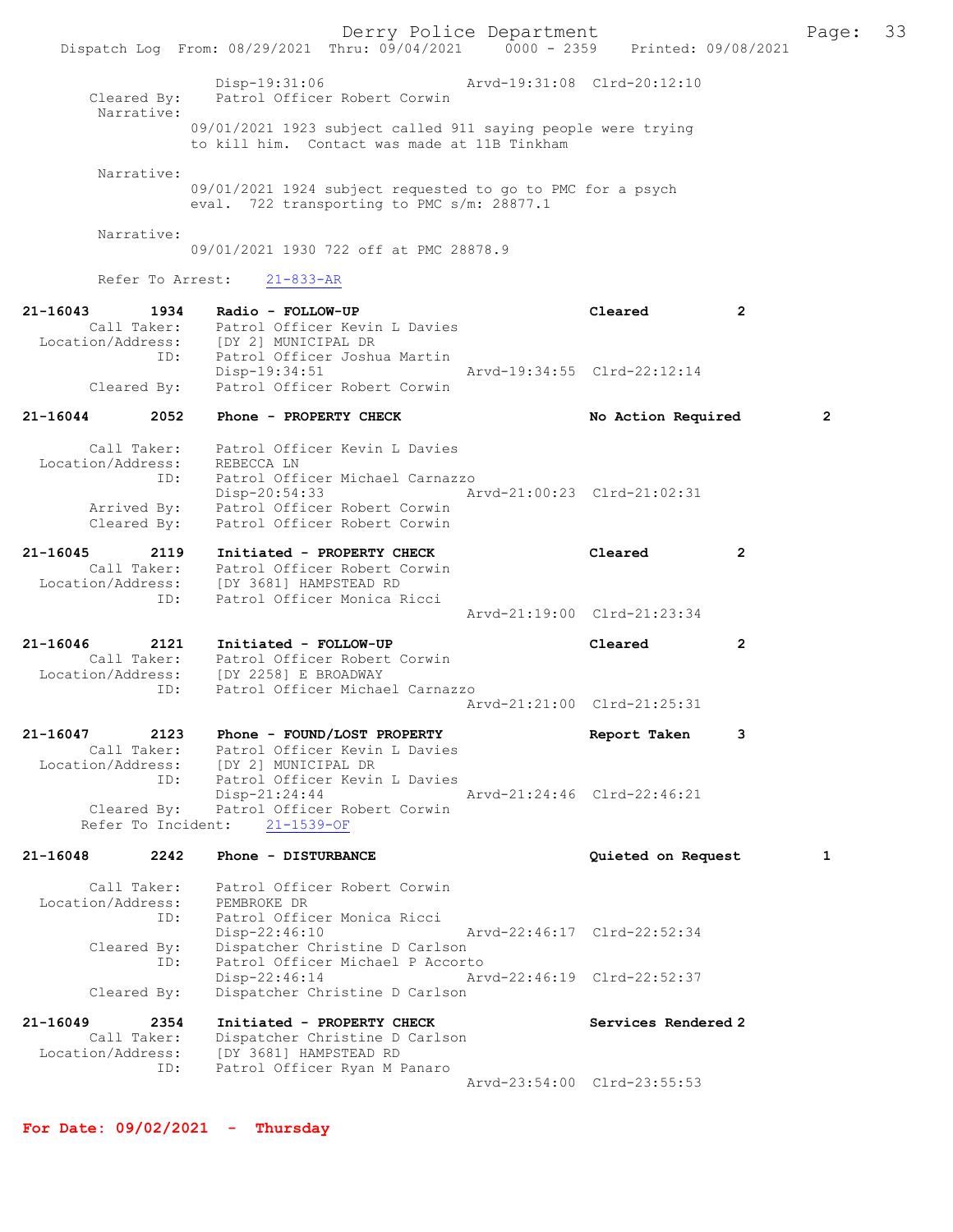Disp-19:31:06 Arvd-19:31:08 Clrd-20:12:10
Cleared By: Patrol Officer Robert Corwin
Narrative:
09/01/2021 1923 subject called 911 saying people were trying to kill him. Contact was made at 11B Tinkham

Narrative:
09/01/2021 1924 subject requested to go to PMC for a psych eval. 722 transporting to PMC s/m: 28877.1

Narrative:
09/01/2021 1930 722 off at PMC 28878.9

Refer To Arrest: 21-833-AR

**21-16043 1934 Radio - FOLLOW-UP** Cleared 2
Call Taker: Patrol Officer Kevin L Davies
Location/Address: [DY 2] MUNICIPAL DR
ID: Patrol Officer Joshua Martin
Disp-19:34:51 Arvd-19:34:55 Clrd-22:12:14
Cleared By: Patrol Officer Robert Corwin

**21-16044 2052 Phone - PROPERTY CHECK** No Action Required 2
Call Taker: Patrol Officer Kevin L Davies
Location/Address: REBECCA LN
ID: Patrol Officer Michael Carnazzo
Disp-20:54:33 Arvd-21:00:23 Clrd-21:02:31
Arrived By: Patrol Officer Robert Corwin
Cleared By: Patrol Officer Robert Corwin

**21-16045 2119 Initiated - PROPERTY CHECK** Cleared 2
Call Taker: Patrol Officer Robert Corwin
Location/Address: [DY 3681] HAMPSTEAD RD
ID: Patrol Officer Monica Ricci
Arvd-21:19:00 Clrd-21:23:34

**21-16046 2121 Initiated - FOLLOW-UP** Cleared 2
Call Taker: Patrol Officer Robert Corwin
Location/Address: [DY 2258] E BROADWAY
ID: Patrol Officer Michael Carnazzo
Arvd-21:21:00 Clrd-21:25:31

**21-16047 2123 Phone - FOUND/LOST PROPERTY** Report Taken 3
Call Taker: Patrol Officer Kevin L Davies
Location/Address: [DY 2] MUNICIPAL DR
ID: Patrol Officer Kevin L Davies
Disp-21:24:44 Arvd-21:24:46 Clrd-22:46:21
Cleared By: Patrol Officer Robert Corwin
Refer To Incident: 21-1539-OF

**21-16048 2242 Phone - DISTURBANCE** Quieted on Request 1
Call Taker: Patrol Officer Robert Corwin
Location/Address: PEMBROKE DR
ID: Patrol Officer Monica Ricci
Disp-22:46:10 Arvd-22:46:17 Clrd-22:52:34
Cleared By: Dispatcher Christine D Carlson
ID: Patrol Officer Michael P Accorto
Disp-22:46:14 Arvd-22:46:19 Clrd-22:52:37
Cleared By: Dispatcher Christine D Carlson

**21-16049 2354 Initiated - PROPERTY CHECK** Services Rendered 2
Call Taker: Dispatcher Christine D Carlson
Location/Address: [DY 3681] HAMPSTEAD RD
ID: Patrol Officer Ryan M Panaro
Arvd-23:54:00 Clrd-23:55:53

**For Date: 09/02/2021 - Thursday**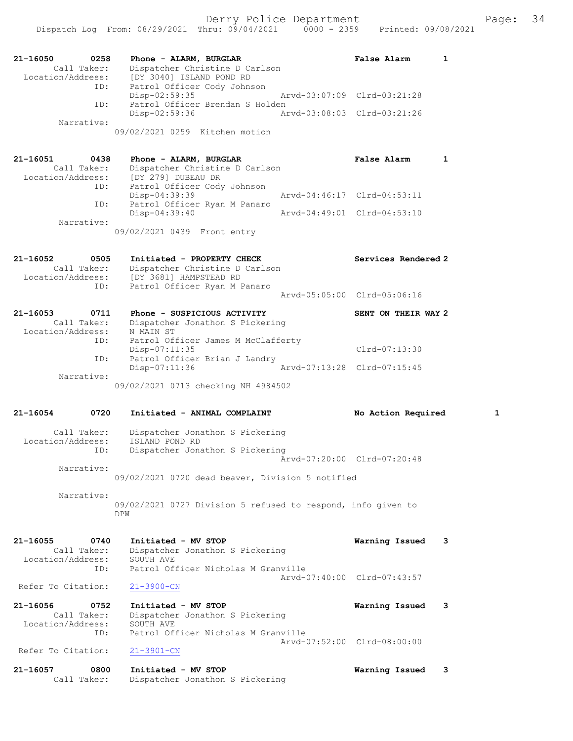```
21-16050        0258    Phone - ALARM, BURGLAR                  False Alarm       1
        Call Taker:     Dispatcher Christine D Carlson
  Location/Address:     [DY 3040] ISLAND POND RD
                ID:     Patrol Officer Cody Johnson
                        Disp-02:59:35             Arvd-03:07:09  Clrd-03:21:28
                ID:     Patrol Officer Brendan S Holden
                        Disp-02:59:36             Arvd-03:08:03  Clrd-03:21:26
         Narrative:
                        09/02/2021 0259  Kitchen motion

21-16051        0438    Phone - ALARM, BURGLAR                  False Alarm       1
        Call Taker:     Dispatcher Christine D Carlson
  Location/Address:     [DY 279] DUBEAU DR
                ID:     Patrol Officer Cody Johnson
                        Disp-04:39:39             Arvd-04:46:17  Clrd-04:53:11
                ID:     Patrol Officer Ryan M Panaro
                        Disp-04:39:40             Arvd-04:49:01  Clrd-04:53:10
         Narrative:
                        09/02/2021 0439  Front entry

21-16052        0505    Initiated - PROPERTY CHECK              Services Rendered 2
        Call Taker:     Dispatcher Christine D Carlson
  Location/Address:     [DY 3681] HAMPSTEAD RD
                ID:     Patrol Officer Ryan M Panaro
                                                  Arvd-05:05:00  Clrd-05:06:16

21-16053        0711    Phone - SUSPICIOUS ACTIVITY             SENT ON THEIR WAY 2
        Call Taker:     Dispatcher Jonathon S Pickering
  Location/Address:     N MAIN ST
                ID:     Patrol Officer James M McClafferty
                        Disp-07:11:35                            Clrd-07:13:30
                ID:     Patrol Officer Brian J Landry
                        Disp-07:11:36             Arvd-07:13:28  Clrd-07:15:45
         Narrative:
                        09/02/2021 0713 checking NH 4984502

21-16054        0720    Initiated - ANIMAL COMPLAINT            No Action Required        1

        Call Taker:     Dispatcher Jonathon S Pickering
  Location/Address:     ISLAND POND RD
                ID:     Dispatcher Jonathon S Pickering
                                                  Arvd-07:20:00  Clrd-07:20:48
         Narrative:
                        09/02/2021 0720 dead beaver, Division 5 notified

         Narrative:
                        09/02/2021 0727 Division 5 refused to respond, info given to
                        DPW

21-16055        0740    Initiated - MV STOP                     Warning Issued    3
        Call Taker:     Dispatcher Jonathon S Pickering
  Location/Address:     SOUTH AVE
                ID:     Patrol Officer Nicholas M Granville
                                                  Arvd-07:40:00  Clrd-07:43:57
 Refer To Citation:     21-3900-CN

21-16056        0752    Initiated - MV STOP                     Warning Issued    3
        Call Taker:     Dispatcher Jonathon S Pickering
  Location/Address:     SOUTH AVE
                ID:     Patrol Officer Nicholas M Granville
                                                  Arvd-07:52:00  Clrd-08:00:00
 Refer To Citation:     21-3901-CN

21-16057        0800    Initiated - MV STOP                     Warning Issued    3
        Call Taker:     Dispatcher Jonathon S Pickering
```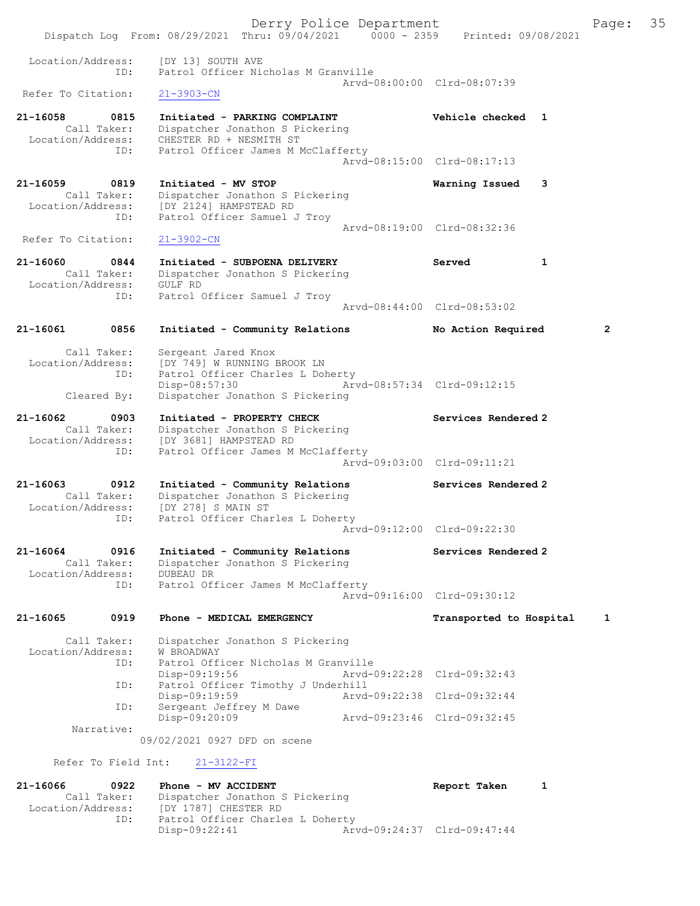```
 Location/Address:      [DY 13] SOUTH AVE
              ID:       Patrol Officer Nicholas M Granville
                                             Arvd-08:00:00  Clrd-08:07:39
  Refer To Citation:    21-3903-CN

21-16058        0815    Initiated - PARKING COMPLAINT           Vehicle checked  1
        Call Taker:     Dispatcher Jonathon S Pickering
  Location/Address:     CHESTER RD + NESMITH ST
                ID:     Patrol Officer James M McClafferty
                                             Arvd-08:15:00  Clrd-08:17:13

21-16059        0819    Initiated - MV STOP                     Warning Issued   3
        Call Taker:     Dispatcher Jonathon S Pickering
  Location/Address:     [DY 2124] HAMPSTEAD RD
                ID:     Patrol Officer Samuel J Troy
                                             Arvd-08:19:00  Clrd-08:32:36
  Refer To Citation:    21-3902-CN

21-16060        0844    Initiated - SUBPOENA DELIVERY           Served           1
        Call Taker:     Dispatcher Jonathon S Pickering
  Location/Address:     GULF RD
                ID:     Patrol Officer Samuel J Troy
                                             Arvd-08:44:00  Clrd-08:53:02

21-16061        0856    Initiated - Community Relations         No Action Required        2

        Call Taker:     Sergeant Jared Knox
  Location/Address:     [DY 749] W RUNNING BROOK LN
                ID:     Patrol Officer Charles L Doherty
                        Disp-08:57:30        Arvd-08:57:34  Clrd-09:12:15
        Cleared By:     Dispatcher Jonathon S Pickering

21-16062        0903    Initiated - PROPERTY CHECK              Services Rendered 2
        Call Taker:     Dispatcher Jonathon S Pickering
  Location/Address:     [DY 3681] HAMPSTEAD RD
                ID:     Patrol Officer James M McClafferty
                                             Arvd-09:03:00  Clrd-09:11:21

21-16063        0912    Initiated - Community Relations         Services Rendered 2
        Call Taker:     Dispatcher Jonathon S Pickering
  Location/Address:     [DY 278] S MAIN ST
                ID:     Patrol Officer Charles L Doherty
                                             Arvd-09:12:00  Clrd-09:22:30

21-16064        0916    Initiated - Community Relations         Services Rendered 2
        Call Taker:     Dispatcher Jonathon S Pickering
  Location/Address:     DUBEAU DR
                ID:     Patrol Officer James M McClafferty
                                             Arvd-09:16:00  Clrd-09:30:12

21-16065        0919    Phone - MEDICAL EMERGENCY               Transported to Hospital   1

        Call Taker:     Dispatcher Jonathon S Pickering
  Location/Address:     W BROADWAY
                ID:     Patrol Officer Nicholas M Granville
                        Disp-09:19:56        Arvd-09:22:28  Clrd-09:32:43
                ID:     Patrol Officer Timothy J Underhill
                        Disp-09:19:59        Arvd-09:22:38  Clrd-09:32:44
                ID:     Sergeant Jeffrey M Dawe
                        Disp-09:20:09        Arvd-09:23:46  Clrd-09:32:45
         Narrative:
                    09/02/2021 0927 DFD on scene

      Refer To Field Int:    21-3122-FI

21-16066        0922    Phone - MV ACCIDENT                     Report Taken     1
        Call Taker:     Dispatcher Jonathon S Pickering
  Location/Address:     [DY 1787] CHESTER RD
                ID:     Patrol Officer Charles L Doherty
                        Disp-09:22:41        Arvd-09:24:37  Clrd-09:47:44
```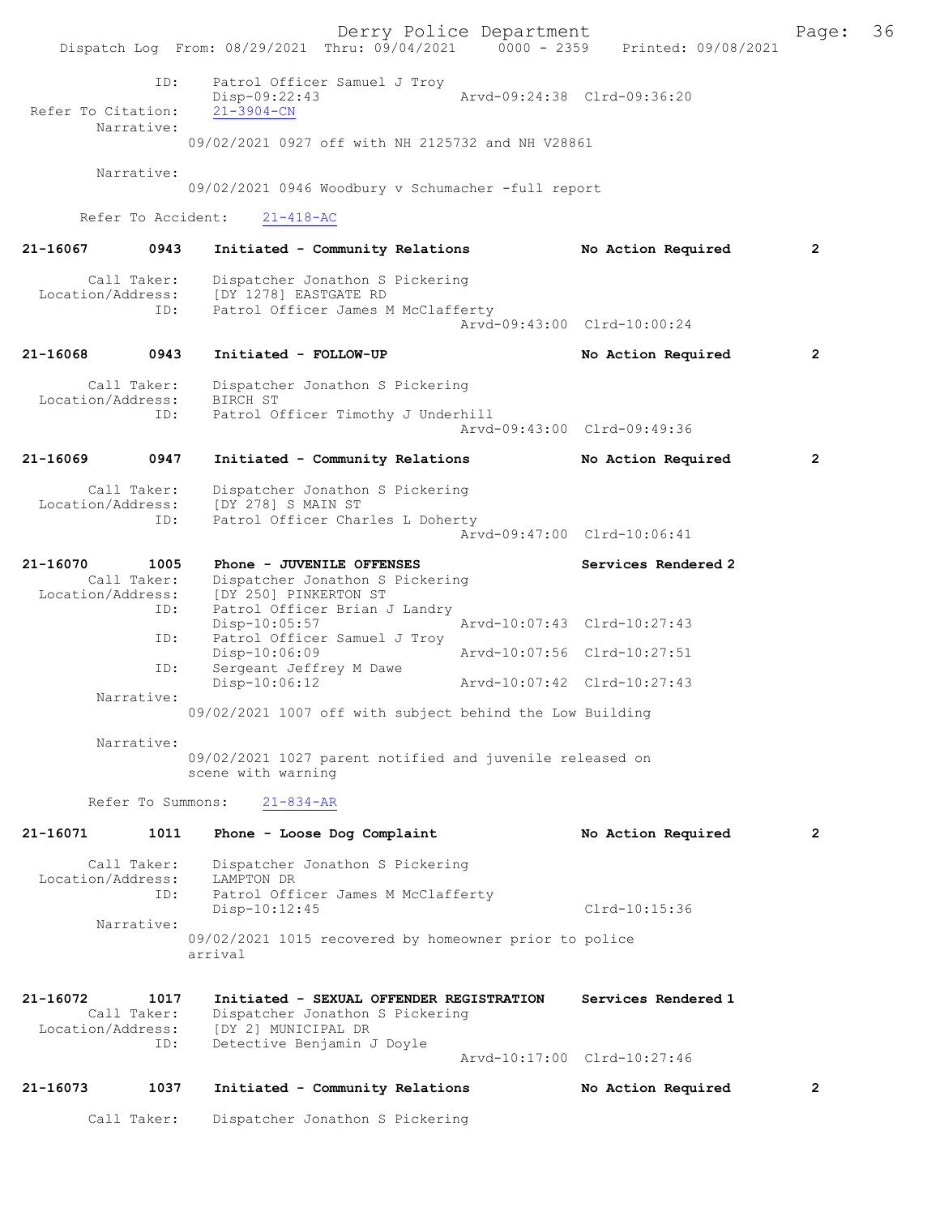```
            ID:      Patrol Officer Samuel J Troy
                     Disp-09:22:43               Arvd-09:24:38  Clrd-09:36:20
 Refer To Citation:  21-3904-CN
        Narrative:
                     09/02/2021 0927 off with NH 2125732 and NH V28861

        Narrative:
                     09/02/2021 0946 Woodbury v Schumacher -full report

      Refer To Accident:   21-418-AC

21-16067       0943    Initiated - Community Relations          No Action Required        2

       Call Taker:   Dispatcher Jonathon S Pickering
  Location/Address:  [DY 1278] EASTGATE RD
               ID:   Patrol Officer James M McClafferty
                                                 Arvd-09:43:00  Clrd-10:00:24

21-16068       0943    Initiated - FOLLOW-UP                    No Action Required        2

       Call Taker:   Dispatcher Jonathon S Pickering
  Location/Address:  BIRCH ST
               ID:   Patrol Officer Timothy J Underhill
                                                 Arvd-09:43:00  Clrd-09:49:36

21-16069       0947    Initiated - Community Relations          No Action Required        2

       Call Taker:   Dispatcher Jonathon S Pickering
  Location/Address:  [DY 278] S MAIN ST
               ID:   Patrol Officer Charles L Doherty
                                                 Arvd-09:47:00  Clrd-10:06:41

21-16070       1005    Phone - JUVENILE OFFENSES                Services Rendered 2
       Call Taker:   Dispatcher Jonathon S Pickering
  Location/Address:  [DY 250] PINKERTON ST
               ID:   Patrol Officer Brian J Landry
                     Disp-10:05:57               Arvd-10:07:43  Clrd-10:27:43
               ID:   Patrol Officer Samuel J Troy
                     Disp-10:06:09               Arvd-10:07:56  Clrd-10:27:51
               ID:   Sergeant Jeffrey M Dawe
                     Disp-10:06:12               Arvd-10:07:42  Clrd-10:27:43
        Narrative:
                     09/02/2021 1007 off with subject behind the Low Building

        Narrative:
                     09/02/2021 1027 parent notified and juvenile released on
                     scene with warning

      Refer To Summons:    21-834-AR

21-16071       1011    Phone - Loose Dog Complaint              No Action Required        2

       Call Taker:   Dispatcher Jonathon S Pickering
  Location/Address:  LAMPTON DR
               ID:   Patrol Officer James M McClafferty
                     Disp-10:12:45                              Clrd-10:15:36
        Narrative:
                     09/02/2021 1015 recovered by homeowner prior to police
                     arrival


21-16072       1017    Initiated - SEXUAL OFFENDER REGISTRATION   Services Rendered 1
       Call Taker:   Dispatcher Jonathon S Pickering
  Location/Address:  [DY 2] MUNICIPAL DR
               ID:   Detective Benjamin J Doyle
                                                 Arvd-10:17:00  Clrd-10:27:46

21-16073       1037    Initiated - Community Relations          No Action Required        2

       Call Taker:   Dispatcher Jonathon S Pickering
```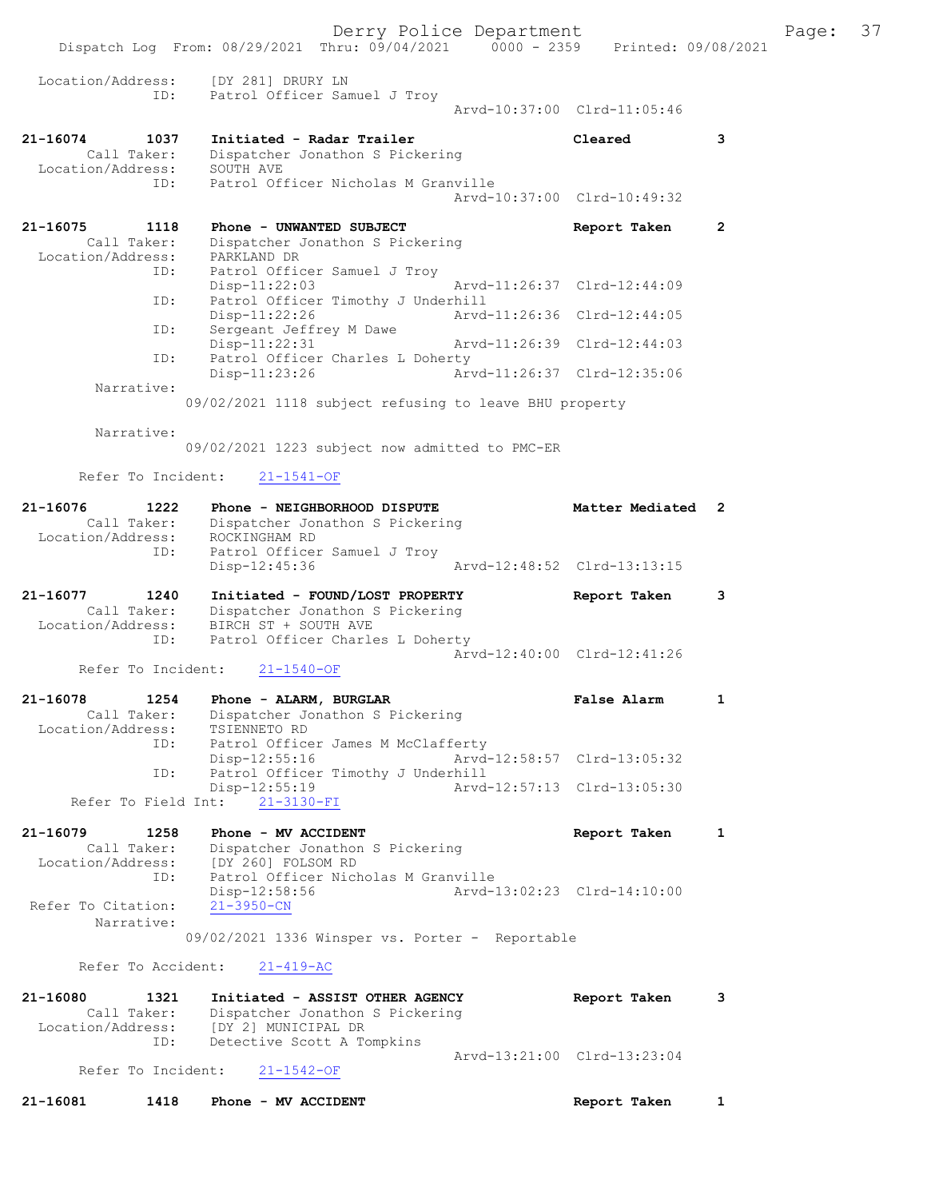```
Location/Address:     [DY 281] DRURY LN
              ID:     Patrol Officer Samuel J Troy
                                             Arvd-10:37:00  Clrd-11:05:46

21-16074      1037    Initiated - Radar Trailer                  Cleared          3
       Call Taker:    Dispatcher Jonathon S Pickering
 Location/Address:    SOUTH AVE
              ID:     Patrol Officer Nicholas M Granville
                                             Arvd-10:37:00  Clrd-10:49:32

21-16075      1118    Phone - UNWANTED SUBJECT                   Report Taken     2
       Call Taker:    Dispatcher Jonathon S Pickering
 Location/Address:    PARKLAND DR
              ID:     Patrol Officer Samuel J Troy
                      Disp-11:22:03          Arvd-11:26:37  Clrd-12:44:09
              ID:     Patrol Officer Timothy J Underhill
                      Disp-11:22:26          Arvd-11:26:36  Clrd-12:44:05
              ID:     Sergeant Jeffrey M Dawe
                      Disp-11:22:31          Arvd-11:26:39  Clrd-12:44:03
              ID:     Patrol Officer Charles L Doherty
                      Disp-11:23:26          Arvd-11:26:37  Clrd-12:35:06
        Narrative:
                  09/02/2021 1118 subject refusing to leave BHU property

        Narrative:
                  09/02/2021 1223 subject now admitted to PMC-ER

      Refer To Incident:    21-1541-OF

21-16076      1222    Phone - NEIGHBORHOOD DISPUTE               Matter Mediated  2
       Call Taker:    Dispatcher Jonathon S Pickering
 Location/Address:    ROCKINGHAM RD
              ID:     Patrol Officer Samuel J Troy
                      Disp-12:45:36          Arvd-12:48:52  Clrd-13:13:15

21-16077      1240    Initiated - FOUND/LOST PROPERTY            Report Taken     3
       Call Taker:    Dispatcher Jonathon S Pickering
 Location/Address:    BIRCH ST + SOUTH AVE
              ID:     Patrol Officer Charles L Doherty
                                             Arvd-12:40:00  Clrd-12:41:26
      Refer To Incident:    21-1540-OF

21-16078      1254    Phone - ALARM, BURGLAR                     False Alarm      1
       Call Taker:    Dispatcher Jonathon S Pickering
 Location/Address:    TSIENNETO RD
              ID:     Patrol Officer James M McClafferty
                      Disp-12:55:16          Arvd-12:58:57  Clrd-13:05:32
              ID:     Patrol Officer Timothy J Underhill
                      Disp-12:55:19          Arvd-12:57:13  Clrd-13:05:30
     Refer To Field Int:    21-3130-FI

21-16079      1258    Phone - MV ACCIDENT                        Report Taken     1
       Call Taker:    Dispatcher Jonathon S Pickering
 Location/Address:    [DY 260] FOLSOM RD
              ID:     Patrol Officer Nicholas M Granville
                      Disp-12:58:56          Arvd-13:02:23  Clrd-14:10:00
 Refer To Citation:   21-3950-CN
        Narrative:
                  09/02/2021 1336 Winsper vs. Porter -  Reportable

      Refer To Accident:    21-419-AC

21-16080      1321    Initiated - ASSIST OTHER AGENCY            Report Taken     3
       Call Taker:    Dispatcher Jonathon S Pickering
 Location/Address:    [DY 2] MUNICIPAL DR
              ID:     Detective Scott A Tompkins
                                             Arvd-13:21:00  Clrd-13:23:04
      Refer To Incident:    21-1542-OF

21-16081      1418    Phone - MV ACCIDENT                        Report Taken     1
```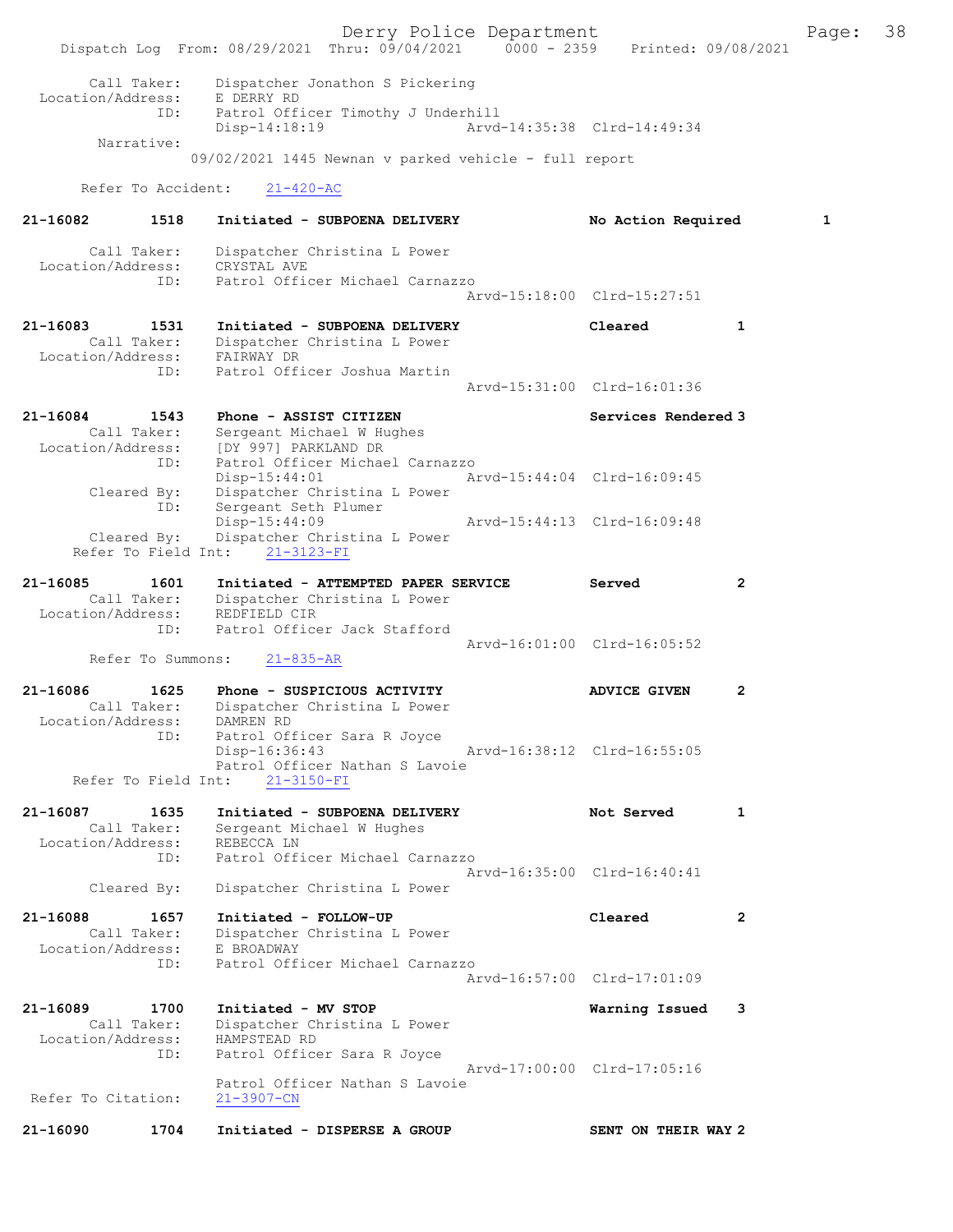```
        Call Taker:    Dispatcher Jonathon S Pickering
  Location/Address:    E DERRY RD
                ID:    Patrol Officer Timothy J Underhill
                       Disp-14:18:19                Arvd-14:35:38  Clrd-14:49:34
         Narrative:
                    09/02/2021 1445 Newnan v parked vehicle - full report

       Refer To Accident:    21-420-AC

21-16082        1518     Initiated - SUBPOENA DELIVERY              No Action Required        1

        Call Taker:    Dispatcher Christina L Power
  Location/Address:    CRYSTAL AVE
                ID:    Patrol Officer Michael Carnazzo
                                                    Arvd-15:18:00  Clrd-15:27:51

21-16083        1531     Initiated - SUBPOENA DELIVERY              Cleared            1
        Call Taker:    Dispatcher Christina L Power
  Location/Address:    FAIRWAY DR
                ID:    Patrol Officer Joshua Martin
                                                    Arvd-15:31:00  Clrd-16:01:36

21-16084        1543     Phone - ASSIST CITIZEN                     Services Rendered 3
        Call Taker:    Sergeant Michael W Hughes
  Location/Address:    [DY 997] PARKLAND DR
                ID:    Patrol Officer Michael Carnazzo
                       Disp-15:44:01                Arvd-15:44:04  Clrd-16:09:45
        Cleared By:    Dispatcher Christina L Power
                ID:    Sergeant Seth Plumer
                       Disp-15:44:09                Arvd-15:44:13  Clrd-16:09:48
        Cleared By:    Dispatcher Christina L Power
     Refer To Field Int:    21-3123-FI

21-16085        1601     Initiated - ATTEMPTED PAPER SERVICE        Served             2
        Call Taker:    Dispatcher Christina L Power
  Location/Address:    REDFIELD CIR
                ID:    Patrol Officer Jack Stafford
                                                    Arvd-16:01:00  Clrd-16:05:52
       Refer To Summons:    21-835-AR

21-16086        1625     Phone - SUSPICIOUS ACTIVITY                ADVICE GIVEN       2
        Call Taker:    Dispatcher Christina L Power
  Location/Address:    DAMREN RD
                ID:    Patrol Officer Sara R Joyce
                       Disp-16:36:43                Arvd-16:38:12  Clrd-16:55:05
                       Patrol Officer Nathan S Lavoie
     Refer To Field Int:    21-3150-FI

21-16087        1635     Initiated - SUBPOENA DELIVERY              Not Served         1
        Call Taker:    Sergeant Michael W Hughes
  Location/Address:    REBECCA LN
                ID:    Patrol Officer Michael Carnazzo
                                                    Arvd-16:35:00  Clrd-16:40:41
        Cleared By:    Dispatcher Christina L Power

21-16088        1657     Initiated - FOLLOW-UP                      Cleared            2
        Call Taker:    Dispatcher Christina L Power
  Location/Address:    E BROADWAY
                ID:    Patrol Officer Michael Carnazzo
                                                    Arvd-16:57:00  Clrd-17:01:09

21-16089        1700     Initiated - MV STOP                        Warning Issued     3
        Call Taker:    Dispatcher Christina L Power
  Location/Address:    HAMPSTEAD RD
                ID:    Patrol Officer Sara R Joyce
                                                    Arvd-17:00:00  Clrd-17:05:16
                       Patrol Officer Nathan S Lavoie
 Refer To Citation:    21-3907-CN

21-16090        1704     Initiated - DISPERSE A GROUP               SENT ON THEIR WAY 2
```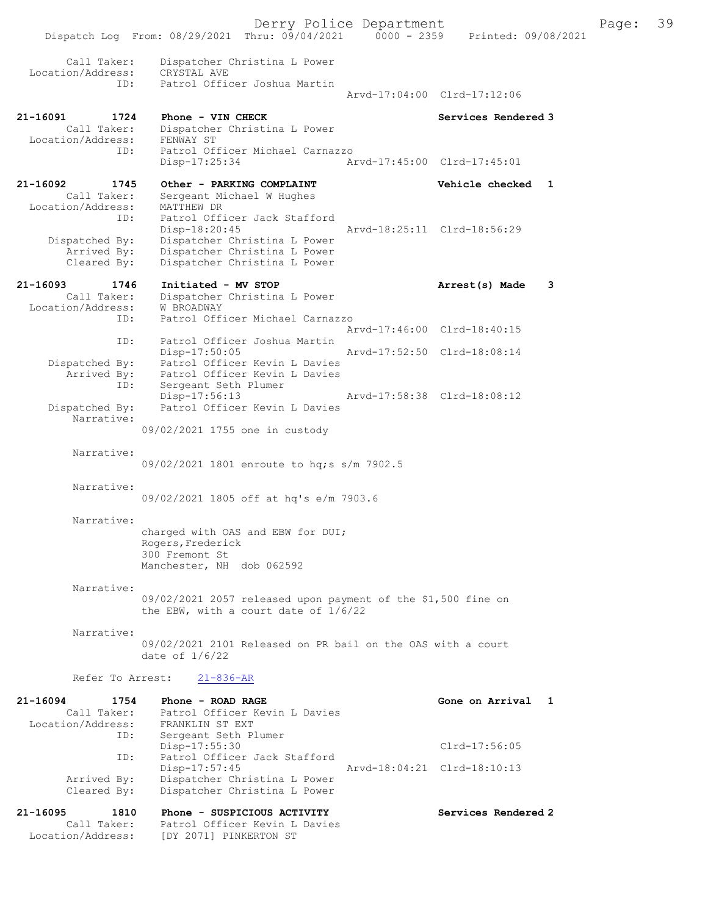```
        Call Taker:     Dispatcher Christina L Power
  Location/Address:     CRYSTAL AVE
                ID:     Patrol Officer Joshua Martin
                                                      Arvd-17:04:00  Clrd-17:12:06

21-16091        1724    Phone - VIN CHECK                             Services Rendered 3
        Call Taker:     Dispatcher Christina L Power
  Location/Address:     FENWAY ST
                ID:     Patrol Officer Michael Carnazzo
                        Disp-17:25:34                 Arvd-17:45:00  Clrd-17:45:01

21-16092        1745    Other - PARKING COMPLAINT                     Vehicle checked  1
        Call Taker:     Sergeant Michael W Hughes
  Location/Address:     MATTHEW DR
                ID:     Patrol Officer Jack Stafford
                        Disp-18:20:45                 Arvd-18:25:11  Clrd-18:56:29
     Dispatched By:     Dispatcher Christina L Power
        Arrived By:     Dispatcher Christina L Power
        Cleared By:     Dispatcher Christina L Power

21-16093        1746    Initiated - MV STOP                           Arrest(s) Made    3
        Call Taker:     Dispatcher Christina L Power
  Location/Address:     W BROADWAY
                ID:     Patrol Officer Michael Carnazzo
                                                      Arvd-17:46:00  Clrd-18:40:15
                ID:     Patrol Officer Joshua Martin
                        Disp-17:50:05                 Arvd-17:52:50  Clrd-18:08:14
     Dispatched By:     Patrol Officer Kevin L Davies
        Arrived By:     Patrol Officer Kevin L Davies
                ID:     Sergeant Seth Plumer
                        Disp-17:56:13                 Arvd-17:58:38  Clrd-18:08:12
     Dispatched By:     Patrol Officer Kevin L Davies
         Narrative:
                        09/02/2021 1755 one in custody

         Narrative:
                        09/02/2021 1801 enroute to hq;s s/m 7902.5

         Narrative:
                        09/02/2021 1805 off at hq's e/m 7903.6

         Narrative:
                        charged with OAS and EBW for DUI;
                        Rogers,Frederick
                        300 Fremont St
                        Manchester, NH  dob 062592

         Narrative:
                        09/02/2021 2057 released upon payment of the $1,500 fine on
                        the EBW, with a court date of 1/6/22

         Narrative:
                        09/02/2021 2101 Released on PR bail on the OAS with a court
                        date of 1/6/22

        Refer To Arrest:    21-836-AR

21-16094        1754    Phone - ROAD RAGE                             Gone on Arrival  1
        Call Taker:     Patrol Officer Kevin L Davies
  Location/Address:     FRANKLIN ST EXT
                ID:     Sergeant Seth Plumer
                        Disp-17:55:30                                Clrd-17:56:05
                ID:     Patrol Officer Jack Stafford
                        Disp-17:57:45                 Arvd-18:04:21  Clrd-18:10:13
        Arrived By:     Dispatcher Christina L Power
        Cleared By:     Dispatcher Christina L Power

21-16095        1810    Phone - SUSPICIOUS ACTIVITY                   Services Rendered 2
        Call Taker:     Patrol Officer Kevin L Davies
  Location/Address:     [DY 2071] PINKERTON ST
```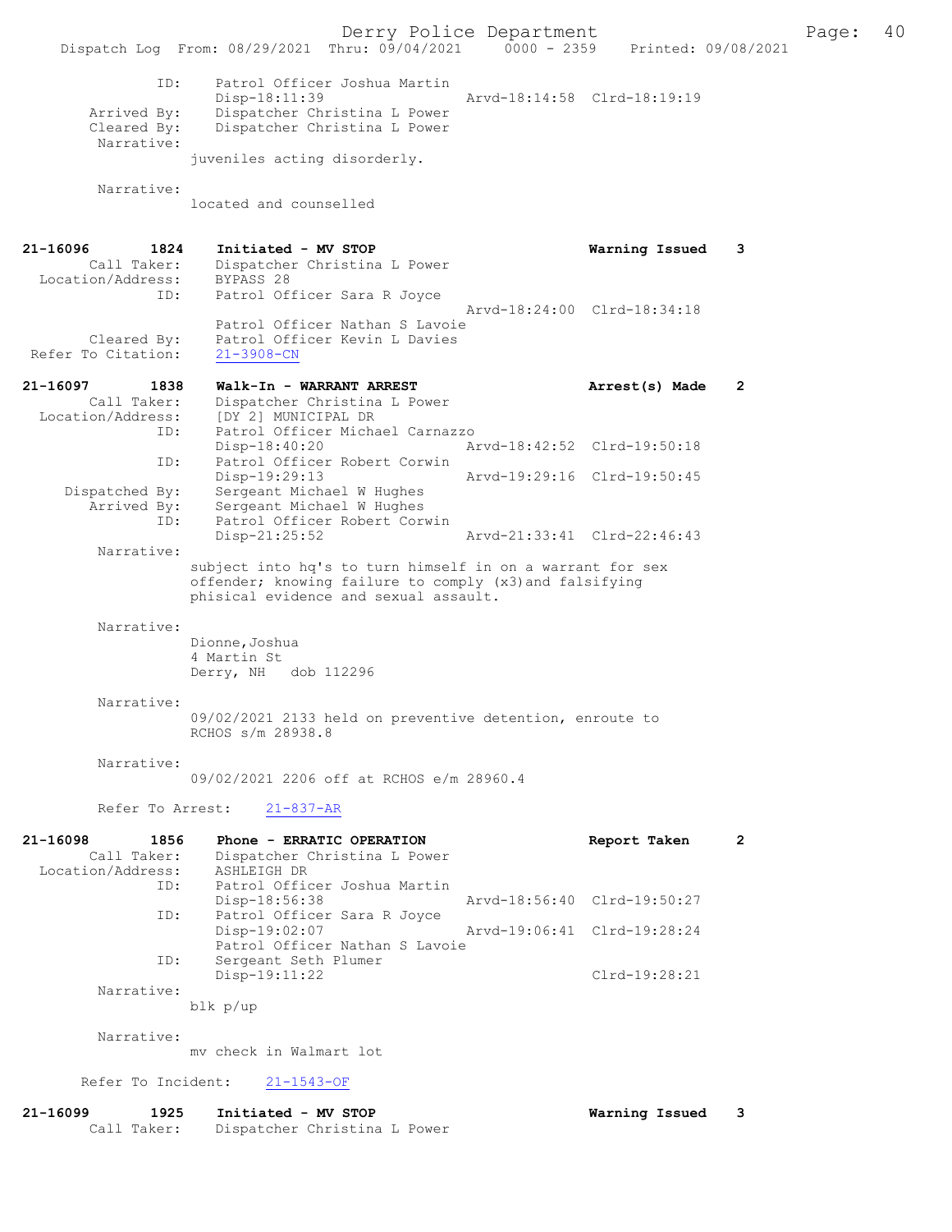```
            ID:     Patrol Officer Joshua Martin
                    Disp-18:11:39              Arvd-18:14:58  Clrd-18:19:19
       Arrived By:  Dispatcher Christina L Power
       Cleared By:  Dispatcher Christina L Power
        Narrative:
                   juveniles acting disorderly.

        Narrative:
                   located and counselled


21-16096        1824    Initiated - MV STOP                         Warning Issued   3
       Call Taker:  Dispatcher Christina L Power
 Location/Address:  BYPASS 28
               ID:  Patrol Officer Sara R Joyce
                                               Arvd-18:24:00  Clrd-18:34:18
                    Patrol Officer Nathan S Lavoie
       Cleared By:  Patrol Officer Kevin L Davies
Refer To Citation:  21-3908-CN

21-16097        1838    Walk-In - WARRANT ARREST                    Arrest(s) Made   2
       Call Taker:  Dispatcher Christina L Power
 Location/Address:  [DY 2] MUNICIPAL DR
               ID:  Patrol Officer Michael Carnazzo
                    Disp-18:40:20              Arvd-18:42:52  Clrd-19:50:18
               ID:  Patrol Officer Robert Corwin
                    Disp-19:29:13              Arvd-19:29:16  Clrd-19:50:45
    Dispatched By:  Sergeant Michael W Hughes
       Arrived By:  Sergeant Michael W Hughes
               ID:  Patrol Officer Robert Corwin
                    Disp-21:25:52              Arvd-21:33:41  Clrd-22:46:43
        Narrative:
                   subject into hq's to turn himself in on a warrant for sex
                   offender; knowing failure to comply (x3)and falsifying
                   phisical evidence and sexual assault.

        Narrative:
                   Dionne,Joshua
                   4 Martin St
                   Derry, NH   dob 112296

        Narrative:
                   09/02/2021 2133 held on preventive detention, enroute to
                   RCHOS s/m 28938.8

        Narrative:
                   09/02/2021 2206 off at RCHOS e/m 28960.4

        Refer To Arrest:   21-837-AR

21-16098        1856    Phone - ERRATIC OPERATION                   Report Taken     2
       Call Taker:  Dispatcher Christina L Power
 Location/Address:  ASHLEIGH DR
               ID:  Patrol Officer Joshua Martin
                    Disp-18:56:38              Arvd-18:56:40  Clrd-19:50:27
               ID:  Patrol Officer Sara R Joyce
                    Disp-19:02:07              Arvd-19:06:41  Clrd-19:28:24
                    Patrol Officer Nathan S Lavoie
               ID:  Sergeant Seth Plumer
                    Disp-19:11:22                             Clrd-19:28:21
        Narrative:
                   blk p/up

        Narrative:
                   mv check in Walmart lot

      Refer To Incident:   21-1543-OF

21-16099        1925    Initiated - MV STOP                         Warning Issued   3
       Call Taker:  Dispatcher Christina L Power
```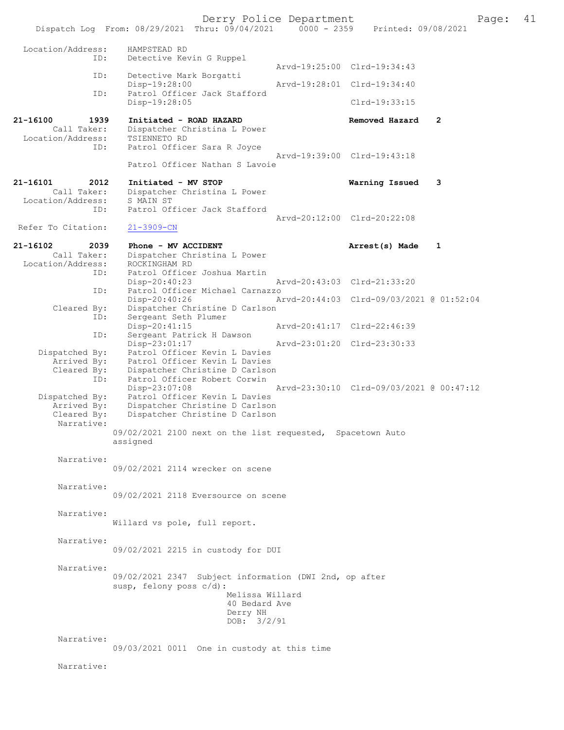```
 Location/Address:      HAMPSTEAD RD
                ID:     Detective Kevin G Ruppel
                                                Arvd-19:25:00  Clrd-19:34:43
                ID:     Detective Mark Borgatti
                        Disp-19:28:00           Arvd-19:28:01  Clrd-19:34:40
                ID:     Patrol Officer Jack Stafford
                        Disp-19:28:05                          Clrd-19:33:15

21-16100        1939    Initiated - ROAD HAZARD                Removed Hazard    2
        Call Taker:     Dispatcher Christina L Power
 Location/Address:      TSIENNETO RD
                ID:     Patrol Officer Sara R Joyce
                                                Arvd-19:39:00  Clrd-19:43:18
                        Patrol Officer Nathan S Lavoie

21-16101        2012    Initiated - MV STOP                    Warning Issued    3
        Call Taker:     Dispatcher Christina L Power
 Location/Address:      S MAIN ST
                ID:     Patrol Officer Jack Stafford
                                                Arvd-20:12:00  Clrd-20:22:08
  Refer To Citation:    21-3909-CN

21-16102        2039    Phone - MV ACCIDENT                    Arrest(s) Made    1
        Call Taker:     Dispatcher Christina L Power
 Location/Address:      ROCKINGHAM RD
                ID:     Patrol Officer Joshua Martin
                        Disp-20:40:23           Arvd-20:43:03  Clrd-21:33:20
                ID:     Patrol Officer Michael Carnazzo
                        Disp-20:40:26           Arvd-20:44:03  Clrd-09/03/2021 @ 01:52:04
        Cleared By:     Dispatcher Christine D Carlson
                ID:     Sergeant Seth Plumer
                        Disp-20:41:15           Arvd-20:41:17  Clrd-22:46:39
                ID:     Sergeant Patrick H Dawson
                        Disp-23:01:17           Arvd-23:01:20  Clrd-23:30:33
     Dispatched By:     Patrol Officer Kevin L Davies
        Arrived By:     Patrol Officer Kevin L Davies
        Cleared By:     Dispatcher Christine D Carlson
                ID:     Patrol Officer Robert Corwin
                        Disp-23:07:08           Arvd-23:30:10  Clrd-09/03/2021 @ 00:47:12
     Dispatched By:     Patrol Officer Kevin L Davies
        Arrived By:     Dispatcher Christine D Carlson
        Cleared By:     Dispatcher Christine D Carlson
         Narrative:
                    09/02/2021 2100 next on the list requested,  Spacetown Auto
                    assigned

         Narrative:
                    09/02/2021 2114 wrecker on scene

         Narrative:
                    09/02/2021 2118 Eversource on scene

         Narrative:
                    Willard vs pole, full report.

         Narrative:
                    09/02/2021 2215 in custody for DUI

         Narrative:
                    09/02/2021 2347  Subject information (DWI 2nd, op after
                    susp, felony poss c/d):
                                  Melissa Willard
                                  40 Bedard Ave
                                  Derry NH
                                  DOB:  3/2/91

         Narrative:
                    09/03/2021 0011  One in custody at this time

         Narrative:
```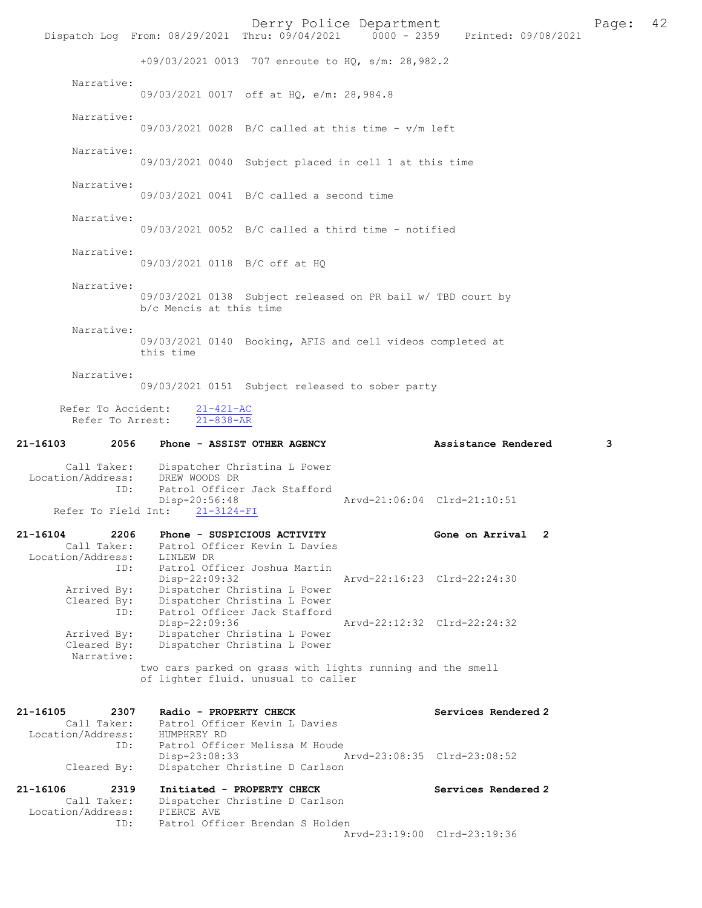+09/03/2021 0013 707 enroute to HQ, s/m: 28,982.2

Narrative:
09/03/2021 0017 off at HQ, e/m: 28,984.8

Narrative:
09/03/2021 0028 B/C called at this time - v/m left

Narrative:
09/03/2021 0040 Subject placed in cell 1 at this time

Narrative:
09/03/2021 0041 B/C called a second time

Narrative:
09/03/2021 0052 B/C called a third time - notified

Narrative:
09/03/2021 0118 B/C off at HQ

Narrative:
09/03/2021 0138 Subject released on PR bail w/ TBD court by b/c Mencis at this time

Narrative:
09/03/2021 0140 Booking, AFIS and cell videos completed at this time

Narrative:
09/03/2021 0151 Subject released to sober party

Refer To Accident: 21-421-AC
Refer To Arrest: 21-838-AR

**21-16103 2056 Phone - ASSIST OTHER AGENCY — Assistance Rendered 3**

Call Taker: Dispatcher Christina L Power
Location/Address: DREW WOODS DR
ID: Patrol Officer Jack Stafford
Disp-20:56:48 Arvd-21:06:04 Clrd-21:10:51
Refer To Field Int: 21-3124-FI

**21-16104 2206 Phone - SUSPICIOUS ACTIVITY — Gone on Arrival 2**

Call Taker: Patrol Officer Kevin L Davies
Location/Address: LINLEW DR
ID: Patrol Officer Joshua Martin
Disp-22:09:32 Arvd-22:16:23 Clrd-22:24:30
Arrived By: Dispatcher Christina L Power
Cleared By: Dispatcher Christina L Power
ID: Patrol Officer Jack Stafford
Disp-22:09:36 Arvd-22:12:32 Clrd-22:24:32
Arrived By: Dispatcher Christina L Power
Cleared By: Dispatcher Christina L Power
Narrative:
two cars parked on grass with lights running and the smell of lighter fluid. unusual to caller

**21-16105 2307 Radio - PROPERTY CHECK — Services Rendered 2**

Call Taker: Patrol Officer Kevin L Davies
Location/Address: HUMPHREY RD
ID: Patrol Officer Melissa M Houde
Disp-23:08:33 Arvd-23:08:35 Clrd-23:08:52
Cleared By: Dispatcher Christine D Carlson

**21-16106 2319 Initiated - PROPERTY CHECK — Services Rendered 2**

Call Taker: Dispatcher Christine D Carlson
Location/Address: PIERCE AVE
ID: Patrol Officer Brendan S Holden
Arvd-23:19:00 Clrd-23:19:36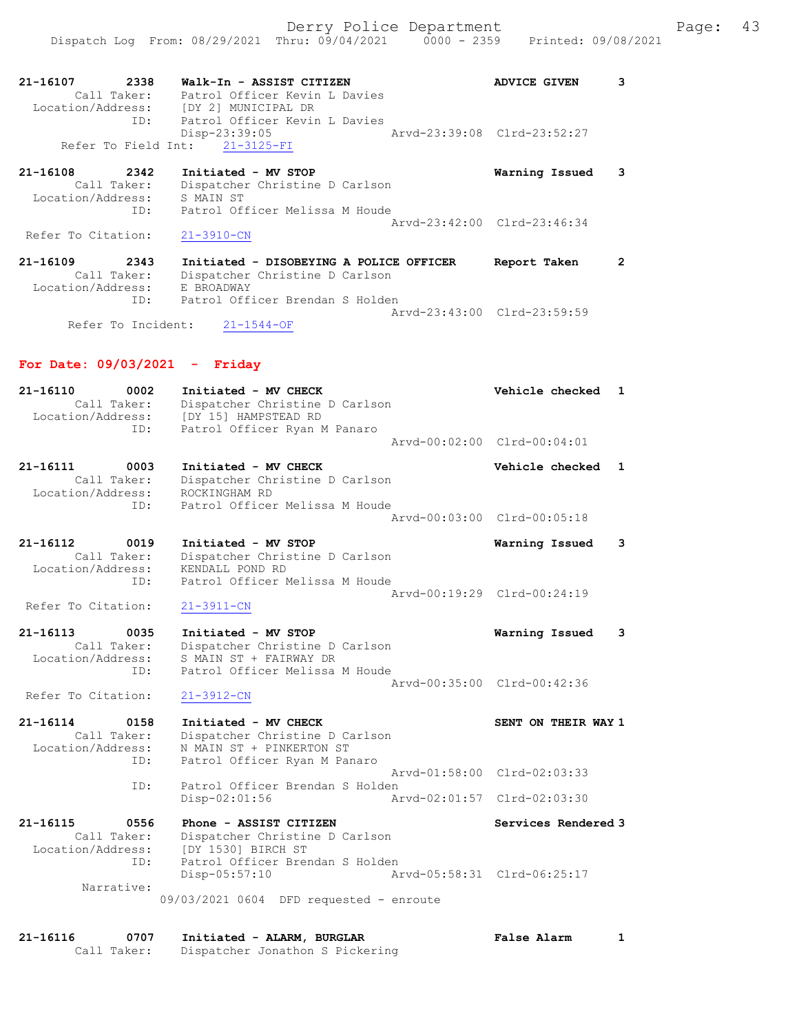```
21-16107       2338    Walk-In - ASSIST CITIZEN                  ADVICE GIVEN      3
        Call Taker:    Patrol Officer Kevin L Davies
  Location/Address:    [DY 2] MUNICIPAL DR
               ID:     Patrol Officer Kevin L Davies
                       Disp-23:39:05                    Arvd-23:39:08  Clrd-23:52:27
     Refer To Field Int:    21-3125-FI

21-16108       2342    Initiated - MV STOP                       Warning Issued    3
        Call Taker:    Dispatcher Christine D Carlson
  Location/Address:    S MAIN ST
               ID:     Patrol Officer Melissa M Houde
                                                        Arvd-23:42:00  Clrd-23:46:34
  Refer To Citation:    21-3910-CN

21-16109       2343    Initiated - DISOBEYING A POLICE OFFICER   Report Taken      2
        Call Taker:    Dispatcher Christine D Carlson
  Location/Address:    E BROADWAY
               ID:     Patrol Officer Brendan S Holden
                                                        Arvd-23:43:00  Clrd-23:59:59
      Refer To Incident:    21-1544-OF
```

**For Date: 09/03/2021 - Friday**

```
21-16110       0002    Initiated - MV CHECK                      Vehicle checked   1
        Call Taker:    Dispatcher Christine D Carlson
  Location/Address:    [DY 15] HAMPSTEAD RD
               ID:     Patrol Officer Ryan M Panaro
                                                        Arvd-00:02:00  Clrd-00:04:01

21-16111       0003    Initiated - MV CHECK                      Vehicle checked   1
        Call Taker:    Dispatcher Christine D Carlson
  Location/Address:    ROCKINGHAM RD
               ID:     Patrol Officer Melissa M Houde
                                                        Arvd-00:03:00  Clrd-00:05:18

21-16112       0019    Initiated - MV STOP                       Warning Issued    3
        Call Taker:    Dispatcher Christine D Carlson
  Location/Address:    KENDALL POND RD
               ID:     Patrol Officer Melissa M Houde
                                                        Arvd-00:19:29  Clrd-00:24:19
  Refer To Citation:    21-3911-CN

21-16113       0035    Initiated - MV STOP                       Warning Issued    3
        Call Taker:    Dispatcher Christine D Carlson
  Location/Address:    S MAIN ST + FAIRWAY DR
               ID:     Patrol Officer Melissa M Houde
                                                        Arvd-00:35:00  Clrd-00:42:36
  Refer To Citation:    21-3912-CN

21-16114       0158    Initiated - MV CHECK                      SENT ON THEIR WAY 1
        Call Taker:    Dispatcher Christine D Carlson
  Location/Address:    N MAIN ST + PINKERTON ST
               ID:     Patrol Officer Ryan M Panaro
                                                        Arvd-01:58:00  Clrd-02:03:33
               ID:     Patrol Officer Brendan S Holden
                       Disp-02:01:56                    Arvd-02:01:57  Clrd-02:03:30

21-16115       0556    Phone - ASSIST CITIZEN                    Services Rendered 3
        Call Taker:    Dispatcher Christine D Carlson
  Location/Address:    [DY 1530] BIRCH ST
               ID:     Patrol Officer Brendan S Holden
                       Disp-05:57:10                    Arvd-05:58:31  Clrd-06:25:17
         Narrative:
                    09/03/2021 0604  DFD requested - enroute

21-16116       0707    Initiated - ALARM, BURGLAR                False Alarm       1
        Call Taker:    Dispatcher Jonathon S Pickering
```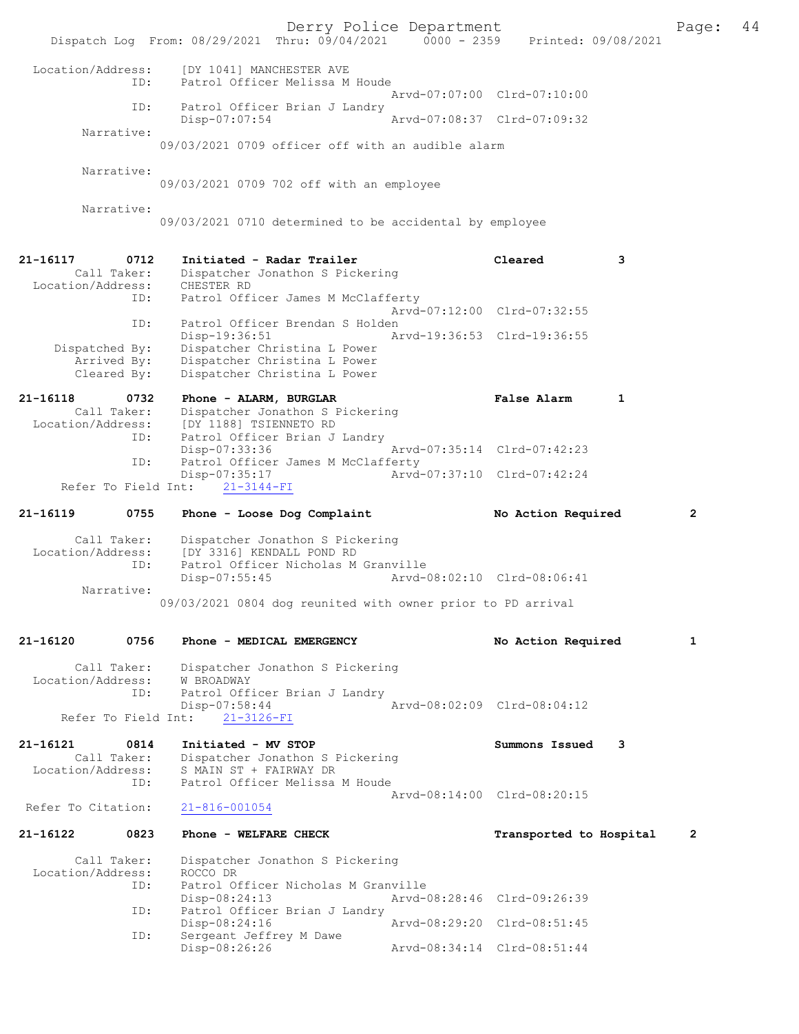Location/Address: [DY 1041] MANCHESTER AVE
ID: Patrol Officer Melissa M Houde
Arvd-07:07:00 Clrd-07:10:00
ID: Patrol Officer Brian J Landry
Disp-07:07:54 Arvd-07:08:37 Clrd-07:09:32
Narrative:
09/03/2021 0709 officer off with an audible alarm

Narrative:
09/03/2021 0709 702 off with an employee

Narrative:
09/03/2021 0710 determined to be accidental by employee

**21-16117 0712 Initiated - Radar Trailer Cleared 3**
Call Taker: Dispatcher Jonathon S Pickering
Location/Address: CHESTER RD
ID: Patrol Officer James M McClafferty
Arvd-07:12:00 Clrd-07:32:55
ID: Patrol Officer Brendan S Holden
Disp-19:36:51 Arvd-19:36:53 Clrd-19:36:55
Dispatched By: Dispatcher Christina L Power
Arrived By: Dispatcher Christina L Power
Cleared By: Dispatcher Christina L Power

**21-16118 0732 Phone - ALARM, BURGLAR False Alarm 1**
Call Taker: Dispatcher Jonathon S Pickering
Location/Address: [DY 1188] TSIENNETO RD
ID: Patrol Officer Brian J Landry
Disp-07:33:36 Arvd-07:35:14 Clrd-07:42:23
ID: Patrol Officer James M McClafferty
Disp-07:35:17 Arvd-07:37:10 Clrd-07:42:24
Refer To Field Int: 21-3144-FI

**21-16119 0755 Phone - Loose Dog Complaint No Action Required 2**
Call Taker: Dispatcher Jonathon S Pickering
Location/Address: [DY 3316] KENDALL POND RD
ID: Patrol Officer Nicholas M Granville
Disp-07:55:45 Arvd-08:02:10 Clrd-08:06:41
Narrative:
09/03/2021 0804 dog reunited with owner prior to PD arrival

**21-16120 0756 Phone - MEDICAL EMERGENCY No Action Required 1**
Call Taker: Dispatcher Jonathon S Pickering
Location/Address: W BROADWAY
ID: Patrol Officer Brian J Landry
Disp-07:58:44 Arvd-08:02:09 Clrd-08:04:12
Refer To Field Int: 21-3126-FI

**21-16121 0814 Initiated - MV STOP Summons Issued 3**
Call Taker: Dispatcher Jonathon S Pickering
Location/Address: S MAIN ST + FAIRWAY DR
ID: Patrol Officer Melissa M Houde
Arvd-08:14:00 Clrd-08:20:15
Refer To Citation: 21-816-001054

**21-16122 0823 Phone - WELFARE CHECK Transported to Hospital 2**
Call Taker: Dispatcher Jonathon S Pickering
Location/Address: ROCCO DR
ID: Patrol Officer Nicholas M Granville
Disp-08:24:13 Arvd-08:28:46 Clrd-09:26:39
ID: Patrol Officer Brian J Landry
Disp-08:24:16 Arvd-08:29:20 Clrd-08:51:45
ID: Sergeant Jeffrey M Dawe
Disp-08:26:26 Arvd-08:34:14 Clrd-08:51:44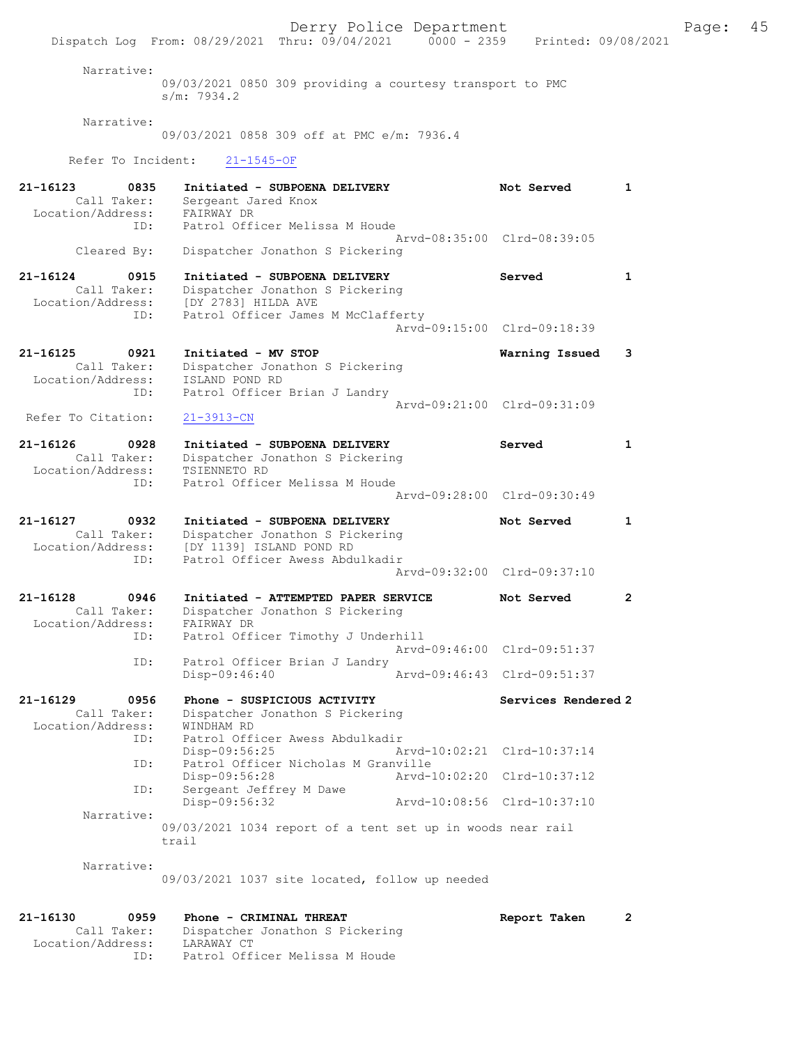Narrative:
09/03/2021 0850 309 providing a courtesy transport to PMC s/m: 7934.2

Narrative:
09/03/2021 0858 309 off at PMC e/m: 7936.4

Refer To Incident: 21-1545-OF

**21-16123 0835 Initiated - SUBPOENA DELIVERY** — Not Served — 1
Call Taker: Sergeant Jared Knox
Location/Address: FAIRWAY DR
ID: Patrol Officer Melissa M Houde
Arvd-08:35:00 Clrd-08:39:05
Cleared By: Dispatcher Jonathon S Pickering

**21-16124 0915 Initiated - SUBPOENA DELIVERY** — Served — 1
Call Taker: Dispatcher Jonathon S Pickering
Location/Address: [DY 2783] HILDA AVE
ID: Patrol Officer James M McClafferty
Arvd-09:15:00 Clrd-09:18:39

**21-16125 0921 Initiated - MV STOP** — Warning Issued — 3
Call Taker: Dispatcher Jonathon S Pickering
Location/Address: ISLAND POND RD
ID: Patrol Officer Brian J Landry
Arvd-09:21:00 Clrd-09:31:09
Refer To Citation: 21-3913-CN

**21-16126 0928 Initiated - SUBPOENA DELIVERY** — Served — 1
Call Taker: Dispatcher Jonathon S Pickering
Location/Address: TSIENNETO RD
ID: Patrol Officer Melissa M Houde
Arvd-09:28:00 Clrd-09:30:49

**21-16127 0932 Initiated - SUBPOENA DELIVERY** — Not Served — 1
Call Taker: Dispatcher Jonathon S Pickering
Location/Address: [DY 1139] ISLAND POND RD
ID: Patrol Officer Awess Abdulkadir
Arvd-09:32:00 Clrd-09:37:10

**21-16128 0946 Initiated - ATTEMPTED PAPER SERVICE** — Not Served — 2
Call Taker: Dispatcher Jonathon S Pickering
Location/Address: FAIRWAY DR
ID: Patrol Officer Timothy J Underhill
Arvd-09:46:00 Clrd-09:51:37
ID: Patrol Officer Brian J Landry
Disp-09:46:40 Arvd-09:46:43 Clrd-09:51:37

**21-16129 0956 Phone - SUSPICIOUS ACTIVITY** — Services Rendered — 2
Call Taker: Dispatcher Jonathon S Pickering
Location/Address: WINDHAM RD
ID: Patrol Officer Awess Abdulkadir
Disp-09:56:25 Arvd-10:02:21 Clrd-10:37:14
ID: Patrol Officer Nicholas M Granville
Disp-09:56:28 Arvd-10:02:20 Clrd-10:37:12
ID: Sergeant Jeffrey M Dawe
Disp-09:56:32 Arvd-10:08:56 Clrd-10:37:10
Narrative:
09/03/2021 1034 report of a tent set up in woods near rail trail

Narrative:
09/03/2021 1037 site located, follow up needed

**21-16130 0959 Phone - CRIMINAL THREAT** — Report Taken — 2
Call Taker: Dispatcher Jonathon S Pickering
Location/Address: LARAWAY CT
ID: Patrol Officer Melissa M Houde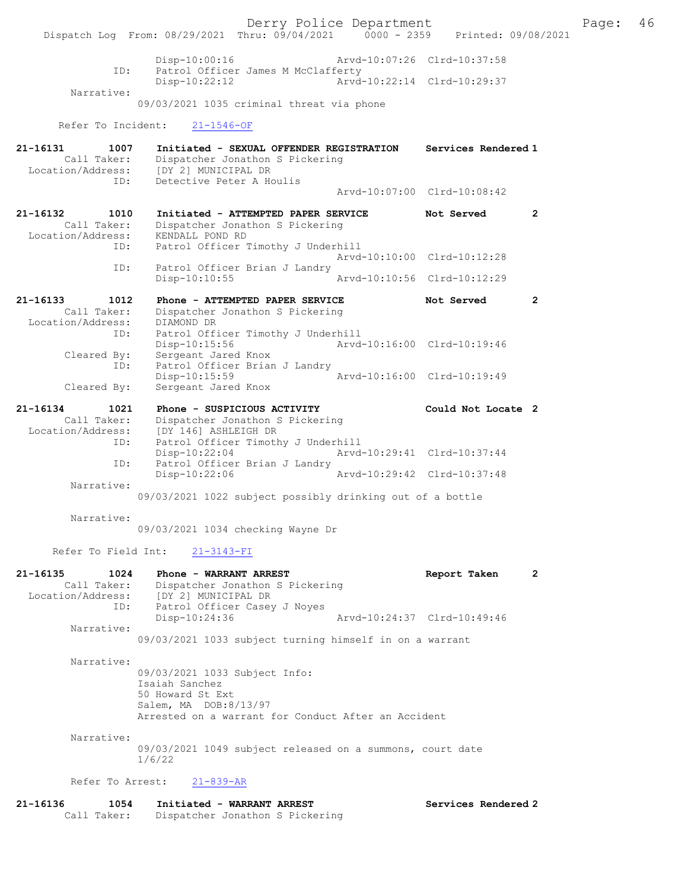```
                Disp-10:00:16                Arvd-10:07:26  Clrd-10:37:58
           ID:  Patrol Officer James M McClafferty
                Disp-10:22:12                Arvd-10:22:14  Clrd-10:29:37
    Narrative:
                09/03/2021 1035 criminal threat via phone

   Refer To Incident:   21-1546-OF

21-16131        1007    Initiated - SEXUAL OFFENDER REGISTRATION    Services Rendered 1
        Call Taker:     Dispatcher Jonathon S Pickering
  Location/Address:     [DY 2] MUNICIPAL DR
                ID:     Detective Peter A Houlis
                                                     Arvd-10:07:00  Clrd-10:08:42

21-16132        1010    Initiated - ATTEMPTED PAPER SERVICE         Not Served       2
        Call Taker:     Dispatcher Jonathon S Pickering
  Location/Address:     KENDALL POND RD
                ID:     Patrol Officer Timothy J Underhill
                                                     Arvd-10:10:00  Clrd-10:12:28
                ID:     Patrol Officer Brian J Landry
                        Disp-10:10:55                Arvd-10:10:56  Clrd-10:12:29

21-16133        1012    Phone - ATTEMPTED PAPER SERVICE             Not Served       2
        Call Taker:     Dispatcher Jonathon S Pickering
  Location/Address:     DIAMOND DR
                ID:     Patrol Officer Timothy J Underhill
                        Disp-10:15:56                Arvd-10:16:00  Clrd-10:19:46
        Cleared By:     Sergeant Jared Knox
                ID:     Patrol Officer Brian J Landry
                        Disp-10:15:59                Arvd-10:16:00  Clrd-10:19:49
        Cleared By:     Sergeant Jared Knox

21-16134        1021    Phone - SUSPICIOUS ACTIVITY                 Could Not Locate 2
        Call Taker:     Dispatcher Jonathon S Pickering
  Location/Address:     [DY 146] ASHLEIGH DR
                ID:     Patrol Officer Timothy J Underhill
                        Disp-10:22:04                Arvd-10:29:41  Clrd-10:37:44
                ID:     Patrol Officer Brian J Landry
                        Disp-10:22:06                Arvd-10:29:42  Clrd-10:37:48
         Narrative:
                        09/03/2021 1022 subject possibly drinking out of a bottle

         Narrative:
                        09/03/2021 1034 checking Wayne Dr

    Refer To Field Int:    21-3143-FI

21-16135        1024    Phone - WARRANT ARREST                      Report Taken     2
        Call Taker:     Dispatcher Jonathon S Pickering
  Location/Address:     [DY 2] MUNICIPAL DR
                ID:     Patrol Officer Casey J Noyes
                        Disp-10:24:36                Arvd-10:24:37  Clrd-10:49:46
         Narrative:
                        09/03/2021 1033 subject turning himself in on a warrant

         Narrative:
                        09/03/2021 1033 Subject Info:
                        Isaiah Sanchez
                        50 Howard St Ext
                        Salem, MA  DOB:8/13/97
                        Arrested on a warrant for Conduct After an Accident

         Narrative:
                        09/03/2021 1049 subject released on a summons, court date
                        1/6/22

        Refer To Arrest:    21-839-AR

21-16136        1054    Initiated - WARRANT ARREST                  Services Rendered 2
        Call Taker:     Dispatcher Jonathon S Pickering
```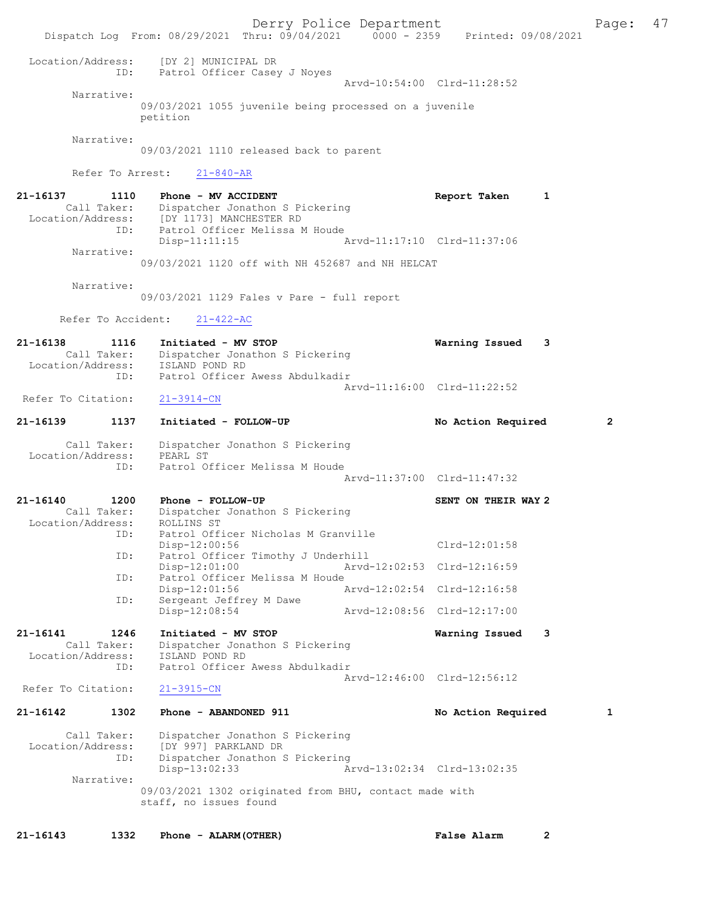```
 Location/Address:    [DY 2] MUNICIPAL DR
               ID:    Patrol Officer Casey J Noyes
                                               Arvd-10:54:00  Clrd-11:28:52
        Narrative:
                  09/03/2021 1055 juvenile being processed on a juvenile
                  petition

        Narrative:
                  09/03/2021 1110 released back to parent

        Refer To Arrest:    21-840-AR

21-16137        1110    Phone - MV ACCIDENT                        Report Taken       1
        Call Taker:    Dispatcher Jonathon S Pickering
 Location/Address:    [DY 1173] MANCHESTER RD
               ID:    Patrol Officer Melissa M Houde
                      Disp-11:11:15                Arvd-11:17:10  Clrd-11:37:06
        Narrative:
                  09/03/2021 1120 off with NH 452687 and NH HELCAT

        Narrative:
                  09/03/2021 1129 Fales v Pare - full report

      Refer To Accident:    21-422-AC

21-16138        1116    Initiated - MV STOP                        Warning Issued     3
        Call Taker:    Dispatcher Jonathon S Pickering
 Location/Address:    ISLAND POND RD
               ID:    Patrol Officer Awess Abdulkadir
                                               Arvd-11:16:00  Clrd-11:22:52
 Refer To Citation:    21-3914-CN

21-16139        1137    Initiated - FOLLOW-UP                      No Action Required        2

        Call Taker:    Dispatcher Jonathon S Pickering
 Location/Address:    PEARL ST
               ID:    Patrol Officer Melissa M Houde
                                               Arvd-11:37:00  Clrd-11:47:32

21-16140        1200    Phone - FOLLOW-UP                          SENT ON THEIR WAY 2
        Call Taker:    Dispatcher Jonathon S Pickering
 Location/Address:    ROLLINS ST
               ID:    Patrol Officer Nicholas M Granville
                      Disp-12:00:56                               Clrd-12:01:58
               ID:    Patrol Officer Timothy J Underhill
                      Disp-12:01:00                Arvd-12:02:53  Clrd-12:16:59
               ID:    Patrol Officer Melissa M Houde
                      Disp-12:01:56                Arvd-12:02:54  Clrd-12:16:58
               ID:    Sergeant Jeffrey M Dawe
                      Disp-12:08:54                Arvd-12:08:56  Clrd-12:17:00

21-16141        1246    Initiated - MV STOP                        Warning Issued     3
        Call Taker:    Dispatcher Jonathon S Pickering
 Location/Address:    ISLAND POND RD
               ID:    Patrol Officer Awess Abdulkadir
                                               Arvd-12:46:00  Clrd-12:56:12
 Refer To Citation:    21-3915-CN

21-16142        1302    Phone - ABANDONED 911                      No Action Required        1

        Call Taker:    Dispatcher Jonathon S Pickering
 Location/Address:    [DY 997] PARKLAND DR
               ID:    Dispatcher Jonathon S Pickering
                      Disp-13:02:33                Arvd-13:02:34  Clrd-13:02:35
        Narrative:
                  09/03/2021 1302 originated from BHU, contact made with
                  staff, no issues found


21-16143        1332    Phone - ALARM(OTHER)                       False Alarm        2
```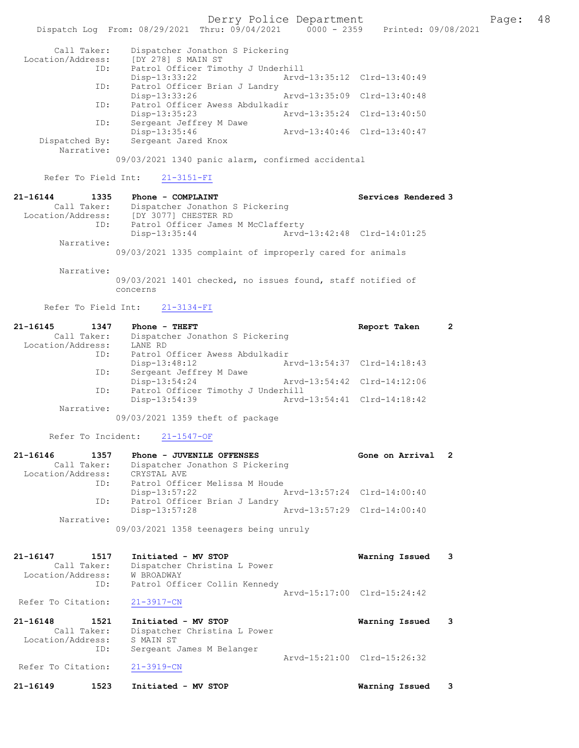```
    Call Taker:    Dispatcher Jonathon S Pickering
  Location/Address:    [DY 278] S MAIN ST
              ID:    Patrol Officer Timothy J Underhill
                     Disp-13:33:22              Arvd-13:35:12  Clrd-13:40:49
              ID:    Patrol Officer Brian J Landry
                     Disp-13:33:26              Arvd-13:35:09  Clrd-13:40:48
              ID:    Patrol Officer Awess Abdulkadir
                     Disp-13:35:23              Arvd-13:35:24  Clrd-13:40:50
              ID:    Sergeant Jeffrey M Dawe
                     Disp-13:35:46              Arvd-13:40:46  Clrd-13:40:47
    Dispatched By:    Sergeant Jared Knox
       Narrative:
                 09/03/2021 1340 panic alarm, confirmed accidental

     Refer To Field Int:    21-3151-FI

21-16144        1335    Phone - COMPLAINT                        Services Rendered 3
    Call Taker:    Dispatcher Jonathon S Pickering
  Location/Address:    [DY 3077] CHESTER RD
              ID:    Patrol Officer James M McClafferty
                     Disp-13:35:44              Arvd-13:42:48  Clrd-14:01:25
       Narrative:
                 09/03/2021 1335 complaint of improperly cared for animals

       Narrative:
                 09/03/2021 1401 checked, no issues found, staff notified of
                 concerns

     Refer To Field Int:    21-3134-FI

21-16145        1347    Phone - THEFT                            Report Taken      2
    Call Taker:    Dispatcher Jonathon S Pickering
  Location/Address:    LANE RD
              ID:    Patrol Officer Awess Abdulkadir
                     Disp-13:48:12              Arvd-13:54:37  Clrd-14:18:43
              ID:    Sergeant Jeffrey M Dawe
                     Disp-13:54:24              Arvd-13:54:42  Clrd-14:12:06
              ID:    Patrol Officer Timothy J Underhill
                     Disp-13:54:39              Arvd-13:54:41  Clrd-14:18:42
       Narrative:
                 09/03/2021 1359 theft of package

     Refer To Incident:    21-1547-OF

21-16146        1357    Phone - JUVENILE OFFENSES                Gone on Arrival   2
    Call Taker:    Dispatcher Jonathon S Pickering
  Location/Address:    CRYSTAL AVE
              ID:    Patrol Officer Melissa M Houde
                     Disp-13:57:22              Arvd-13:57:24  Clrd-14:00:40
              ID:    Patrol Officer Brian J Landry
                     Disp-13:57:28              Arvd-13:57:29  Clrd-14:00:40
       Narrative:
                 09/03/2021 1358 teenagers being unruly


21-16147        1517    Initiated - MV STOP                      Warning Issued    3
    Call Taker:    Dispatcher Christina L Power
  Location/Address:    W BROADWAY
              ID:    Patrol Officer Collin Kennedy
                                                Arvd-15:17:00  Clrd-15:24:42
 Refer To Citation:    21-3917-CN

21-16148        1521    Initiated - MV STOP                      Warning Issued    3
    Call Taker:    Dispatcher Christina L Power
  Location/Address:    S MAIN ST
              ID:    Sergeant James M Belanger
                                                Arvd-15:21:00  Clrd-15:26:32
 Refer To Citation:    21-3919-CN

21-16149        1523    Initiated - MV STOP                      Warning Issued    3
```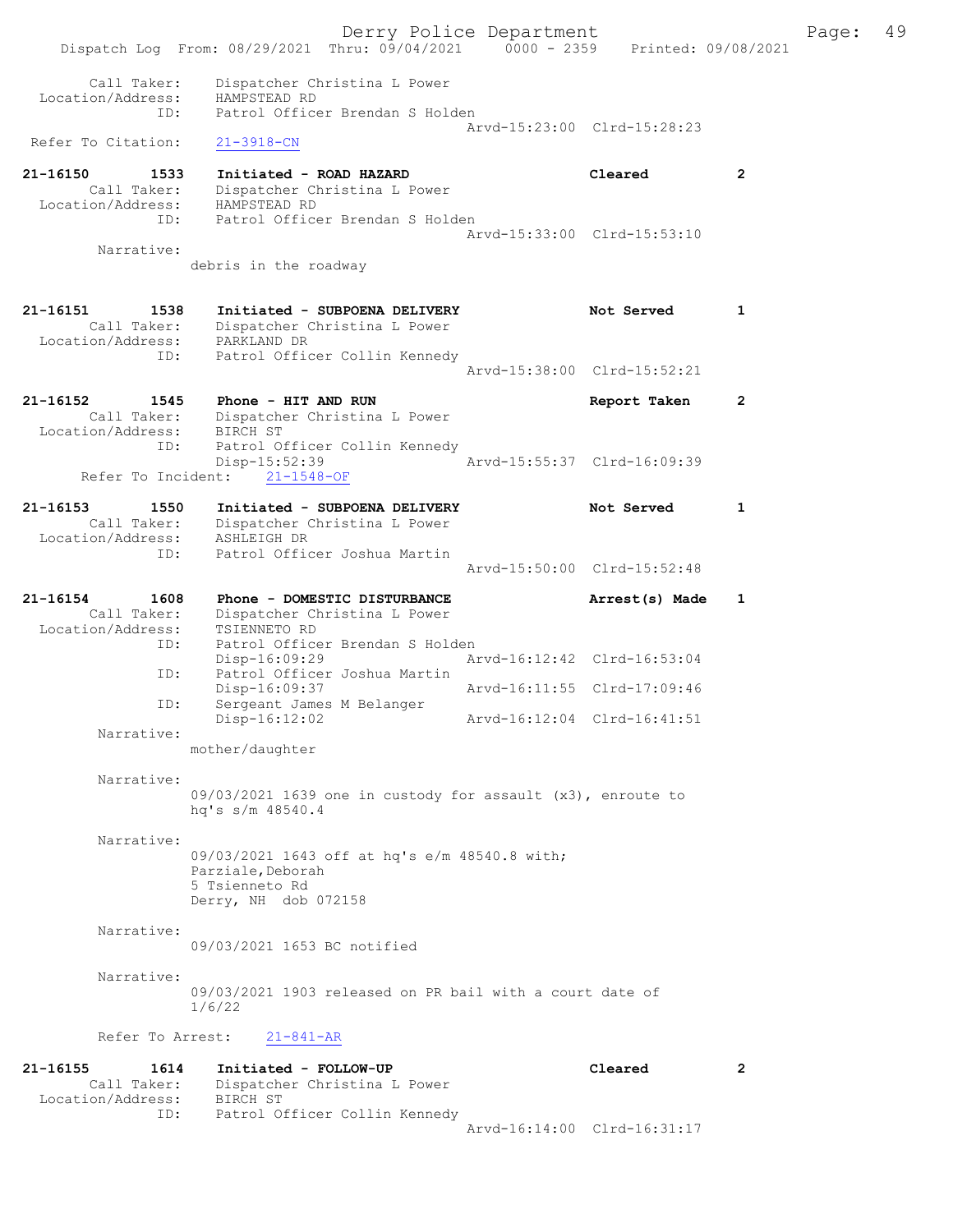Call Taker: Dispatcher Christina L Power
Location/Address: HAMPSTEAD RD
ID: Patrol Officer Brendan S Holden
Arvd-15:23:00 Clrd-15:28:23
Refer To Citation: 21-3918-CN

**21-16150 1533 Initiated - ROAD HAZARD** Cleared 2
Call Taker: Dispatcher Christina L Power
Location/Address: HAMPSTEAD RD
ID: Patrol Officer Brendan S Holden
Arvd-15:33:00 Clrd-15:53:10
Narrative:
debris in the roadway

**21-16151 1538 Initiated - SUBPOENA DELIVERY** Not Served 1
Call Taker: Dispatcher Christina L Power
Location/Address: PARKLAND DR
ID: Patrol Officer Collin Kennedy
Arvd-15:38:00 Clrd-15:52:21

**21-16152 1545 Phone - HIT AND RUN** Report Taken 2
Call Taker: Dispatcher Christina L Power
Location/Address: BIRCH ST
ID: Patrol Officer Collin Kennedy
Disp-15:52:39 Arvd-15:55:37 Clrd-16:09:39
Refer To Incident: 21-1548-OF

**21-16153 1550 Initiated - SUBPOENA DELIVERY** Not Served 1
Call Taker: Dispatcher Christina L Power
Location/Address: ASHLEIGH DR
ID: Patrol Officer Joshua Martin
Arvd-15:50:00 Clrd-15:52:48

**21-16154 1608 Phone - DOMESTIC DISTURBANCE** Arrest(s) Made 1
Call Taker: Dispatcher Christina L Power
Location/Address: TSIENNETO RD
ID: Patrol Officer Brendan S Holden
Disp-16:09:29 Arvd-16:12:42 Clrd-16:53:04
ID: Patrol Officer Joshua Martin
Disp-16:09:37 Arvd-16:11:55 Clrd-17:09:46
ID: Sergeant James M Belanger
Disp-16:12:02 Arvd-16:12:04 Clrd-16:41:51
Narrative:
mother/daughter

Narrative:
09/03/2021 1639 one in custody for assault (x3), enroute to hq's s/m 48540.4

Narrative:
09/03/2021 1643 off at hq's e/m 48540.8 with;
Parziale,Deborah
5 Tsienneto Rd
Derry, NH dob 072158

Narrative:
09/03/2021 1653 BC notified

Narrative:
09/03/2021 1903 released on PR bail with a court date of 1/6/22

Refer To Arrest: 21-841-AR

**21-16155 1614 Initiated - FOLLOW-UP** Cleared 2
Call Taker: Dispatcher Christina L Power
Location/Address: BIRCH ST
ID: Patrol Officer Collin Kennedy
Arvd-16:14:00 Clrd-16:31:17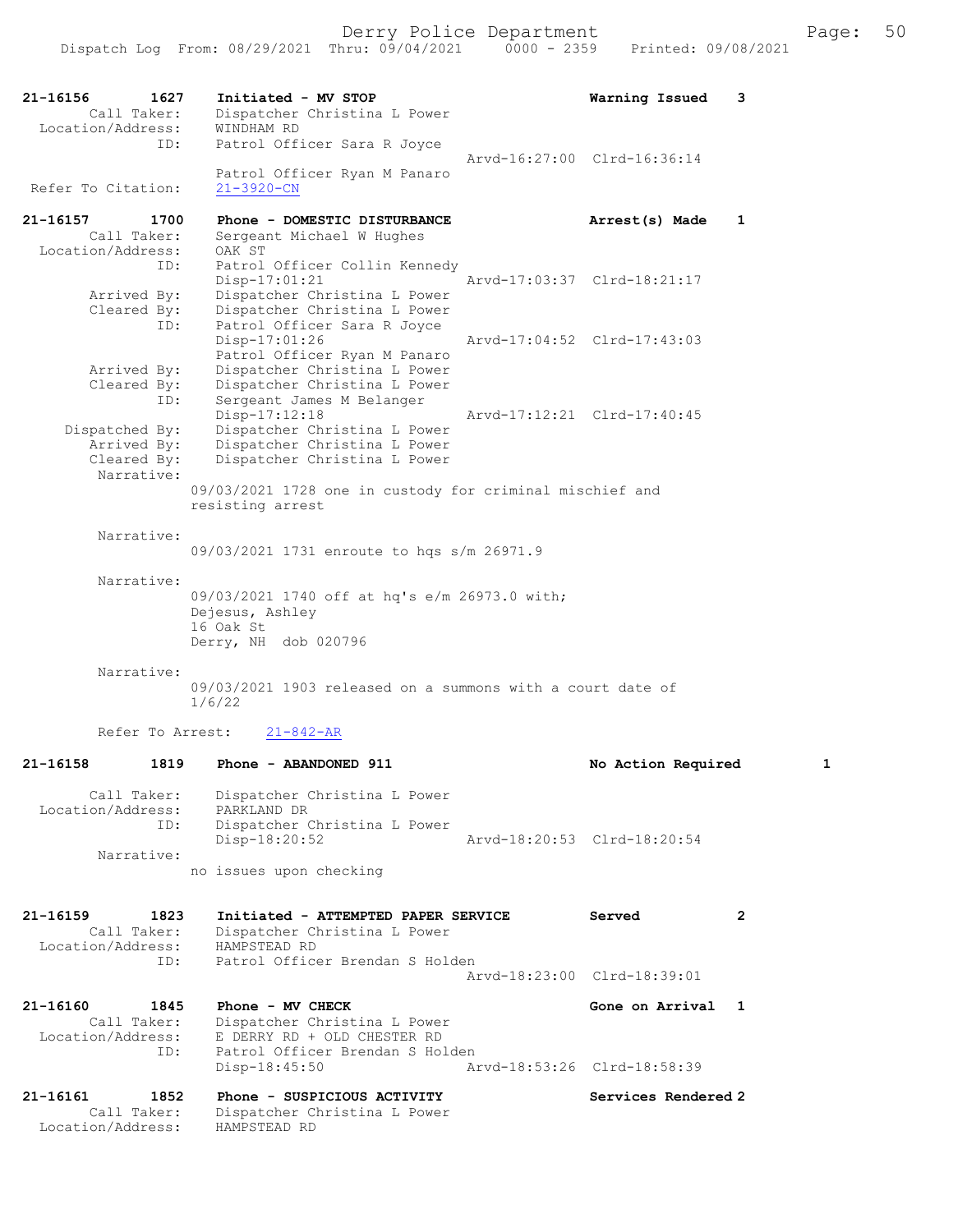21-16156 1627 Initiated - MV STOP Warning Issued 3
Call Taker: Dispatcher Christina L Power
Location/Address: WINDHAM RD
ID: Patrol Officer Sara R Joyce
Arvd-16:27:00 Clrd-16:36:14
Patrol Officer Ryan M Panaro
Refer To Citation: 21-3920-CN

21-16157 1700 Phone - DOMESTIC DISTURBANCE Arrest(s) Made 1
Call Taker: Sergeant Michael W Hughes
Location/Address: OAK ST
ID: Patrol Officer Collin Kennedy
Disp-17:01:21 Arvd-17:03:37 Clrd-18:21:17
Arrived By: Dispatcher Christina L Power
Cleared By: Dispatcher Christina L Power
ID: Patrol Officer Sara R Joyce
Disp-17:01:26 Arvd-17:04:52 Clrd-17:43:03
Patrol Officer Ryan M Panaro
Arrived By: Dispatcher Christina L Power
Cleared By: Dispatcher Christina L Power
ID: Sergeant James M Belanger
Disp-17:12:18 Arvd-17:12:21 Clrd-17:40:45
Dispatched By: Dispatcher Christina L Power
Arrived By: Dispatcher Christina L Power
Cleared By: Dispatcher Christina L Power
Narrative:
09/03/2021 1728 one in custody for criminal mischief and resisting arrest

Narrative:
09/03/2021 1731 enroute to hqs s/m 26971.9

Narrative:
09/03/2021 1740 off at hq's e/m 26973.0 with;
Dejesus, Ashley
16 Oak St
Derry, NH dob 020796

Narrative:
09/03/2021 1903 released on a summons with a court date of 1/6/22

Refer To Arrest: 21-842-AR

21-16158 1819 Phone - ABANDONED 911 No Action Required 1
Call Taker: Dispatcher Christina L Power
Location/Address: PARKLAND DR
ID: Dispatcher Christina L Power
Disp-18:20:52 Arvd-18:20:53 Clrd-18:20:54
Narrative:
no issues upon checking

21-16159 1823 Initiated - ATTEMPTED PAPER SERVICE Served 2
Call Taker: Dispatcher Christina L Power
Location/Address: HAMPSTEAD RD
ID: Patrol Officer Brendan S Holden
Arvd-18:23:00 Clrd-18:39:01

21-16160 1845 Phone - MV CHECK Gone on Arrival 1
Call Taker: Dispatcher Christina L Power
Location/Address: E DERRY RD + OLD CHESTER RD
ID: Patrol Officer Brendan S Holden
Disp-18:45:50 Arvd-18:53:26 Clrd-18:58:39

21-16161 1852 Phone - SUSPICIOUS ACTIVITY Services Rendered 2
Call Taker: Dispatcher Christina L Power
Location/Address: HAMPSTEAD RD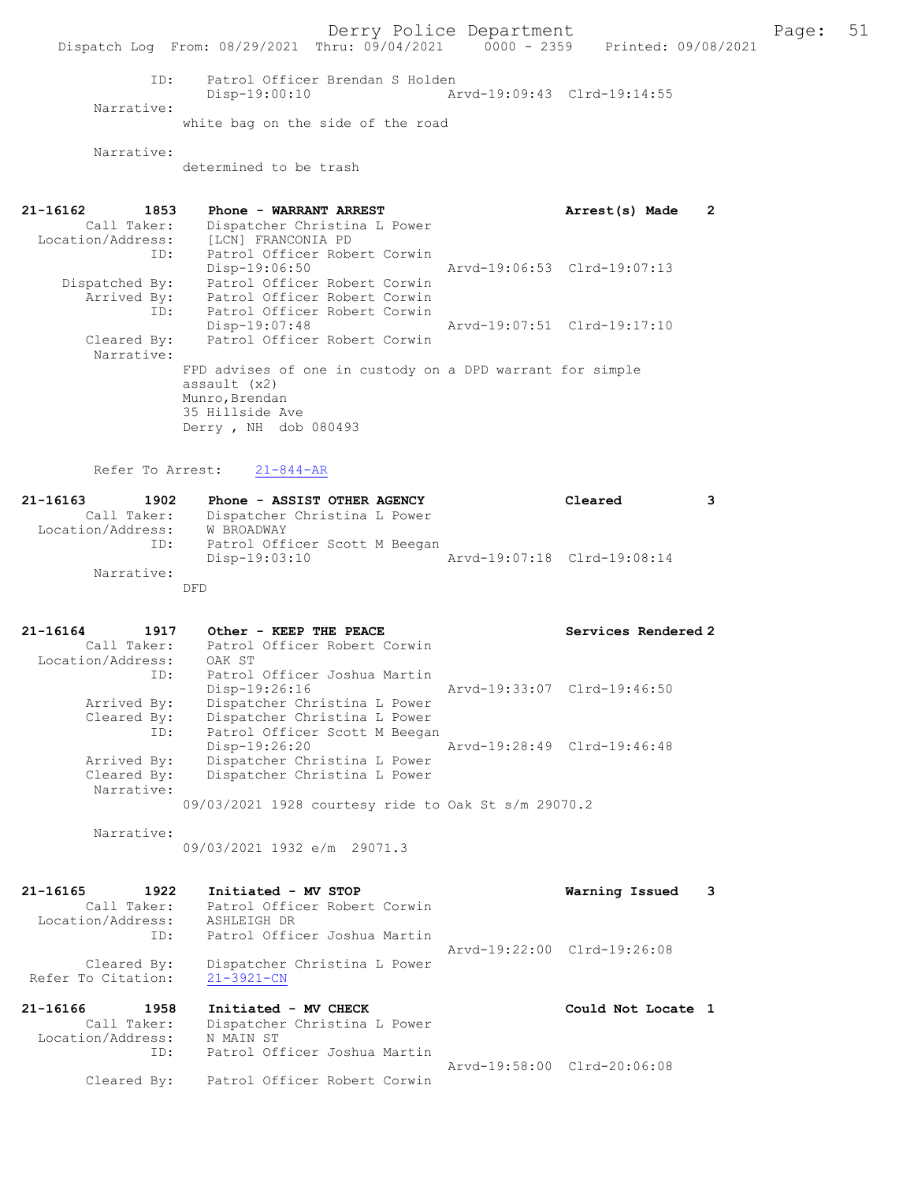```
            ID:     Patrol Officer Brendan S Holden
                    Disp-19:00:10                Arvd-19:09:43  Clrd-19:14:55
        Narrative:
                  white bag on the side of the road

        Narrative:
                  determined to be trash


21-16162       1853     Phone - WARRANT ARREST                    Arrest(s) Made    2
         Call Taker:    Dispatcher Christina L Power
   Location/Address:    [LCN] FRANCONIA PD
                ID:     Patrol Officer Robert Corwin
                        Disp-19:06:50               Arvd-19:06:53  Clrd-19:07:13
      Dispatched By:    Patrol Officer Robert Corwin
         Arrived By:    Patrol Officer Robert Corwin
                ID:     Patrol Officer Robert Corwin
                        Disp-19:07:48               Arvd-19:07:51  Clrd-19:17:10
         Cleared By:    Patrol Officer Robert Corwin
          Narrative:
                  FPD advises of one in custody on a DPD warrant for simple
                  assault (x2)
                  Munro,Brendan
                  35 Hillside Ave
                  Derry , NH  dob 080493


        Refer To Arrest:    21-844-AR

21-16163       1902     Phone - ASSIST OTHER AGENCY               Cleared           3
         Call Taker:    Dispatcher Christina L Power
   Location/Address:    W BROADWAY
                ID:     Patrol Officer Scott M Beegan
                        Disp-19:03:10               Arvd-19:07:18  Clrd-19:08:14
          Narrative:
                  DFD


21-16164       1917     Other - KEEP THE PEACE                    Services Rendered 2
         Call Taker:    Patrol Officer Robert Corwin
   Location/Address:    OAK ST
                ID:     Patrol Officer Joshua Martin
                        Disp-19:26:16               Arvd-19:33:07  Clrd-19:46:50
         Arrived By:    Dispatcher Christina L Power
         Cleared By:    Dispatcher Christina L Power
                ID:     Patrol Officer Scott M Beegan
                        Disp-19:26:20               Arvd-19:28:49  Clrd-19:46:48
         Arrived By:    Dispatcher Christina L Power
         Cleared By:    Dispatcher Christina L Power
          Narrative:
                  09/03/2021 1928 courtesy ride to Oak St s/m 29070.2

          Narrative:
                  09/03/2021 1932 e/m  29071.3


21-16165       1922     Initiated - MV STOP                       Warning Issued    3
         Call Taker:    Patrol Officer Robert Corwin
   Location/Address:    ASHLEIGH DR
                ID:     Patrol Officer Joshua Martin
                                                    Arvd-19:22:00  Clrd-19:26:08
         Cleared By:    Dispatcher Christina L Power
  Refer To Citation:    21-3921-CN

21-16166       1958     Initiated - MV CHECK                      Could Not Locate 1
         Call Taker:    Dispatcher Christina L Power
   Location/Address:    N MAIN ST
                ID:     Patrol Officer Joshua Martin
                                                    Arvd-19:58:00  Clrd-20:06:08
         Cleared By:    Patrol Officer Robert Corwin
```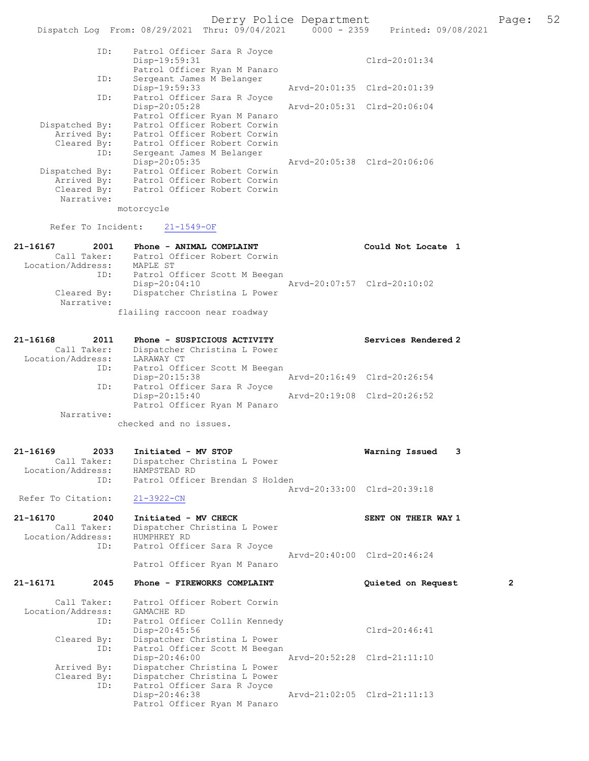```
            ID:     Patrol Officer Sara R Joyce
                    Disp-19:59:31                             Clrd-20:01:34
                    Patrol Officer Ryan M Panaro
            ID:     Sergeant James M Belanger
                    Disp-19:59:33              Arvd-20:01:35  Clrd-20:01:39
            ID:     Patrol Officer Sara R Joyce
                    Disp-20:05:28              Arvd-20:05:31  Clrd-20:06:04
                    Patrol Officer Ryan M Panaro
 Dispatched By:     Patrol Officer Robert Corwin
    Arrived By:     Patrol Officer Robert Corwin
    Cleared By:     Patrol Officer Robert Corwin
            ID:     Sergeant James M Belanger
                    Disp-20:05:35              Arvd-20:05:38  Clrd-20:06:06
 Dispatched By:     Patrol Officer Robert Corwin
    Arrived By:     Patrol Officer Robert Corwin
    Cleared By:     Patrol Officer Robert Corwin
     Narrative:
                  motorcycle

   Refer To Incident:    21-1549-OF

21-16167        2001    Phone - ANIMAL COMPLAINT              Could Not Locate  1
       Call Taker:      Patrol Officer Robert Corwin
 Location/Address:      MAPLE ST
               ID:      Patrol Officer Scott M Beegan
                        Disp-20:04:10          Arvd-20:07:57  Clrd-20:10:02
       Cleared By:      Dispatcher Christina L Power
        Narrative:
                  flailing raccoon near roadway

21-16168        2011    Phone - SUSPICIOUS ACTIVITY           Services Rendered 2
       Call Taker:      Dispatcher Christina L Power
 Location/Address:      LARAWAY CT
               ID:      Patrol Officer Scott M Beegan
                        Disp-20:15:38          Arvd-20:16:49  Clrd-20:26:54
               ID:      Patrol Officer Sara R Joyce
                        Disp-20:15:40          Arvd-20:19:08  Clrd-20:26:52
                        Patrol Officer Ryan M Panaro
        Narrative:
                  checked and no issues.

21-16169        2033    Initiated - MV STOP                   Warning Issued    3
       Call Taker:      Dispatcher Christina L Power
 Location/Address:      HAMPSTEAD RD
               ID:      Patrol Officer Brendan S Holden
                                               Arvd-20:33:00  Clrd-20:39:18
 Refer To Citation:     21-3922-CN

21-16170        2040    Initiated - MV CHECK                  SENT ON THEIR WAY 1
       Call Taker:      Dispatcher Christina L Power
 Location/Address:      HUMPHREY RD
               ID:      Patrol Officer Sara R Joyce
                                               Arvd-20:40:00  Clrd-20:46:24
                        Patrol Officer Ryan M Panaro

21-16171        2045    Phone - FIREWORKS COMPLAINT           Quieted on Request         2

       Call Taker:      Patrol Officer Robert Corwin
 Location/Address:      GAMACHE RD
               ID:      Patrol Officer Collin Kennedy
                        Disp-20:45:56                         Clrd-20:46:41
       Cleared By:      Dispatcher Christina L Power
               ID:      Patrol Officer Scott M Beegan
                        Disp-20:46:00          Arvd-20:52:28  Clrd-21:11:10
       Arrived By:      Dispatcher Christina L Power
       Cleared By:      Dispatcher Christina L Power
               ID:      Patrol Officer Sara R Joyce
                        Disp-20:46:38          Arvd-21:02:05  Clrd-21:11:13
                        Patrol Officer Ryan M Panaro
```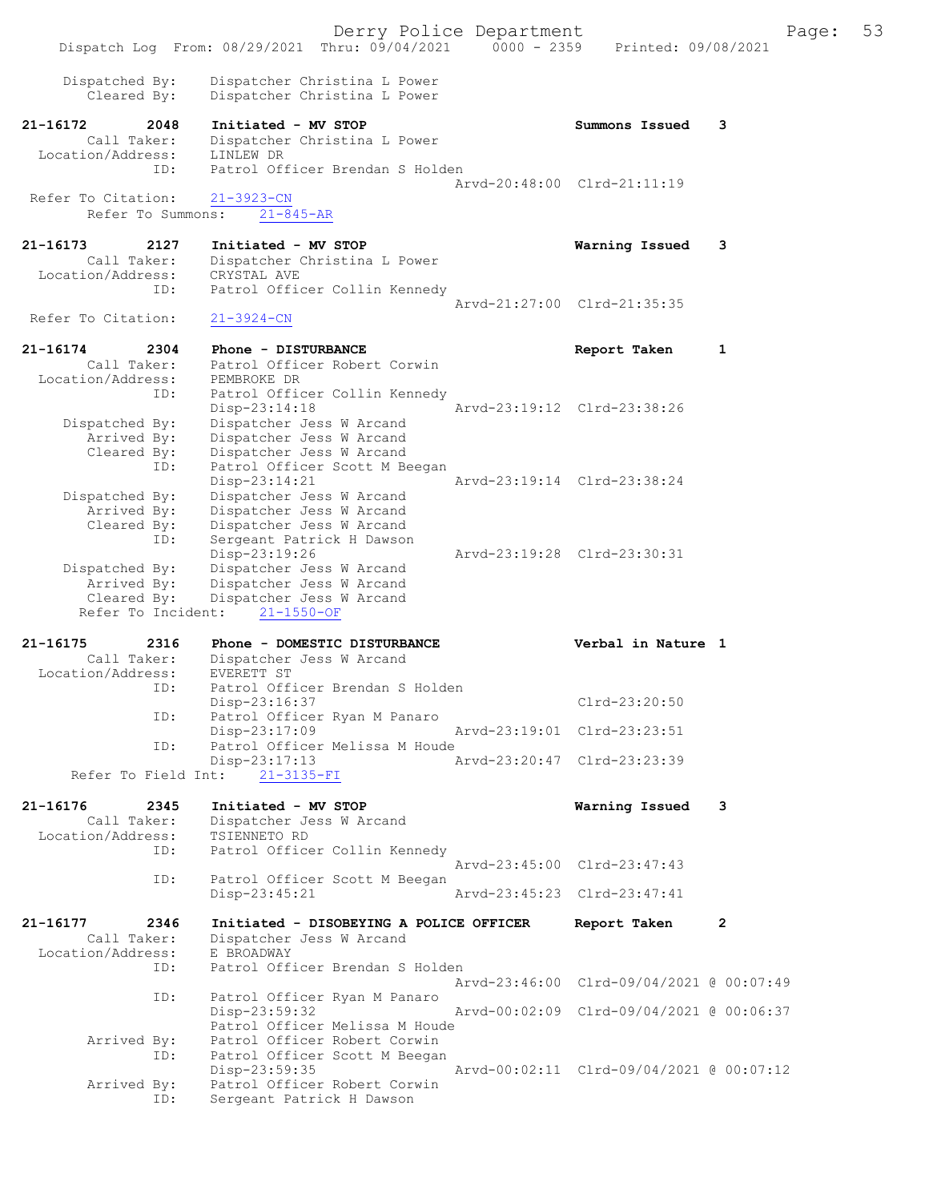```
    Dispatched By:    Dispatcher Christina L Power
       Cleared By:    Dispatcher Christina L Power

21-16172        2048    Initiated - MV STOP                          Summons Issued    3
        Call Taker:     Dispatcher Christina L Power
  Location/Address:     LINLEW DR
               ID:      Patrol Officer Brendan S Holden
                                                       Arvd-20:48:00  Clrd-21:11:19
 Refer To Citation:     21-3923-CN
       Refer To Summons:     21-845-AR

21-16173        2127    Initiated - MV STOP                          Warning Issued    3
        Call Taker:     Dispatcher Christina L Power
  Location/Address:     CRYSTAL AVE
               ID:      Patrol Officer Collin Kennedy
                                                       Arvd-21:27:00  Clrd-21:35:35
 Refer To Citation:     21-3924-CN

21-16174        2304    Phone - DISTURBANCE                          Report Taken      1
        Call Taker:     Patrol Officer Robert Corwin
  Location/Address:     PEMBROKE DR
               ID:      Patrol Officer Collin Kennedy
                        Disp-23:14:18                  Arvd-23:19:12  Clrd-23:38:26
    Dispatched By:      Dispatcher Jess W Arcand
       Arrived By:      Dispatcher Jess W Arcand
       Cleared By:      Dispatcher Jess W Arcand
               ID:      Patrol Officer Scott M Beegan
                        Disp-23:14:21                  Arvd-23:19:14  Clrd-23:38:24
    Dispatched By:      Dispatcher Jess W Arcand
       Arrived By:      Dispatcher Jess W Arcand
       Cleared By:      Dispatcher Jess W Arcand
               ID:      Sergeant Patrick H Dawson
                        Disp-23:19:26                  Arvd-23:19:28  Clrd-23:30:31
    Dispatched By:      Dispatcher Jess W Arcand
       Arrived By:      Dispatcher Jess W Arcand
       Cleared By:      Dispatcher Jess W Arcand
    Refer To Incident:     21-1550-OF

21-16175        2316    Phone - DOMESTIC DISTURBANCE                 Verbal in Nature 1
        Call Taker:     Dispatcher Jess W Arcand
  Location/Address:     EVERETT ST
               ID:      Patrol Officer Brendan S Holden
                        Disp-23:16:37                                 Clrd-23:20:50
               ID:      Patrol Officer Ryan M Panaro
                        Disp-23:17:09                  Arvd-23:19:01  Clrd-23:23:51
               ID:      Patrol Officer Melissa M Houde
                        Disp-23:17:13                  Arvd-23:20:47  Clrd-23:23:39
   Refer To Field Int:     21-3135-FI

21-16176        2345    Initiated - MV STOP                          Warning Issued    3
        Call Taker:     Dispatcher Jess W Arcand
  Location/Address:     TSIENNETO RD
               ID:      Patrol Officer Collin Kennedy
                                                       Arvd-23:45:00  Clrd-23:47:43
               ID:      Patrol Officer Scott M Beegan
                        Disp-23:45:21                  Arvd-23:45:23  Clrd-23:47:41

21-16177        2346    Initiated - DISOBEYING A POLICE OFFICER      Report Taken      2
        Call Taker:     Dispatcher Jess W Arcand
  Location/Address:     E BROADWAY
               ID:      Patrol Officer Brendan S Holden
                                                       Arvd-23:46:00  Clrd-09/04/2021 @ 00:07:49
               ID:      Patrol Officer Ryan M Panaro
                        Disp-23:59:32                  Arvd-00:02:09  Clrd-09/04/2021 @ 00:06:37
                        Patrol Officer Melissa M Houde
       Arrived By:      Patrol Officer Robert Corwin
               ID:      Patrol Officer Scott M Beegan
                        Disp-23:59:35                  Arvd-00:02:11  Clrd-09/04/2021 @ 00:07:12
       Arrived By:      Patrol Officer Robert Corwin
               ID:      Sergeant Patrick H Dawson
```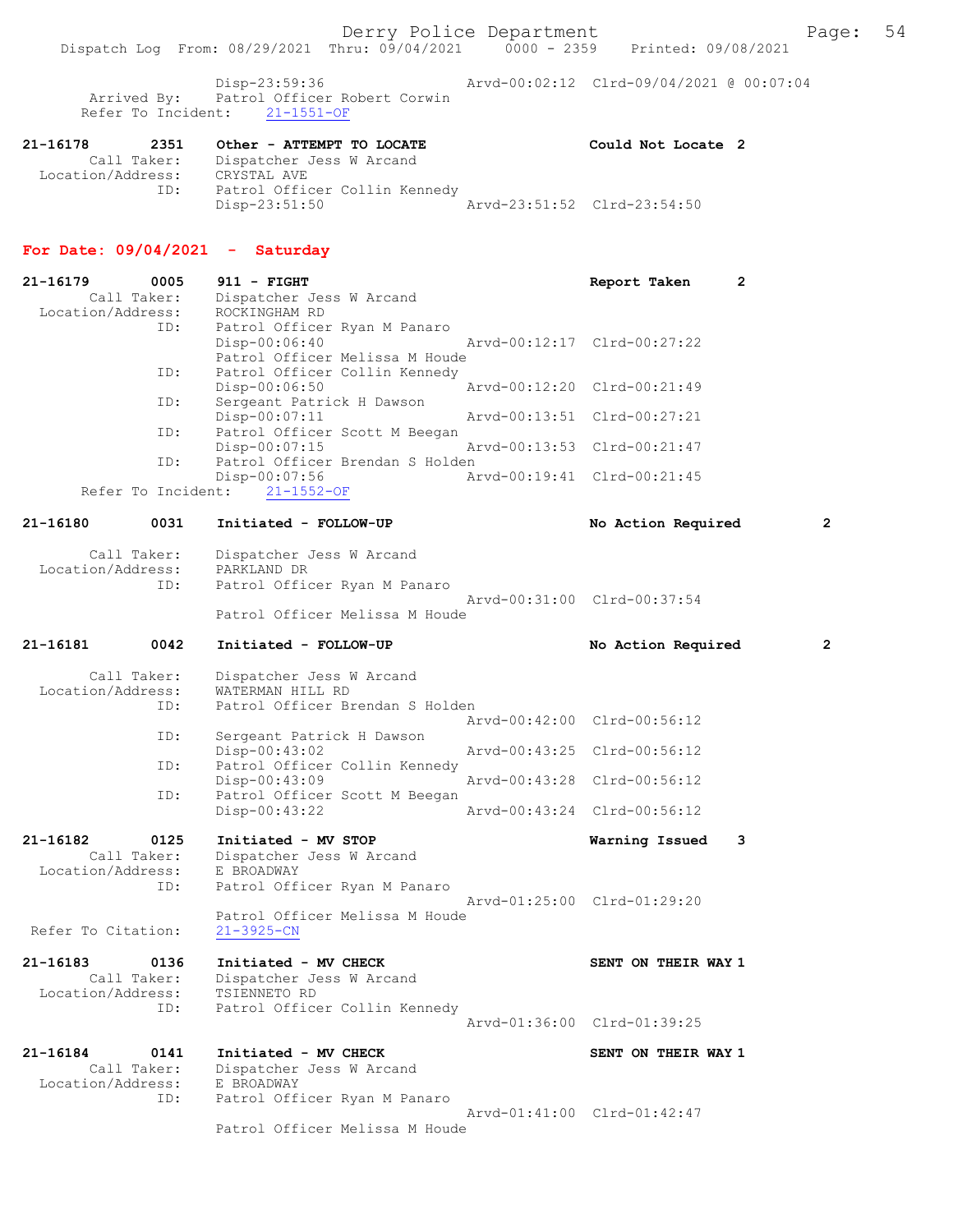Disp-23:59:36 Arvd-00:02:12 Clrd-09/04/2021 @ 00:07:04
Arrived By: Patrol Officer Robert Corwin
Refer To Incident: 21-1551-OF

21-16178 2351 Other - ATTEMPT TO LOCATE Could Not Locate 2
Call Taker: Dispatcher Jess W Arcand
Location/Address: CRYSTAL AVE
ID: Patrol Officer Collin Kennedy
Disp-23:51:50 Arvd-23:51:52 Clrd-23:54:50

## For Date: 09/04/2021 - Saturday

21-16179 0005 911 - FIGHT Report Taken 2
Call Taker: Dispatcher Jess W Arcand
Location/Address: ROCKINGHAM RD
ID: Patrol Officer Ryan M Panaro
Disp-00:06:40 Arvd-00:12:17 Clrd-00:27:22
Patrol Officer Melissa M Houde
ID: Patrol Officer Collin Kennedy
Disp-00:06:50 Arvd-00:12:20 Clrd-00:21:49
ID: Sergeant Patrick H Dawson
Disp-00:07:11 Arvd-00:13:51 Clrd-00:27:21
ID: Patrol Officer Scott M Beegan
Disp-00:07:15 Arvd-00:13:53 Clrd-00:21:47
ID: Patrol Officer Brendan S Holden
Disp-00:07:56 Arvd-00:19:41 Clrd-00:21:45
Refer To Incident: 21-1552-OF

21-16180 0031 Initiated - FOLLOW-UP No Action Required 2
Call Taker: Dispatcher Jess W Arcand
Location/Address: PARKLAND DR
ID: Patrol Officer Ryan M Panaro
Arvd-00:31:00 Clrd-00:37:54
Patrol Officer Melissa M Houde

21-16181 0042 Initiated - FOLLOW-UP No Action Required 2
Call Taker: Dispatcher Jess W Arcand
Location/Address: WATERMAN HILL RD
ID: Patrol Officer Brendan S Holden
Arvd-00:42:00 Clrd-00:56:12
ID: Sergeant Patrick H Dawson
Disp-00:43:02 Arvd-00:43:25 Clrd-00:56:12
ID: Patrol Officer Collin Kennedy
Disp-00:43:09 Arvd-00:43:28 Clrd-00:56:12
ID: Patrol Officer Scott M Beegan
Disp-00:43:22 Arvd-00:43:24 Clrd-00:56:12

21-16182 0125 Initiated - MV STOP Warning Issued 3
Call Taker: Dispatcher Jess W Arcand
Location/Address: E BROADWAY
ID: Patrol Officer Ryan M Panaro
Arvd-01:25:00 Clrd-01:29:20
Patrol Officer Melissa M Houde
Refer To Citation: 21-3925-CN

21-16183 0136 Initiated - MV CHECK SENT ON THEIR WAY 1
Call Taker: Dispatcher Jess W Arcand
Location/Address: TSIENNETO RD
ID: Patrol Officer Collin Kennedy
Arvd-01:36:00 Clrd-01:39:25

21-16184 0141 Initiated - MV CHECK SENT ON THEIR WAY 1
Call Taker: Dispatcher Jess W Arcand
Location/Address: E BROADWAY
ID: Patrol Officer Ryan M Panaro
Arvd-01:41:00 Clrd-01:42:47
Patrol Officer Melissa M Houde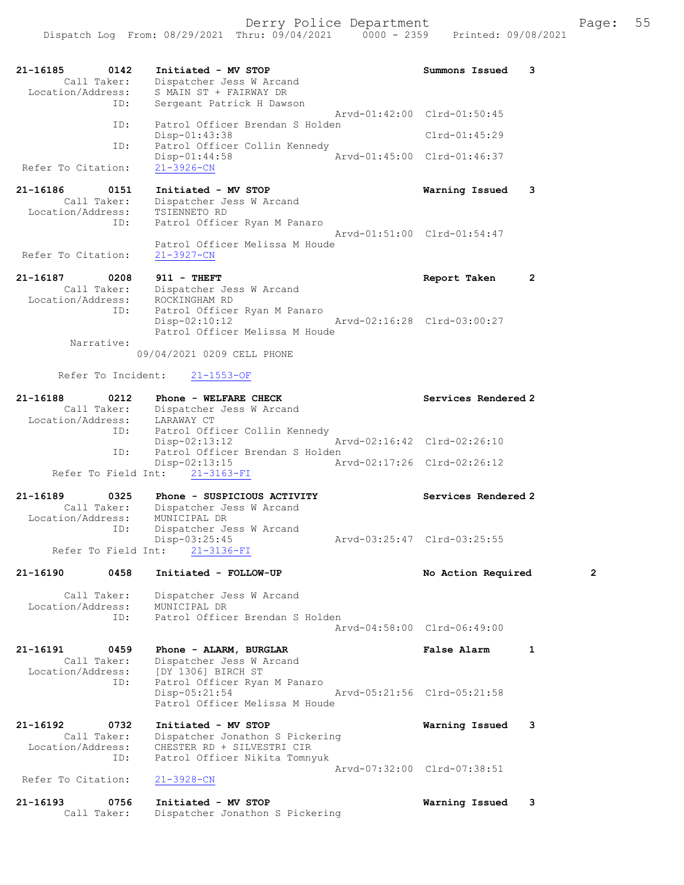```
21-16185        0142    Initiated - MV STOP                        Summons Issued    3
        Call Taker:     Dispatcher Jess W Arcand
  Location/Address:     S MAIN ST + FAIRWAY DR
                ID:     Sergeant Patrick H Dawson
                                                   Arvd-01:42:00  Clrd-01:50:45
                ID:     Patrol Officer Brendan S Holden
                        Disp-01:43:38                              Clrd-01:45:29
                ID:     Patrol Officer Collin Kennedy
                        Disp-01:44:58              Arvd-01:45:00  Clrd-01:46:37
 Refer To Citation:     21-3926-CN

21-16186        0151    Initiated - MV STOP                        Warning Issued    3
        Call Taker:     Dispatcher Jess W Arcand
  Location/Address:     TSIENNETO RD
                ID:     Patrol Officer Ryan M Panaro
                                                   Arvd-01:51:00  Clrd-01:54:47
                        Patrol Officer Melissa M Houde
 Refer To Citation:     21-3927-CN

21-16187        0208    911 - THEFT                                Report Taken      2
        Call Taker:     Dispatcher Jess W Arcand
  Location/Address:     ROCKINGHAM RD
                ID:     Patrol Officer Ryan M Panaro
                        Disp-02:10:12              Arvd-02:16:28  Clrd-03:00:27
                        Patrol Officer Melissa M Houde
         Narrative:
                      09/04/2021 0209 CELL PHONE

       Refer To Incident:    21-1553-OF

21-16188        0212    Phone - WELFARE CHECK                      Services Rendered 2
        Call Taker:     Dispatcher Jess W Arcand
  Location/Address:     LARAWAY CT
                ID:     Patrol Officer Collin Kennedy
                        Disp-02:13:12              Arvd-02:16:42  Clrd-02:26:10
                ID:     Patrol Officer Brendan S Holden
                        Disp-02:13:15              Arvd-02:17:26  Clrd-02:26:12
     Refer To Field Int:    21-3163-FI

21-16189        0325    Phone - SUSPICIOUS ACTIVITY                Services Rendered 2
        Call Taker:     Dispatcher Jess W Arcand
  Location/Address:     MUNICIPAL DR
                ID:     Dispatcher Jess W Arcand
                        Disp-03:25:45              Arvd-03:25:47  Clrd-03:25:55
     Refer To Field Int:    21-3136-FI

21-16190        0458    Initiated - FOLLOW-UP                      No Action Required        2

        Call Taker:     Dispatcher Jess W Arcand
  Location/Address:     MUNICIPAL DR
                ID:     Patrol Officer Brendan S Holden
                                                   Arvd-04:58:00  Clrd-06:49:00

21-16191        0459    Phone - ALARM, BURGLAR                     False Alarm       1
        Call Taker:     Dispatcher Jess W Arcand
  Location/Address:     [DY 1306] BIRCH ST
                ID:     Patrol Officer Ryan M Panaro
                        Disp-05:21:54              Arvd-05:21:56  Clrd-05:21:58
                        Patrol Officer Melissa M Houde

21-16192        0732    Initiated - MV STOP                        Warning Issued    3
        Call Taker:     Dispatcher Jonathon S Pickering
  Location/Address:     CHESTER RD + SILVESTRI CIR
                ID:     Patrol Officer Nikita Tomnyuk
                                                   Arvd-07:32:00  Clrd-07:38:51
 Refer To Citation:     21-3928-CN

21-16193        0756    Initiated - MV STOP                        Warning Issued    3
        Call Taker:     Dispatcher Jonathon S Pickering
```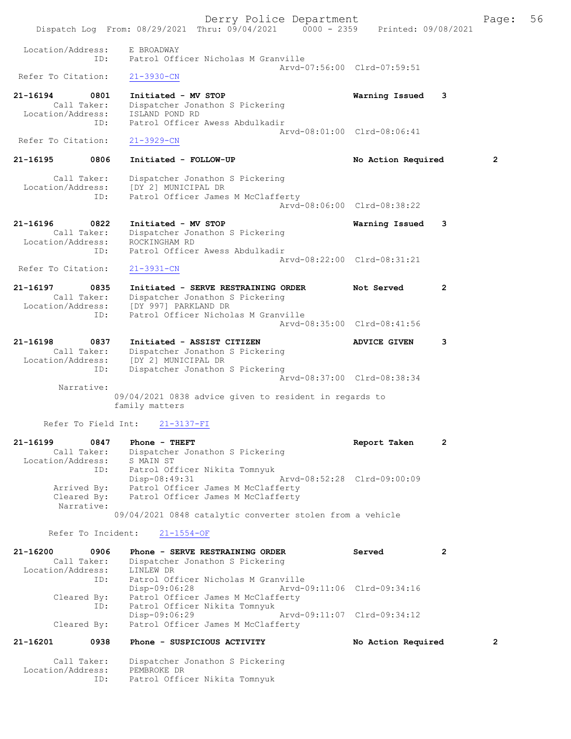```
 Location/Address:    E BROADWAY
               ID:    Patrol Officer Nicholas M Granville
                                              Arvd-07:56:00  Clrd-07:59:51
 Refer To Citation:   21-3930-CN

21-16194        0801    Initiated - MV STOP                     Warning Issued    3
       Call Taker:    Dispatcher Jonathon S Pickering
 Location/Address:    ISLAND POND RD
               ID:    Patrol Officer Awess Abdulkadir
                                              Arvd-08:01:00  Clrd-08:06:41
 Refer To Citation:   21-3929-CN

21-16195        0806    Initiated - FOLLOW-UP                   No Action Required        2

       Call Taker:    Dispatcher Jonathon S Pickering
 Location/Address:    [DY 2] MUNICIPAL DR
               ID:    Patrol Officer James M McClafferty
                                              Arvd-08:06:00  Clrd-08:38:22

21-16196        0822    Initiated - MV STOP                     Warning Issued    3
       Call Taker:    Dispatcher Jonathon S Pickering
 Location/Address:    ROCKINGHAM RD
               ID:    Patrol Officer Awess Abdulkadir
                                              Arvd-08:22:00  Clrd-08:31:21
 Refer To Citation:   21-3931-CN

21-16197        0835    Initiated - SERVE RESTRAINING ORDER     Not Served        2
       Call Taker:    Dispatcher Jonathon S Pickering
 Location/Address:    [DY 997] PARKLAND DR
               ID:    Patrol Officer Nicholas M Granville
                                              Arvd-08:35:00  Clrd-08:41:56

21-16198        0837    Initiated - ASSIST CITIZEN              ADVICE GIVEN      3
       Call Taker:    Dispatcher Jonathon S Pickering
 Location/Address:    [DY 2] MUNICIPAL DR
               ID:    Dispatcher Jonathon S Pickering
                                              Arvd-08:37:00  Clrd-08:38:34
        Narrative:
                    09/04/2021 0838 advice given to resident in regards to
                    family matters

      Refer To Field Int:    21-3137-FI

21-16199        0847    Phone - THEFT                           Report Taken      2
       Call Taker:    Dispatcher Jonathon S Pickering
 Location/Address:    S MAIN ST
               ID:    Patrol Officer Nikita Tomnyuk
                      Disp-08:49:31           Arvd-08:52:28  Clrd-09:00:09
      Arrived By:    Patrol Officer James M McClafferty
      Cleared By:    Patrol Officer James M McClafferty
        Narrative:
                    09/04/2021 0848 catalytic converter stolen from a vehicle

       Refer To Incident:    21-1554-OF

21-16200        0906    Phone - SERVE RESTRAINING ORDER         Served            2
       Call Taker:    Dispatcher Jonathon S Pickering
 Location/Address:    LINLEW DR
               ID:    Patrol Officer Nicholas M Granville
                      Disp-09:06:28           Arvd-09:11:06  Clrd-09:34:16
      Cleared By:    Patrol Officer James M McClafferty
               ID:    Patrol Officer Nikita Tomnyuk
                      Disp-09:06:29           Arvd-09:11:07  Clrd-09:34:12
      Cleared By:    Patrol Officer James M McClafferty

21-16201        0938    Phone - SUSPICIOUS ACTIVITY             No Action Required        2

       Call Taker:    Dispatcher Jonathon S Pickering
 Location/Address:    PEMBROKE DR
               ID:    Patrol Officer Nikita Tomnyuk
```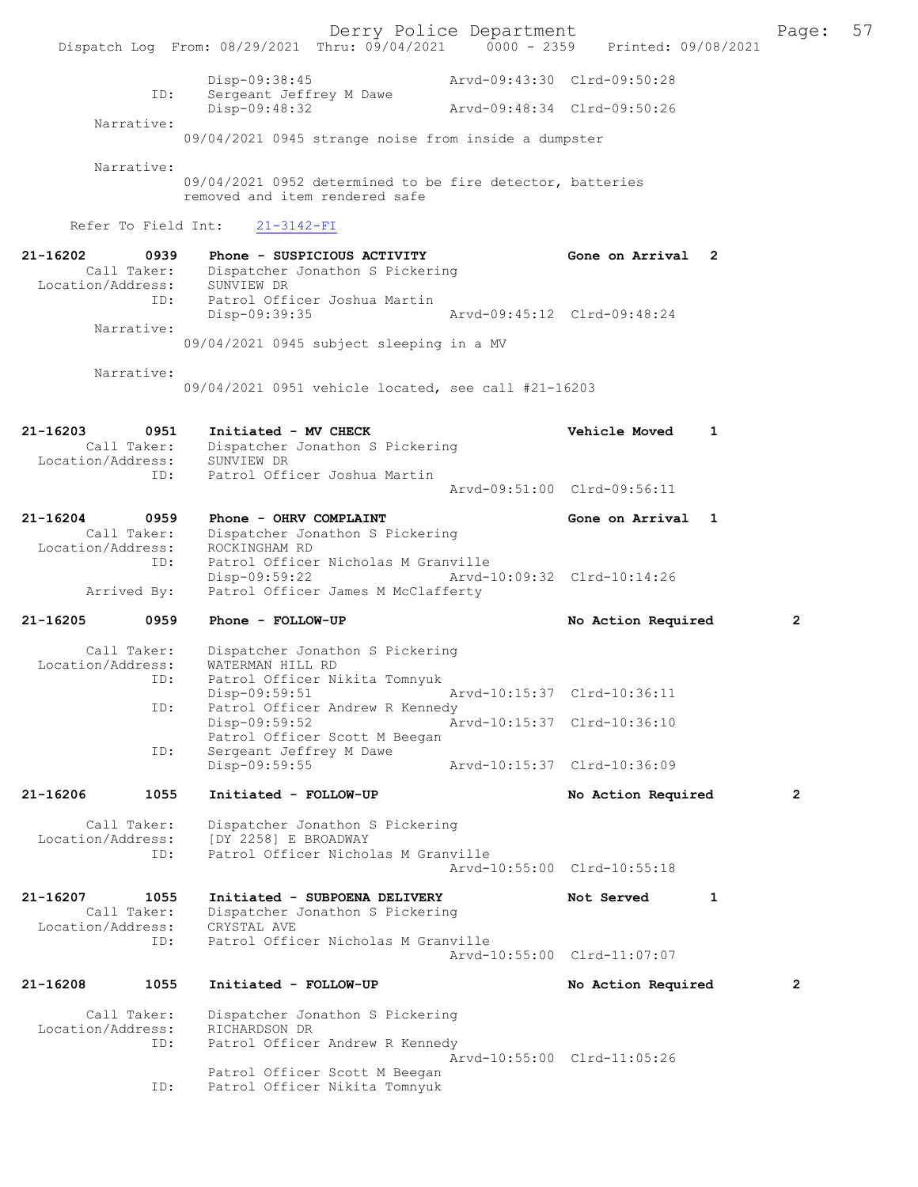Disp-09:38:45 Arvd-09:43:30 Clrd-09:50:28
ID: Sergeant Jeffrey M Dawe
Disp-09:48:32 Arvd-09:48:34 Clrd-09:50:26
Narrative:
09/04/2021 0945 strange noise from inside a dumpster

Narrative:
09/04/2021 0952 determined to be fire detector, batteries removed and item rendered safe

Refer To Field Int: 21-3142-FI

**21-16202 0939 Phone - SUSPICIOUS ACTIVITY** Gone on Arrival 2
Call Taker: Dispatcher Jonathon S Pickering
Location/Address: SUNVIEW DR
ID: Patrol Officer Joshua Martin
Disp-09:39:35 Arvd-09:45:12 Clrd-09:48:24
Narrative:
09/04/2021 0945 subject sleeping in a MV

Narrative:
09/04/2021 0951 vehicle located, see call #21-16203

**21-16203 0951 Initiated - MV CHECK** Vehicle Moved 1
Call Taker: Dispatcher Jonathon S Pickering
Location/Address: SUNVIEW DR
ID: Patrol Officer Joshua Martin
Arvd-09:51:00 Clrd-09:56:11

**21-16204 0959 Phone - OHRV COMPLAINT** Gone on Arrival 1
Call Taker: Dispatcher Jonathon S Pickering
Location/Address: ROCKINGHAM RD
ID: Patrol Officer Nicholas M Granville
Disp-09:59:22 Arvd-10:09:32 Clrd-10:14:26
Arrived By: Patrol Officer James M McClafferty

**21-16205 0959 Phone - FOLLOW-UP** No Action Required 2

Call Taker: Dispatcher Jonathon S Pickering
Location/Address: WATERMAN HILL RD
ID: Patrol Officer Nikita Tomnyuk
Disp-09:59:51 Arvd-10:15:37 Clrd-10:36:11
ID: Patrol Officer Andrew R Kennedy
Disp-09:59:52 Arvd-10:15:37 Clrd-10:36:10
Patrol Officer Scott M Beegan
ID: Sergeant Jeffrey M Dawe
Disp-09:59:55 Arvd-10:15:37 Clrd-10:36:09

**21-16206 1055 Initiated - FOLLOW-UP** No Action Required 2

Call Taker: Dispatcher Jonathon S Pickering
Location/Address: [DY 2258] E BROADWAY
ID: Patrol Officer Nicholas M Granville
Arvd-10:55:00 Clrd-10:55:18

**21-16207 1055 Initiated - SUBPOENA DELIVERY** Not Served 1
Call Taker: Dispatcher Jonathon S Pickering
Location/Address: CRYSTAL AVE
ID: Patrol Officer Nicholas M Granville
Arvd-10:55:00 Clrd-11:07:07

**21-16208 1055 Initiated - FOLLOW-UP** No Action Required 2

Call Taker: Dispatcher Jonathon S Pickering
Location/Address: RICHARDSON DR
ID: Patrol Officer Andrew R Kennedy
Arvd-10:55:00 Clrd-11:05:26
Patrol Officer Scott M Beegan
ID: Patrol Officer Nikita Tomnyuk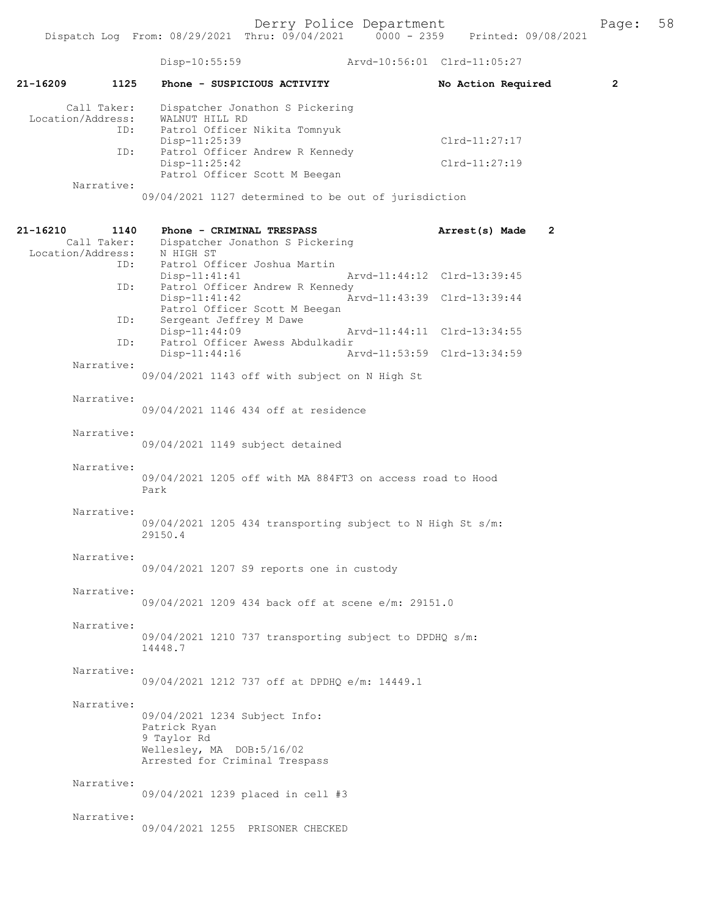Disp-10:55:59 Arvd-10:56:01 Clrd-11:05:27

**21-16209 1125 Phone - SUSPICIOUS ACTIVITY No Action Required 2**

Call Taker: Dispatcher Jonathon S Pickering
Location/Address: WALNUT HILL RD
ID: Patrol Officer Nikita Tomnyuk
Disp-11:25:39 Clrd-11:27:17
ID: Patrol Officer Andrew R Kennedy
Disp-11:25:42 Clrd-11:27:19
Patrol Officer Scott M Beegan
Narrative:
09/04/2021 1127 determined to be out of jurisdiction

**21-16210 1140 Phone - CRIMINAL TRESPASS Arrest(s) Made 2**

Call Taker: Dispatcher Jonathon S Pickering
Location/Address: N HIGH ST
ID: Patrol Officer Joshua Martin
Disp-11:41:41 Arvd-11:44:12 Clrd-13:39:45
ID: Patrol Officer Andrew R Kennedy
Disp-11:41:42 Arvd-11:43:39 Clrd-13:39:44
Patrol Officer Scott M Beegan
ID: Sergeant Jeffrey M Dawe
Disp-11:44:09 Arvd-11:44:11 Clrd-13:34:55
ID: Patrol Officer Awess Abdulkadir
Disp-11:44:16 Arvd-11:53:59 Clrd-13:34:59

Narrative:
09/04/2021 1143 off with subject on N High St

Narrative:
09/04/2021 1146 434 off at residence

Narrative:
09/04/2021 1149 subject detained

Narrative:
09/04/2021 1205 off with MA 884FT3 on access road to Hood Park

Narrative:
09/04/2021 1205 434 transporting subject to N High St s/m: 29150.4

Narrative:
09/04/2021 1207 S9 reports one in custody

Narrative:
09/04/2021 1209 434 back off at scene e/m: 29151.0

Narrative:
09/04/2021 1210 737 transporting subject to DPDHQ s/m: 14448.7

Narrative:
09/04/2021 1212 737 off at DPDHQ e/m: 14449.1

Narrative:
09/04/2021 1234 Subject Info:
Patrick Ryan
9 Taylor Rd
Wellesley, MA DOB:5/16/02
Arrested for Criminal Trespass

Narrative:
09/04/2021 1239 placed in cell #3

Narrative:
09/04/2021 1255 PRISONER CHECKED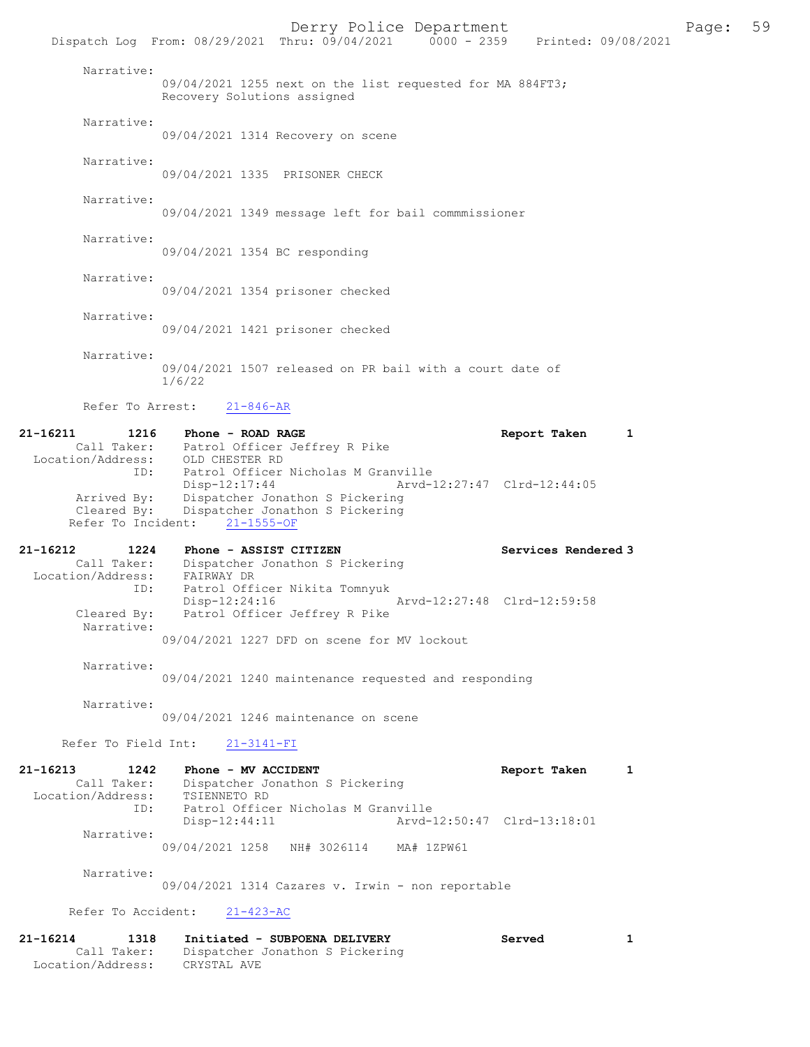Narrative:
09/04/2021 1255 next on the list requested for MA 884FT3; Recovery Solutions assigned

Narrative:
09/04/2021 1314 Recovery on scene

Narrative:
09/04/2021 1335 PRISONER CHECK

Narrative:
09/04/2021 1349 message left for bail commmissioner

Narrative:
09/04/2021 1354 BC responding

Narrative:
09/04/2021 1354 prisoner checked

Narrative:
09/04/2021 1421 prisoner checked

Narrative:
09/04/2021 1507 released on PR bail with a court date of 1/6/22

Refer To Arrest: 21-846-AR

**21-16211 1216 Phone - ROAD RAGE — Report Taken 1**
Call Taker: Patrol Officer Jeffrey R Pike
Location/Address: OLD CHESTER RD
ID: Patrol Officer Nicholas M Granville
Disp-12:17:44 Arvd-12:27:47 Clrd-12:44:05
Arrived By: Dispatcher Jonathon S Pickering
Cleared By: Dispatcher Jonathon S Pickering
Refer To Incident: 21-1555-OF

**21-16212 1224 Phone - ASSIST CITIZEN — Services Rendered 3**
Call Taker: Dispatcher Jonathon S Pickering
Location/Address: FAIRWAY DR
ID: Patrol Officer Nikita Tomnyuk
Disp-12:24:16 Arvd-12:27:48 Clrd-12:59:58
Cleared By: Patrol Officer Jeffrey R Pike
Narrative:
09/04/2021 1227 DFD on scene for MV lockout

Narrative:
09/04/2021 1240 maintenance requested and responding

Narrative:
09/04/2021 1246 maintenance on scene

Refer To Field Int: 21-3141-FI

**21-16213 1242 Phone - MV ACCIDENT — Report Taken 1**
Call Taker: Dispatcher Jonathon S Pickering
Location/Address: TSIENNETO RD
ID: Patrol Officer Nicholas M Granville
Disp-12:44:11 Arvd-12:50:47 Clrd-13:18:01
Narrative:
09/04/2021 1258 NH# 3026114 MA# 1ZPW61

Narrative:
09/04/2021 1314 Cazares v. Irwin - non reportable

Refer To Accident: 21-423-AC

**21-16214 1318 Initiated - SUBPOENA DELIVERY — Served 1**
Call Taker: Dispatcher Jonathon S Pickering
Location/Address: CRYSTAL AVE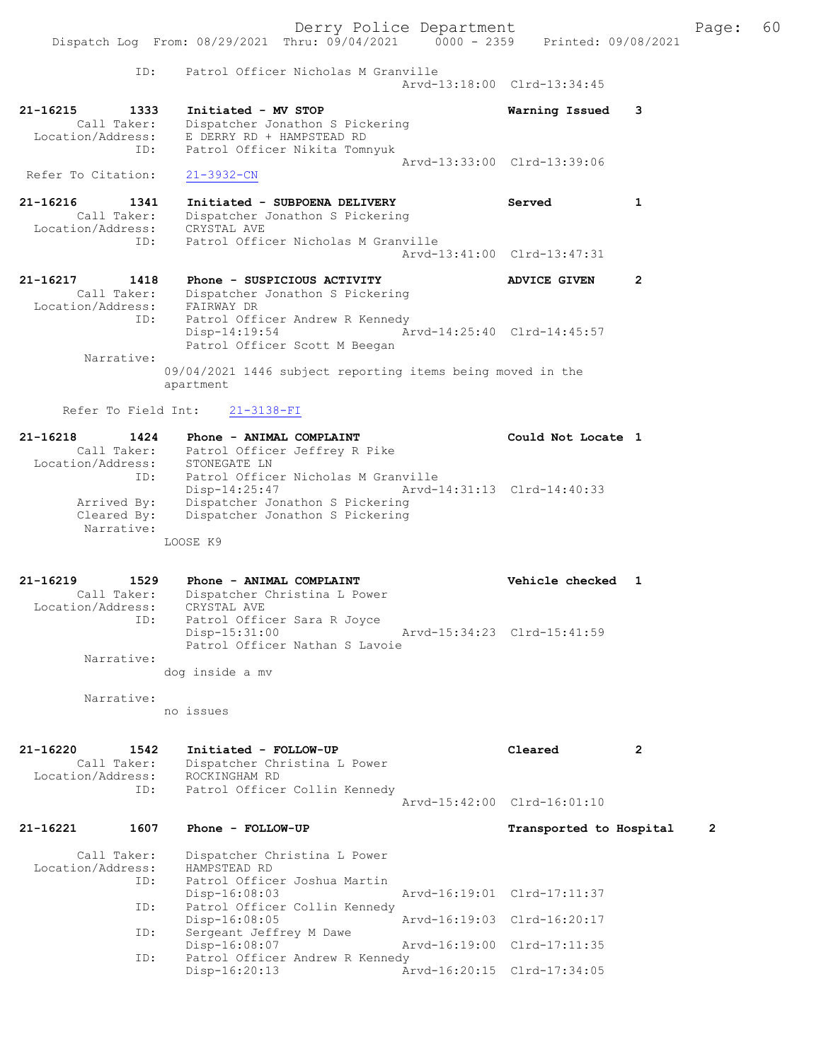ID: Patrol Officer Nicholas M Granville
Arvd-13:18:00 Clrd-13:34:45

**21-16215 1333 Initiated - MV STOP** Warning Issued 3
Call Taker: Dispatcher Jonathon S Pickering
Location/Address: E DERRY RD + HAMPSTEAD RD
ID: Patrol Officer Nikita Tomnyuk
Arvd-13:33:00 Clrd-13:39:06
Refer To Citation: 21-3932-CN

**21-16216 1341 Initiated - SUBPOENA DELIVERY** Served 1
Call Taker: Dispatcher Jonathon S Pickering
Location/Address: CRYSTAL AVE
ID: Patrol Officer Nicholas M Granville
Arvd-13:41:00 Clrd-13:47:31

**21-16217 1418 Phone - SUSPICIOUS ACTIVITY** ADVICE GIVEN 2
Call Taker: Dispatcher Jonathon S Pickering
Location/Address: FAIRWAY DR
ID: Patrol Officer Andrew R Kennedy
Disp-14:19:54 Arvd-14:25:40 Clrd-14:45:57
Patrol Officer Scott M Beegan
Narrative:
09/04/2021 1446 subject reporting items being moved in the apartment

Refer To Field Int: 21-3138-FI

**21-16218 1424 Phone - ANIMAL COMPLAINT** Could Not Locate 1
Call Taker: Patrol Officer Jeffrey R Pike
Location/Address: STONEGATE LN
ID: Patrol Officer Nicholas M Granville
Disp-14:25:47 Arvd-14:31:13 Clrd-14:40:33
Arrived By: Dispatcher Jonathon S Pickering
Cleared By: Dispatcher Jonathon S Pickering
Narrative:
LOOSE K9

**21-16219 1529 Phone - ANIMAL COMPLAINT** Vehicle checked 1
Call Taker: Dispatcher Christina L Power
Location/Address: CRYSTAL AVE
ID: Patrol Officer Sara R Joyce
Disp-15:31:00 Arvd-15:34:23 Clrd-15:41:59
Patrol Officer Nathan S Lavoie
Narrative:
dog inside a mv

Narrative:
no issues

**21-16220 1542 Initiated - FOLLOW-UP** Cleared 2
Call Taker: Dispatcher Christina L Power
Location/Address: ROCKINGHAM RD
ID: Patrol Officer Collin Kennedy
Arvd-15:42:00 Clrd-16:01:10

**21-16221 1607 Phone - FOLLOW-UP** Transported to Hospital 2
Call Taker: Dispatcher Christina L Power
Location/Address: HAMPSTEAD RD
ID: Patrol Officer Joshua Martin
Disp-16:08:03 Arvd-16:19:01 Clrd-17:11:37
ID: Patrol Officer Collin Kennedy
Disp-16:08:05 Arvd-16:19:03 Clrd-16:20:17
ID: Sergeant Jeffrey M Dawe
Disp-16:08:07 Arvd-16:19:00 Clrd-17:11:35
ID: Patrol Officer Andrew R Kennedy
Disp-16:20:13 Arvd-16:20:15 Clrd-17:34:05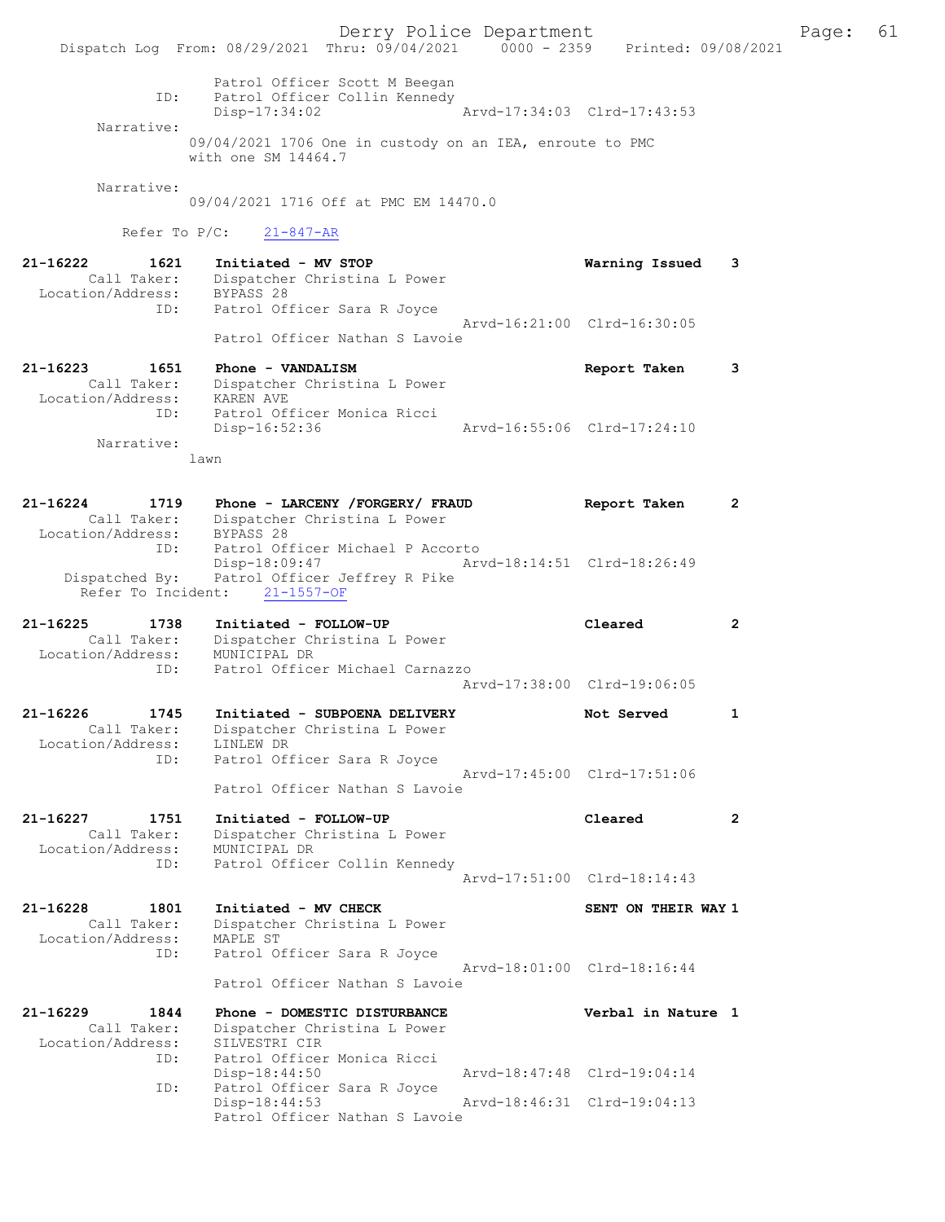```
            Patrol Officer Scott M Beegan
       ID:  Patrol Officer Collin Kennedy
            Disp-17:34:02                 Arvd-17:34:03  Clrd-17:43:53
 Narrative:
          09/04/2021 1706 One in custody on an IEA, enroute to PMC
          with one SM 14464.7

 Narrative:
          09/04/2021 1716 Off at PMC EM 14470.0

    Refer To P/C:   21-847-AR

21-16222       1621    Initiated - MV STOP                    Warning Issued   3
       Call Taker:    Dispatcher Christina L Power
 Location/Address:    BYPASS 28
              ID:     Patrol Officer Sara R Joyce
                                                  Arvd-16:21:00  Clrd-16:30:05
                      Patrol Officer Nathan S Lavoie

21-16223       1651    Phone - VANDALISM                      Report Taken     3
       Call Taker:    Dispatcher Christina L Power
 Location/Address:    KAREN AVE
              ID:     Patrol Officer Monica Ricci
                      Disp-16:52:36               Arvd-16:55:06  Clrd-17:24:10
        Narrative:
                 lawn

21-16224       1719    Phone - LARCENY /FORGERY/ FRAUD        Report Taken     2
       Call Taker:    Dispatcher Christina L Power
 Location/Address:    BYPASS 28
              ID:     Patrol Officer Michael P Accorto
                      Disp-18:09:47               Arvd-18:14:51  Clrd-18:26:49
    Dispatched By:    Patrol Officer Jeffrey R Pike
  Refer To Incident:    21-1557-OF

21-16225       1738    Initiated - FOLLOW-UP                  Cleared          2
       Call Taker:    Dispatcher Christina L Power
 Location/Address:    MUNICIPAL DR
              ID:     Patrol Officer Michael Carnazzo
                                                  Arvd-17:38:00  Clrd-19:06:05

21-16226       1745    Initiated - SUBPOENA DELIVERY          Not Served       1
       Call Taker:    Dispatcher Christina L Power
 Location/Address:    LINLEW DR
              ID:     Patrol Officer Sara R Joyce
                                                  Arvd-17:45:00  Clrd-17:51:06
                      Patrol Officer Nathan S Lavoie

21-16227       1751    Initiated - FOLLOW-UP                  Cleared          2
       Call Taker:    Dispatcher Christina L Power
 Location/Address:    MUNICIPAL DR
              ID:     Patrol Officer Collin Kennedy
                                                  Arvd-17:51:00  Clrd-18:14:43

21-16228       1801    Initiated - MV CHECK                   SENT ON THEIR WAY 1
       Call Taker:    Dispatcher Christina L Power
 Location/Address:    MAPLE ST
              ID:     Patrol Officer Sara R Joyce
                                                  Arvd-18:01:00  Clrd-18:16:44
                      Patrol Officer Nathan S Lavoie

21-16229       1844    Phone - DOMESTIC DISTURBANCE           Verbal in Nature 1
       Call Taker:    Dispatcher Christina L Power
 Location/Address:    SILVESTRI CIR
              ID:     Patrol Officer Monica Ricci
                      Disp-18:44:50               Arvd-18:47:48  Clrd-19:04:14
              ID:     Patrol Officer Sara R Joyce
                      Disp-18:44:53               Arvd-18:46:31  Clrd-19:04:13
                      Patrol Officer Nathan S Lavoie
```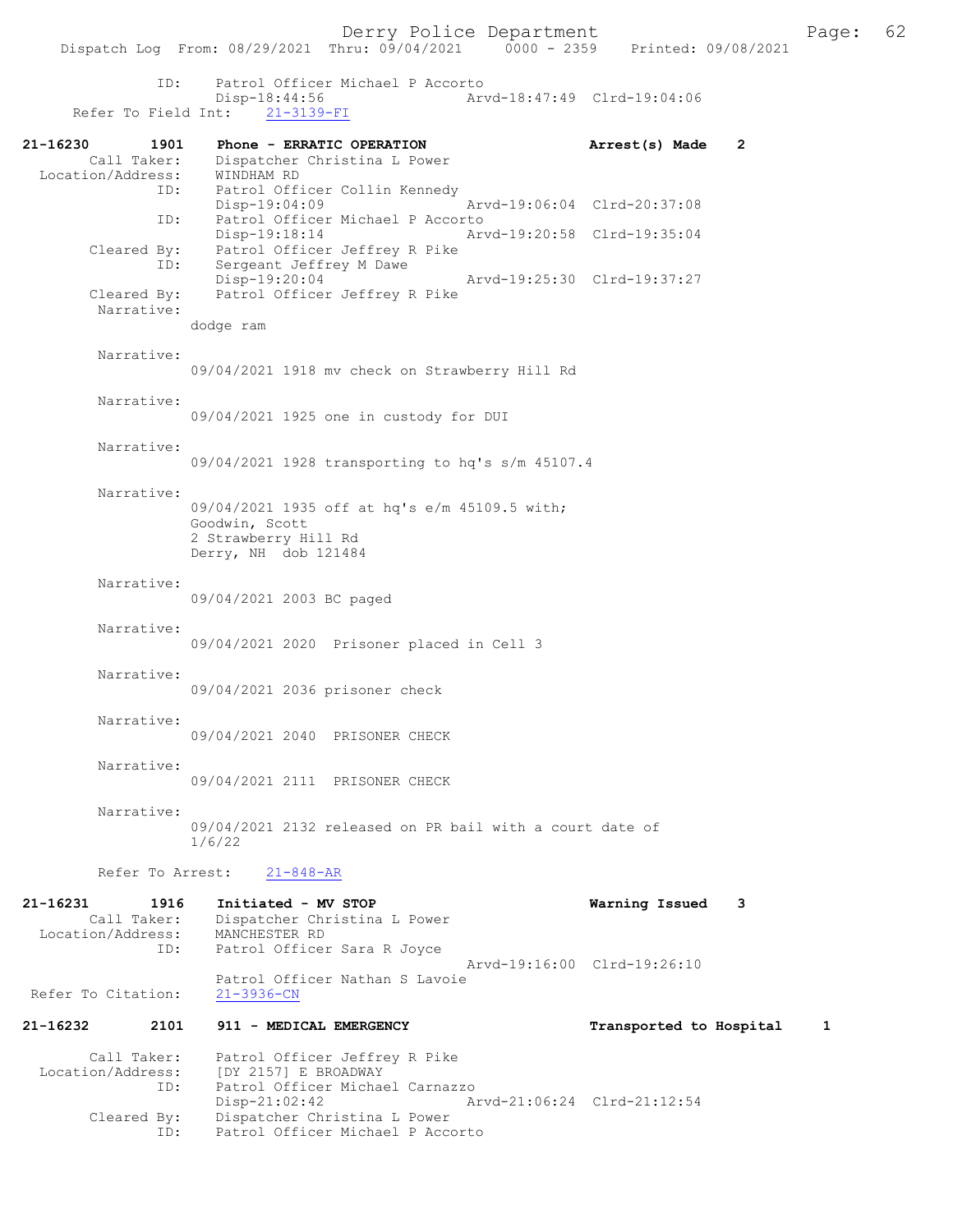ID: Patrol Officer Michael P Accorto
Disp-18:44:56 Arvd-18:47:49 Clrd-19:04:06
Refer To Field Int: 21-3139-FI

**21-16230 1901 Phone - ERRATIC OPERATION — Arrest(s) Made 2**

Call Taker: Dispatcher Christina L Power
Location/Address: WINDHAM RD
ID: Patrol Officer Collin Kennedy
Disp-19:04:09 Arvd-19:06:04 Clrd-20:37:08
ID: Patrol Officer Michael P Accorto
Disp-19:18:14 Arvd-19:20:58 Clrd-19:35:04
Cleared By: Patrol Officer Jeffrey R Pike
ID: Sergeant Jeffrey M Dawe
Disp-19:20:04 Arvd-19:25:30 Clrd-19:37:27
Cleared By: Patrol Officer Jeffrey R Pike

Narrative:
dodge ram

Narrative:
09/04/2021 1918 mv check on Strawberry Hill Rd

Narrative:
09/04/2021 1925 one in custody for DUI

Narrative:
09/04/2021 1928 transporting to hq's s/m 45107.4

Narrative:
09/04/2021 1935 off at hq's e/m 45109.5 with;
Goodwin, Scott
2 Strawberry Hill Rd
Derry, NH dob 121484

Narrative:
09/04/2021 2003 BC paged

Narrative:
09/04/2021 2020 Prisoner placed in Cell 3

Narrative:
09/04/2021 2036 prisoner check

Narrative:
09/04/2021 2040 PRISONER CHECK

Narrative:
09/04/2021 2111 PRISONER CHECK

Narrative:
09/04/2021 2132 released on PR bail with a court date of 1/6/22

Refer To Arrest: 21-848-AR

**21-16231 1916 Initiated - MV STOP — Warning Issued 3**

Call Taker: Dispatcher Christina L Power
Location/Address: MANCHESTER RD
ID: Patrol Officer Sara R Joyce
Arvd-19:16:00 Clrd-19:26:10
Patrol Officer Nathan S Lavoie
Refer To Citation: 21-3936-CN

**21-16232 2101 911 - MEDICAL EMERGENCY — Transported to Hospital 1**

Call Taker: Patrol Officer Jeffrey R Pike
Location/Address: [DY 2157] E BROADWAY
ID: Patrol Officer Michael Carnazzo
Disp-21:02:42 Arvd-21:06:24 Clrd-21:12:54
Cleared By: Dispatcher Christina L Power
ID: Patrol Officer Michael P Accorto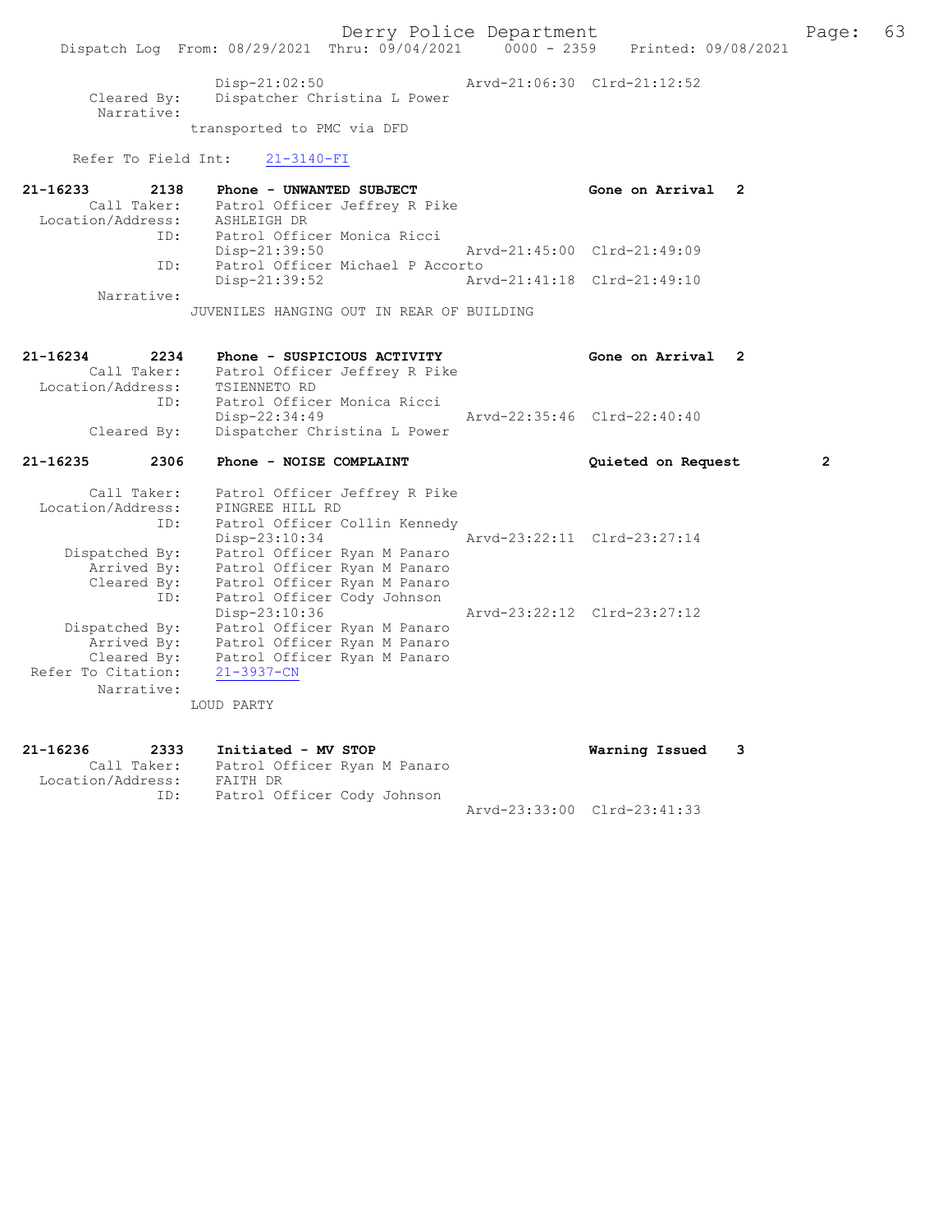Disp-21:02:50 Arvd-21:06:30 Clrd-21:12:52
Cleared By: Dispatcher Christina L Power
Narrative:
transported to PMC via DFD

Refer To Field Int: 21-3140-FI

**21-16233 2138 Phone - UNWANTED SUBJECT Gone on Arrival 2**
Call Taker: Patrol Officer Jeffrey R Pike
Location/Address: ASHLEIGH DR
ID: Patrol Officer Monica Ricci
Disp-21:39:50 Arvd-21:45:00 Clrd-21:49:09
ID: Patrol Officer Michael P Accorto
Disp-21:39:52 Arvd-21:41:18 Clrd-21:49:10
Narrative:
JUVENILES HANGING OUT IN REAR OF BUILDING

**21-16234 2234 Phone - SUSPICIOUS ACTIVITY Gone on Arrival 2**
Call Taker: Patrol Officer Jeffrey R Pike
Location/Address: TSIENNETO RD
ID: Patrol Officer Monica Ricci
Disp-22:34:49 Arvd-22:35:46 Clrd-22:40:40
Cleared By: Dispatcher Christina L Power

**21-16235 2306 Phone - NOISE COMPLAINT Quieted on Request 2**
Call Taker: Patrol Officer Jeffrey R Pike
Location/Address: PINGREE HILL RD
ID: Patrol Officer Collin Kennedy
Disp-23:10:34 Arvd-23:22:11 Clrd-23:27:14
Dispatched By: Patrol Officer Ryan M Panaro
Arrived By: Patrol Officer Ryan M Panaro
Cleared By: Patrol Officer Ryan M Panaro
ID: Patrol Officer Cody Johnson
Disp-23:10:36 Arvd-23:22:12 Clrd-23:27:12
Dispatched By: Patrol Officer Ryan M Panaro
Arrived By: Patrol Officer Ryan M Panaro
Cleared By: Patrol Officer Ryan M Panaro
Refer To Citation: 21-3937-CN
Narrative:
LOUD PARTY

**21-16236 2333 Initiated - MV STOP Warning Issued 3**
Call Taker: Patrol Officer Ryan M Panaro
Location/Address: FAITH DR
ID: Patrol Officer Cody Johnson
Arvd-23:33:00 Clrd-23:41:33